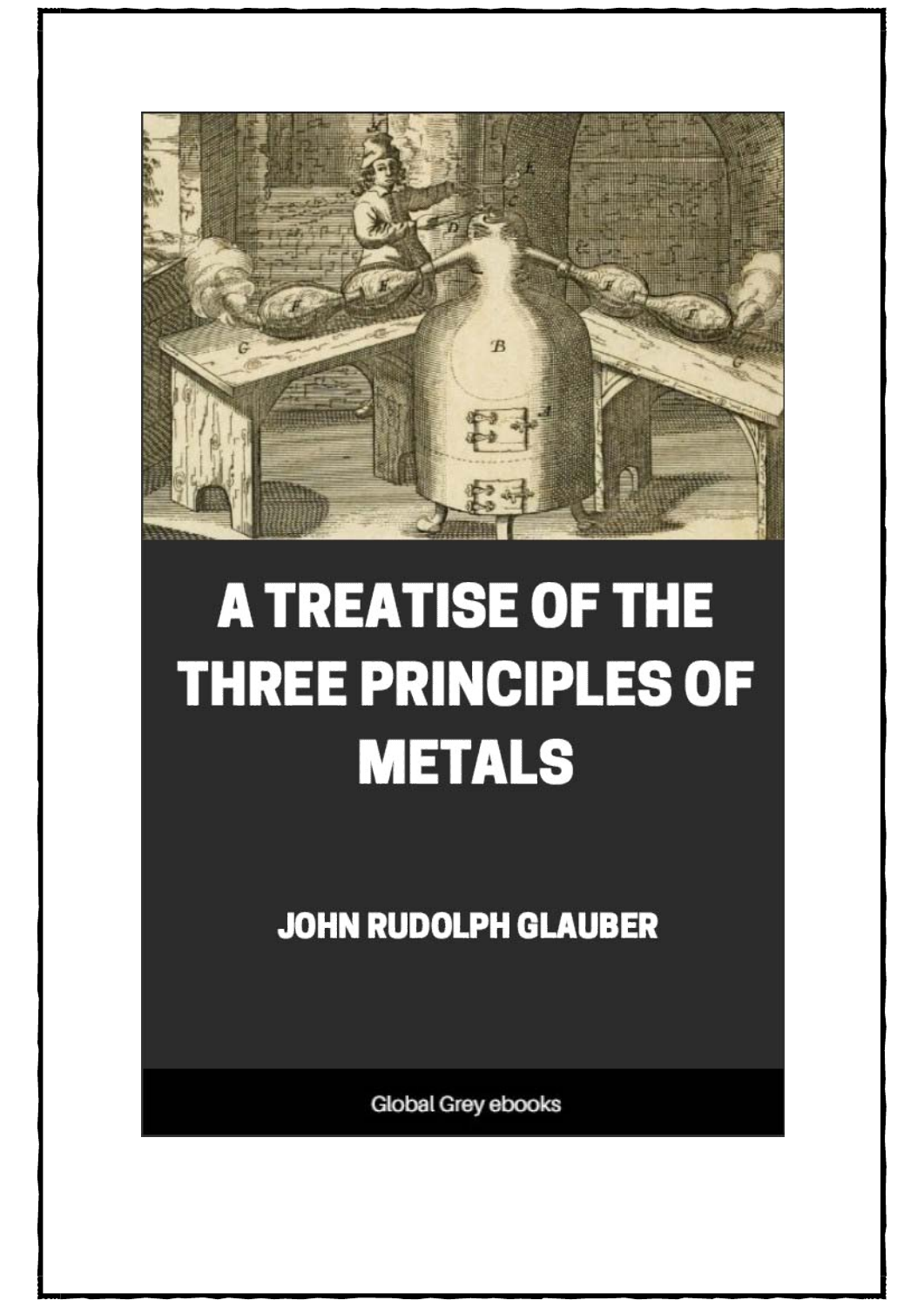# A TREATISE OF THE THREE PRINCIPLES OF METALS

JOHN RUDOLPH GLAUBER

Global Grey ebooks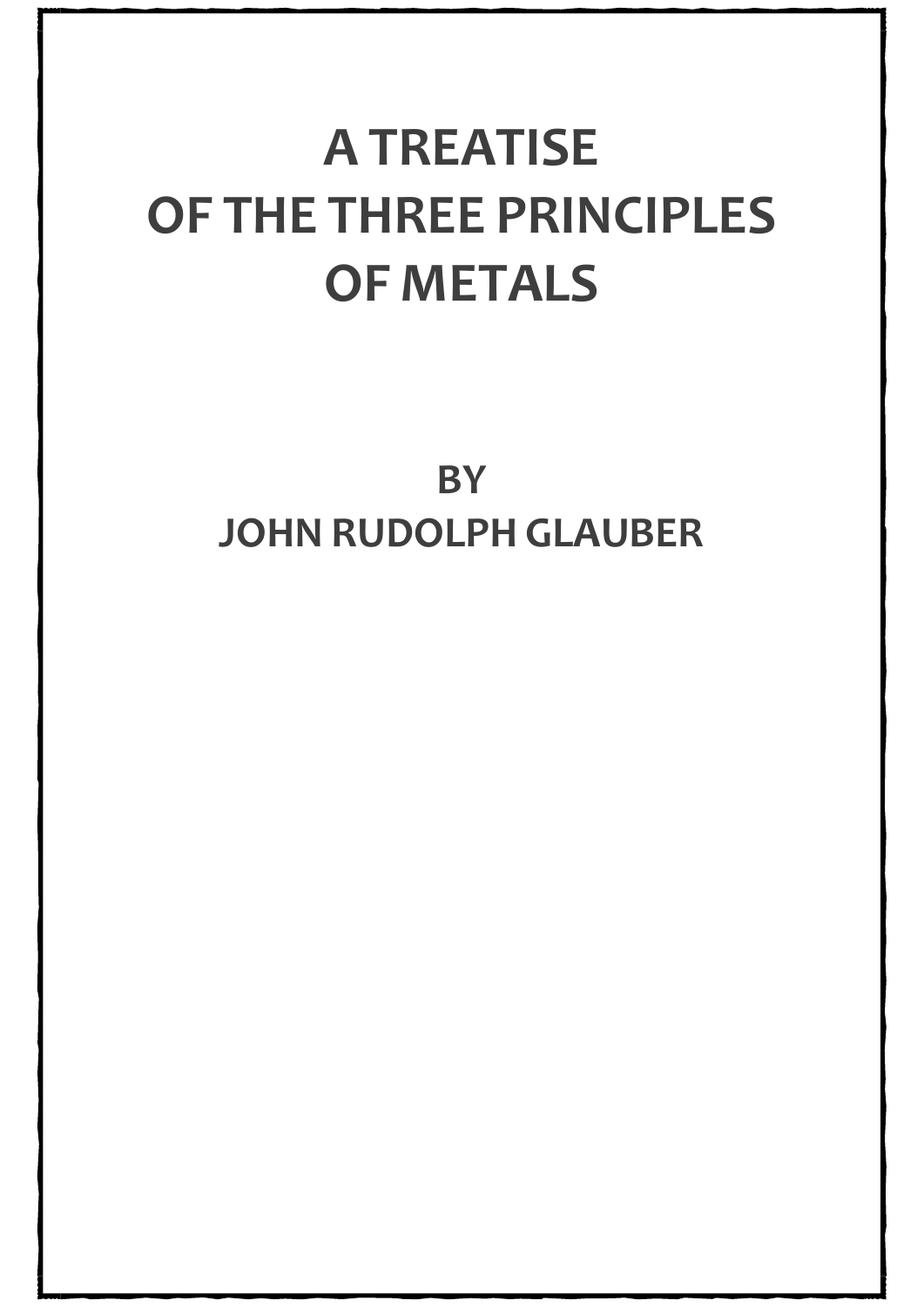# A TREATISE OF THE THREE PRINCIPLES OF METALS

## BY
## JOHN RUDOLPH GLAUBER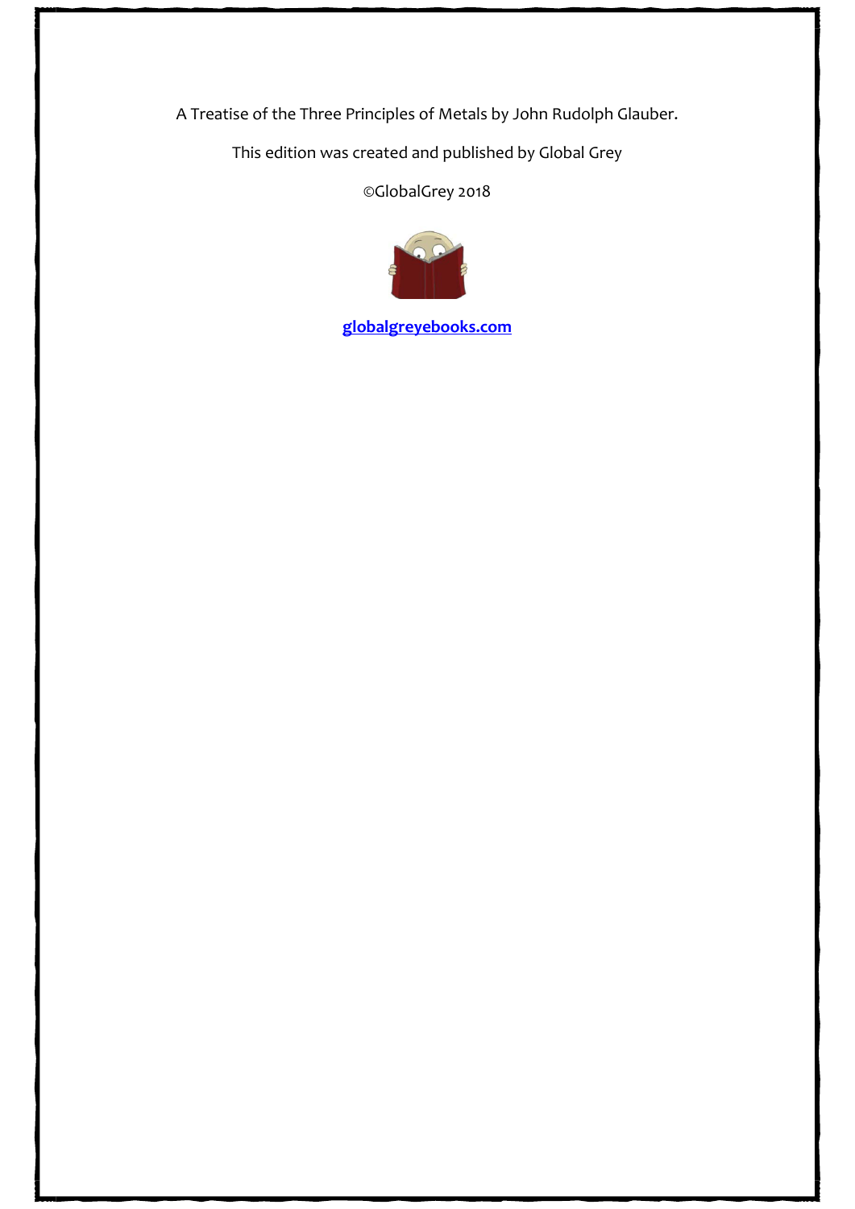A Treatise of the Three Principles of Metals by John Rudolph Glauber.

This edition was created and published by Global Grey

©GlobalGrey 2018

**globalgreyebooks.com**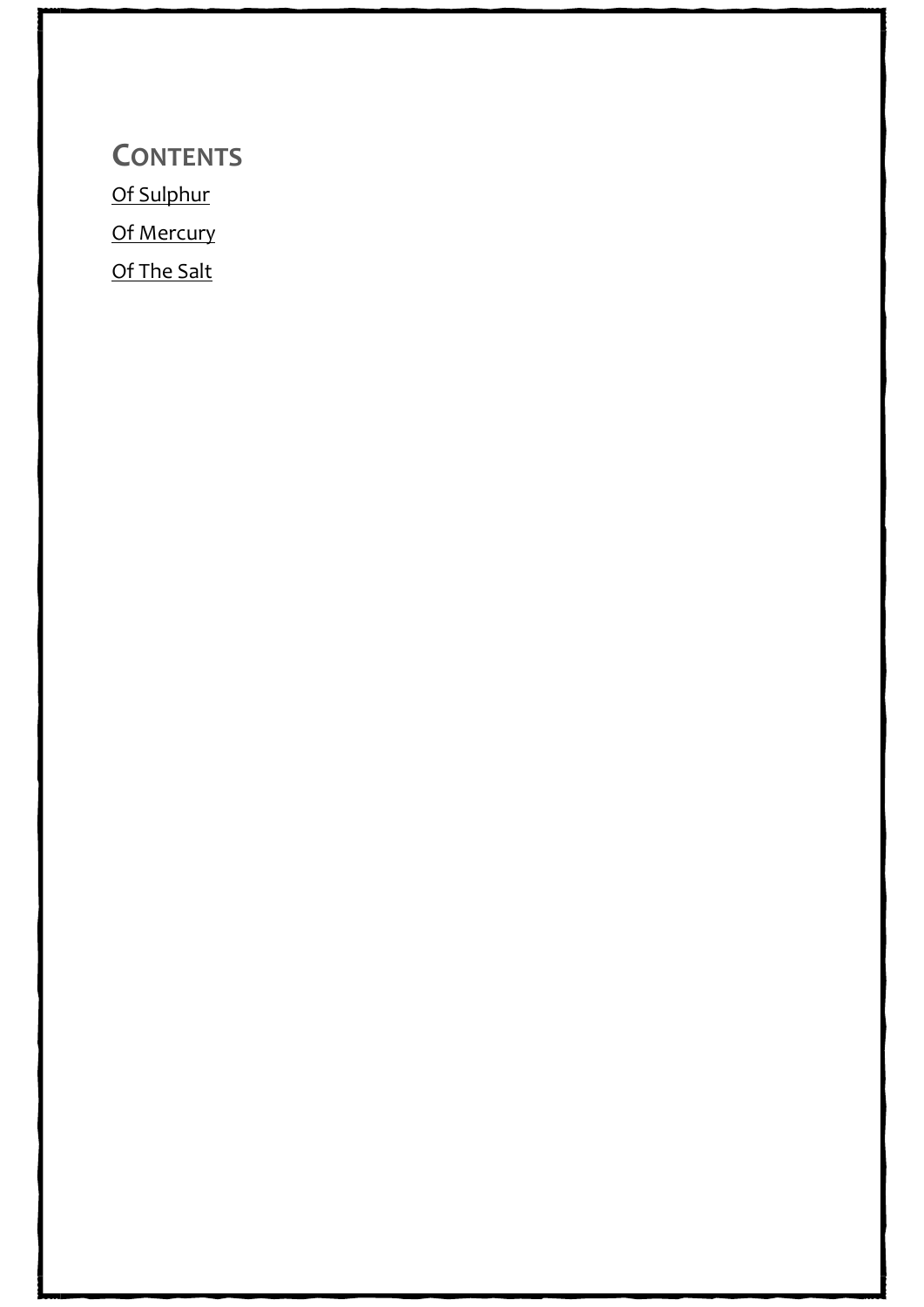## Contents

Of Sulphur

Of Mercury

Of The Salt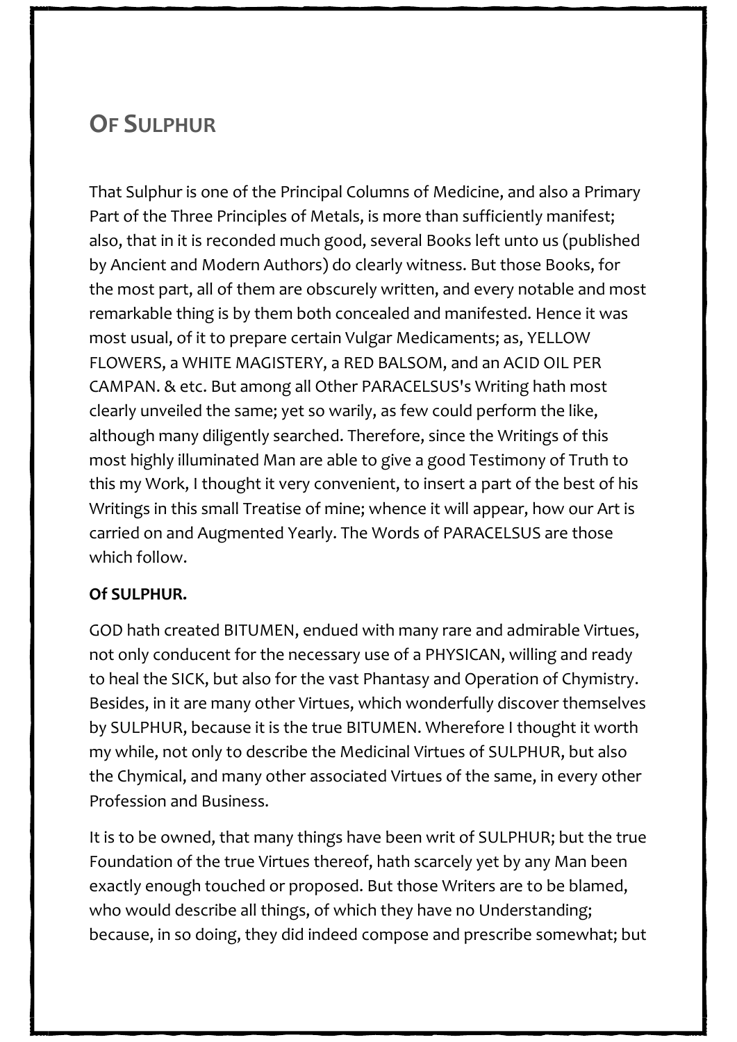## Of Sulphur

That Sulphur is one of the Principal Columns of Medicine, and also a Primary Part of the Three Principles of Metals, is more than sufficiently manifest; also, that in it is reconded much good, several Books left unto us (published by Ancient and Modern Authors) do clearly witness. But those Books, for the most part, all of them are obscurely written, and every notable and most remarkable thing is by them both concealed and manifested. Hence it was most usual, of it to prepare certain Vulgar Medicaments; as, YELLOW FLOWERS, a WHITE MAGISTERY, a RED BALSOM, and an ACID OIL PER CAMPAN. & etc. But among all Other PARACELSUS's Writing hath most clearly unveiled the same; yet so warily, as few could perform the like, although many diligently searched. Therefore, since the Writings of this most highly illuminated Man are able to give a good Testimony of Truth to this my Work, I thought it very convenient, to insert a part of the best of his Writings in this small Treatise of mine; whence it will appear, how our Art is carried on and Augmented Yearly. The Words of PARACELSUS are those which follow.

**Of SULPHUR.**

GOD hath created BITUMEN, endued with many rare and admirable Virtues, not only conducent for the necessary use of a PHYSICAN, willing and ready to heal the SICK, but also for the vast Phantasy and Operation of Chymistry. Besides, in it are many other Virtues, which wonderfully discover themselves by SULPHUR, because it is the true BITUMEN. Wherefore I thought it worth my while, not only to describe the Medicinal Virtues of SULPHUR, but also the Chymical, and many other associated Virtues of the same, in every other Profession and Business.

It is to be owned, that many things have been writ of SULPHUR; but the true Foundation of the true Virtues thereof, hath scarcely yet by any Man been exactly enough touched or proposed. But those Writers are to be blamed, who would describe all things, of which they have no Understanding; because, in so doing, they did indeed compose and prescribe somewhat; but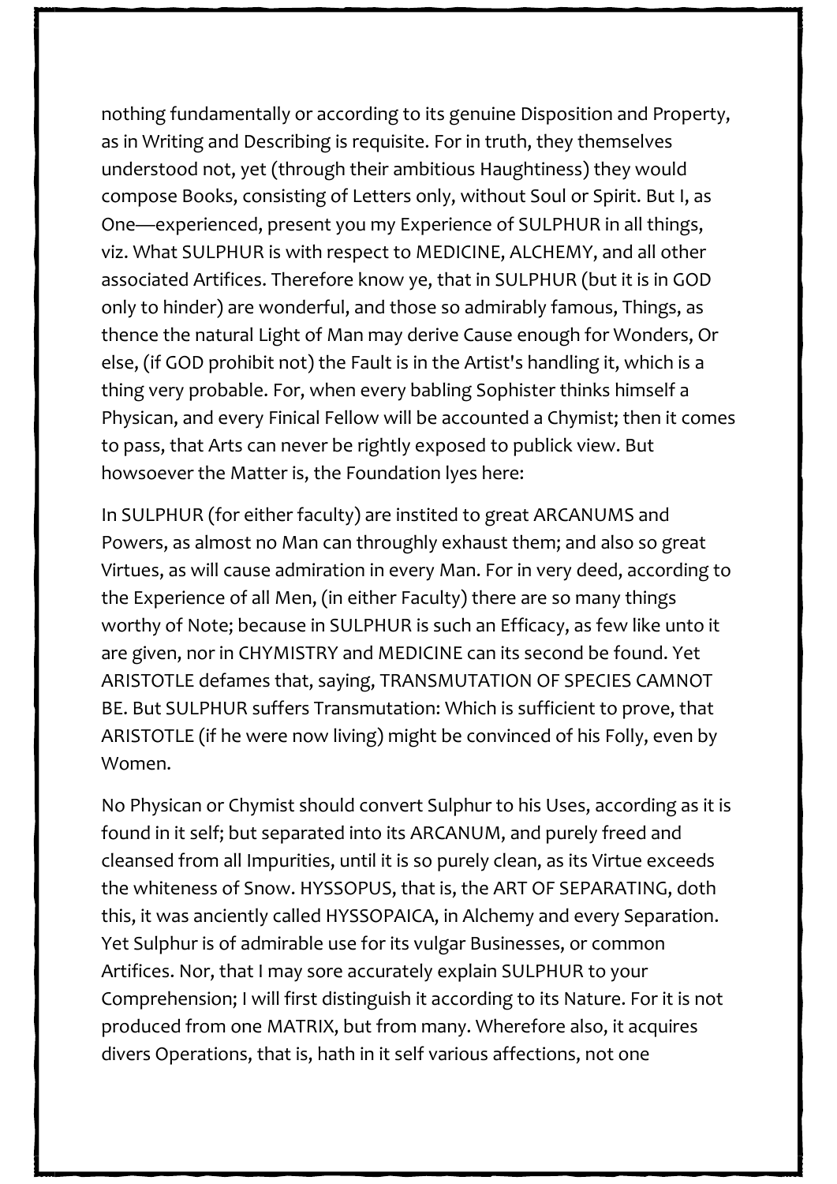nothing fundamentally or according to its genuine Disposition and Property, as in Writing and Describing is requisite. For in truth, they themselves understood not, yet (through their ambitious Haughtiness) they would compose Books, consisting of Letters only, without Soul or Spirit. But I, as One—experienced, present you my Experience of SULPHUR in all things, viz. What SULPHUR is with respect to MEDICINE, ALCHEMY, and all other associated Artifices. Therefore know ye, that in SULPHUR (but it is in GOD only to hinder) are wonderful, and those so admirably famous, Things, as thence the natural Light of Man may derive Cause enough for Wonders, Or else, (if GOD prohibit not) the Fault is in the Artist's handling it, which is a thing very probable. For, when every babling Sophister thinks himself a Physican, and every Finical Fellow will be accounted a Chymist; then it comes to pass, that Arts can never be rightly exposed to publick view. But howsoever the Matter is, the Foundation lyes here:

In SULPHUR (for either faculty) are instited to great ARCANUMS and Powers, as almost no Man can throughly exhaust them; and also so great Virtues, as will cause admiration in every Man. For in very deed, according to the Experience of all Men, (in either Faculty) there are so many things worthy of Note; because in SULPHUR is such an Efficacy, as few like unto it are given, nor in CHYMISTRY and MEDICINE can its second be found. Yet ARISTOTLE defames that, saying, TRANSMUTATION OF SPECIES CAMNOT BE. But SULPHUR suffers Transmutation: Which is sufficient to prove, that ARISTOTLE (if he were now living) might be convinced of his Folly, even by Women.

No Physican or Chymist should convert Sulphur to his Uses, according as it is found in it self; but separated into its ARCANUM, and purely freed and cleansed from all Impurities, until it is so purely clean, as its Virtue exceeds the whiteness of Snow. HYSSOPUS, that is, the ART OF SEPARATING, doth this, it was anciently called HYSSOPAICA, in Alchemy and every Separation. Yet Sulphur is of admirable use for its vulgar Businesses, or common Artifices. Nor, that I may sore accurately explain SULPHUR to your Comprehension; I will first distinguish it according to its Nature. For it is not produced from one MATRIX, but from many. Wherefore also, it acquires divers Operations, that is, hath in it self various affections, not one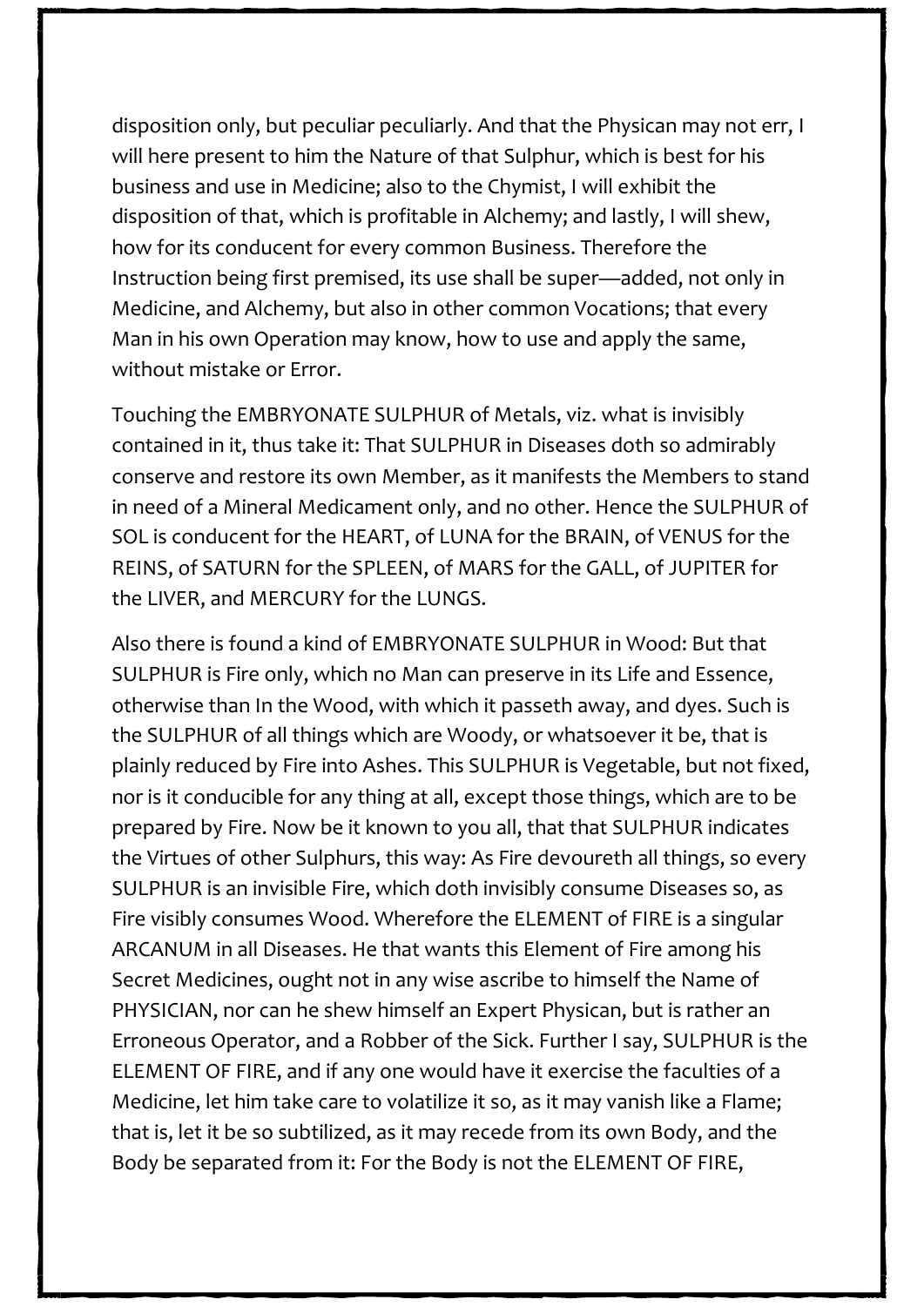disposition only, but peculiar peculiarly. And that the Physican may not err, I will here present to him the Nature of that Sulphur, which is best for his business and use in Medicine; also to the Chymist, I will exhibit the disposition of that, which is profitable in Alchemy; and lastly, I will shew, how for its conducent for every common Business. Therefore the Instruction being first premised, its use shall be super—added, not only in Medicine, and Alchemy, but also in other common Vocations; that every Man in his own Operation may know, how to use and apply the same, without mistake or Error.

Touching the EMBRYONATE SULPHUR of Metals, viz. what is invisibly contained in it, thus take it: That SULPHUR in Diseases doth so admirably conserve and restore its own Member, as it manifests the Members to stand in need of a Mineral Medicament only, and no other. Hence the SULPHUR of SOL is conducent for the HEART, of LUNA for the BRAIN, of VENUS for the REINS, of SATURN for the SPLEEN, of MARS for the GALL, of JUPITER for the LIVER, and MERCURY for the LUNGS.

Also there is found a kind of EMBRYONATE SULPHUR in Wood: But that SULPHUR is Fire only, which no Man can preserve in its Life and Essence, otherwise than In the Wood, with which it passeth away, and dyes. Such is the SULPHUR of all things which are Woody, or whatsoever it be, that is plainly reduced by Fire into Ashes. This SULPHUR is Vegetable, but not fixed, nor is it conducible for any thing at all, except those things, which are to be prepared by Fire. Now be it known to you all, that that SULPHUR indicates the Virtues of other Sulphurs, this way: As Fire devoureth all things, so every SULPHUR is an invisible Fire, which doth invisibly consume Diseases so, as Fire visibly consumes Wood. Wherefore the ELEMENT of FIRE is a singular ARCANUM in all Diseases. He that wants this Element of Fire among his Secret Medicines, ought not in any wise ascribe to himself the Name of PHYSICIAN, nor can he shew himself an Expert Physican, but is rather an Erroneous Operator, and a Robber of the Sick. Further I say, SULPHUR is the ELEMENT OF FIRE, and if any one would have it exercise the faculties of a Medicine, let him take care to volatilize it so, as it may vanish like a Flame; that is, let it be so subtilized, as it may recede from its own Body, and the Body be separated from it: For the Body is not the ELEMENT OF FIRE,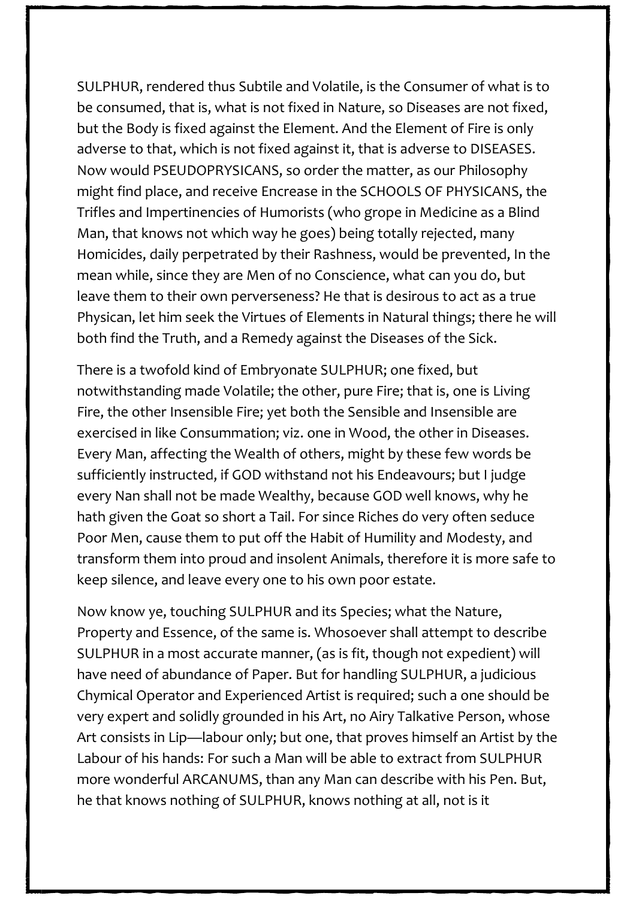SULPHUR, rendered thus Subtile and Volatile, is the Consumer of what is to be consumed, that is, what is not fixed in Nature, so Diseases are not fixed, but the Body is fixed against the Element. And the Element of Fire is only adverse to that, which is not fixed against it, that is adverse to DISEASES. Now would PSEUDOPRYSICANS, so order the matter, as our Philosophy might find place, and receive Encrease in the SCHOOLS OF PHYSICANS, the Trifles and Impertinencies of Humorists (who grope in Medicine as a Blind Man, that knows not which way he goes) being totally rejected, many Homicides, daily perpetrated by their Rashness, would be prevented, In the mean while, since they are Men of no Conscience, what can you do, but leave them to their own perverseness? He that is desirous to act as a true Physican, let him seek the Virtues of Elements in Natural things; there he will both find the Truth, and a Remedy against the Diseases of the Sick.

There is a twofold kind of Embryonate SULPHUR; one fixed, but notwithstanding made Volatile; the other, pure Fire; that is, one is Living Fire, the other Insensible Fire; yet both the Sensible and Insensible are exercised in like Consummation; viz. one in Wood, the other in Diseases. Every Man, affecting the Wealth of others, might by these few words be sufficiently instructed, if GOD withstand not his Endeavours; but I judge every Nan shall not be made Wealthy, because GOD well knows, why he hath given the Goat so short a Tail. For since Riches do very often seduce Poor Men, cause them to put off the Habit of Humility and Modesty, and transform them into proud and insolent Animals, therefore it is more safe to keep silence, and leave every one to his own poor estate.

Now know ye, touching SULPHUR and its Species; what the Nature, Property and Essence, of the same is. Whosoever shall attempt to describe SULPHUR in a most accurate manner, (as is fit, though not expedient) will have need of abundance of Paper. But for handling SULPHUR, a judicious Chymical Operator and Experienced Artist is required; such a one should be very expert and solidly grounded in his Art, no Airy Talkative Person, whose Art consists in Lip—labour only; but one, that proves himself an Artist by the Labour of his hands: For such a Man will be able to extract from SULPHUR more wonderful ARCANUMS, than any Man can describe with his Pen. But, he that knows nothing of SULPHUR, knows nothing at all, not is it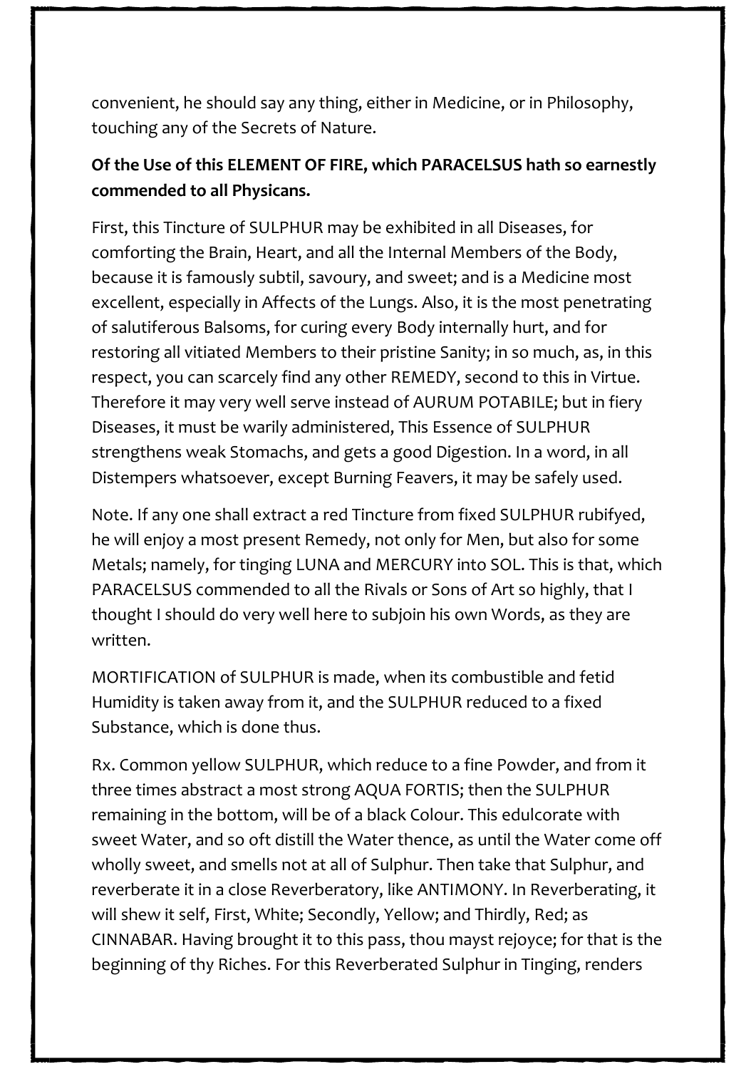convenient, he should say any thing, either in Medicine, or in Philosophy, touching any of the Secrets of Nature.

**Of the Use of this ELEMENT OF FIRE, which PARACELSUS hath so earnestly commended to all Physicans.**

First, this Tincture of SULPHUR may be exhibited in all Diseases, for comforting the Brain, Heart, and all the Internal Members of the Body, because it is famously subtil, savoury, and sweet; and is a Medicine most excellent, especially in Affects of the Lungs. Also, it is the most penetrating of salutiferous Balsoms, for curing every Body internally hurt, and for restoring all vitiated Members to their pristine Sanity; in so much, as, in this respect, you can scarcely find any other REMEDY, second to this in Virtue. Therefore it may very well serve instead of AURUM POTABILE; but in fiery Diseases, it must be warily administered, This Essence of SULPHUR strengthens weak Stomachs, and gets a good Digestion. In a word, in all Distempers whatsoever, except Burning Feavers, it may be safely used.

Note. If any one shall extract a red Tincture from fixed SULPHUR rubifyed, he will enjoy a most present Remedy, not only for Men, but also for some Metals; namely, for tinging LUNA and MERCURY into SOL. This is that, which PARACELSUS commended to all the Rivals or Sons of Art so highly, that I thought I should do very well here to subjoin his own Words, as they are written.

MORTIFICATION of SULPHUR is made, when its combustible and fetid Humidity is taken away from it, and the SULPHUR reduced to a fixed Substance, which is done thus.

Rx. Common yellow SULPHUR, which reduce to a fine Powder, and from it three times abstract a most strong AQUA FORTIS; then the SULPHUR remaining in the bottom, will be of a black Colour. This edulcorate with sweet Water, and so oft distill the Water thence, as until the Water come off wholly sweet, and smells not at all of Sulphur. Then take that Sulphur, and reverberate it in a close Reverberatory, like ANTIMONY. In Reverberating, it will shew it self, First, White; Secondly, Yellow; and Thirdly, Red; as CINNABAR. Having brought it to this pass, thou mayst rejoyce; for that is the beginning of thy Riches. For this Reverberated Sulphur in Tinging, renders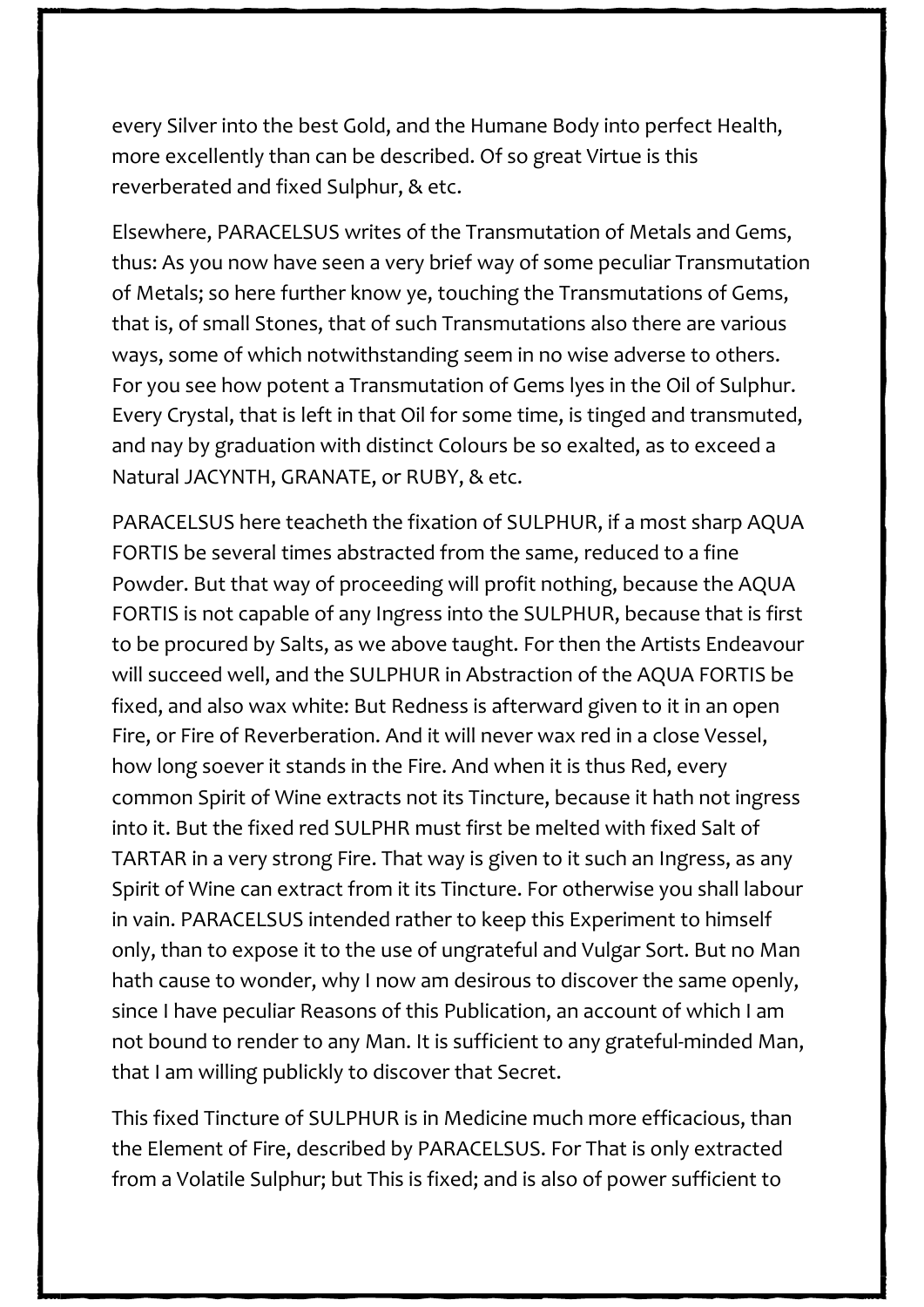every Silver into the best Gold, and the Humane Body into perfect Health, more excellently than can be described. Of so great Virtue is this reverberated and fixed Sulphur, & etc.

Elsewhere, PARACELSUS writes of the Transmutation of Metals and Gems, thus: As you now have seen a very brief way of some peculiar Transmutation of Metals; so here further know ye, touching the Transmutations of Gems, that is, of small Stones, that of such Transmutations also there are various ways, some of which notwithstanding seem in no wise adverse to others. For you see how potent a Transmutation of Gems lyes in the Oil of Sulphur. Every Crystal, that is left in that Oil for some time, is tinged and transmuted, and nay by graduation with distinct Colours be so exalted, as to exceed a Natural JACYNTH, GRANATE, or RUBY, & etc.

PARACELSUS here teacheth the fixation of SULPHUR, if a most sharp AQUA FORTIS be several times abstracted from the same, reduced to a fine Powder. But that way of proceeding will profit nothing, because the AQUA FORTIS is not capable of any Ingress into the SULPHUR, because that is first to be procured by Salts, as we above taught. For then the Artists Endeavour will succeed well, and the SULPHUR in Abstraction of the AQUA FORTIS be fixed, and also wax white: But Redness is afterward given to it in an open Fire, or Fire of Reverberation. And it will never wax red in a close Vessel, how long soever it stands in the Fire. And when it is thus Red, every common Spirit of Wine extracts not its Tincture, because it hath not ingress into it. But the fixed red SULPHR must first be melted with fixed Salt of TARTAR in a very strong Fire. That way is given to it such an Ingress, as any Spirit of Wine can extract from it its Tincture. For otherwise you shall labour in vain. PARACELSUS intended rather to keep this Experiment to himself only, than to expose it to the use of ungrateful and Vulgar Sort. But no Man hath cause to wonder, why I now am desirous to discover the same openly, since I have peculiar Reasons of this Publication, an account of which I am not bound to render to any Man. It is sufficient to any grateful-minded Man, that I am willing publickly to discover that Secret.

This fixed Tincture of SULPHUR is in Medicine much more efficacious, than the Element of Fire, described by PARACELSUS. For That is only extracted from a Volatile Sulphur; but This is fixed; and is also of power sufficient to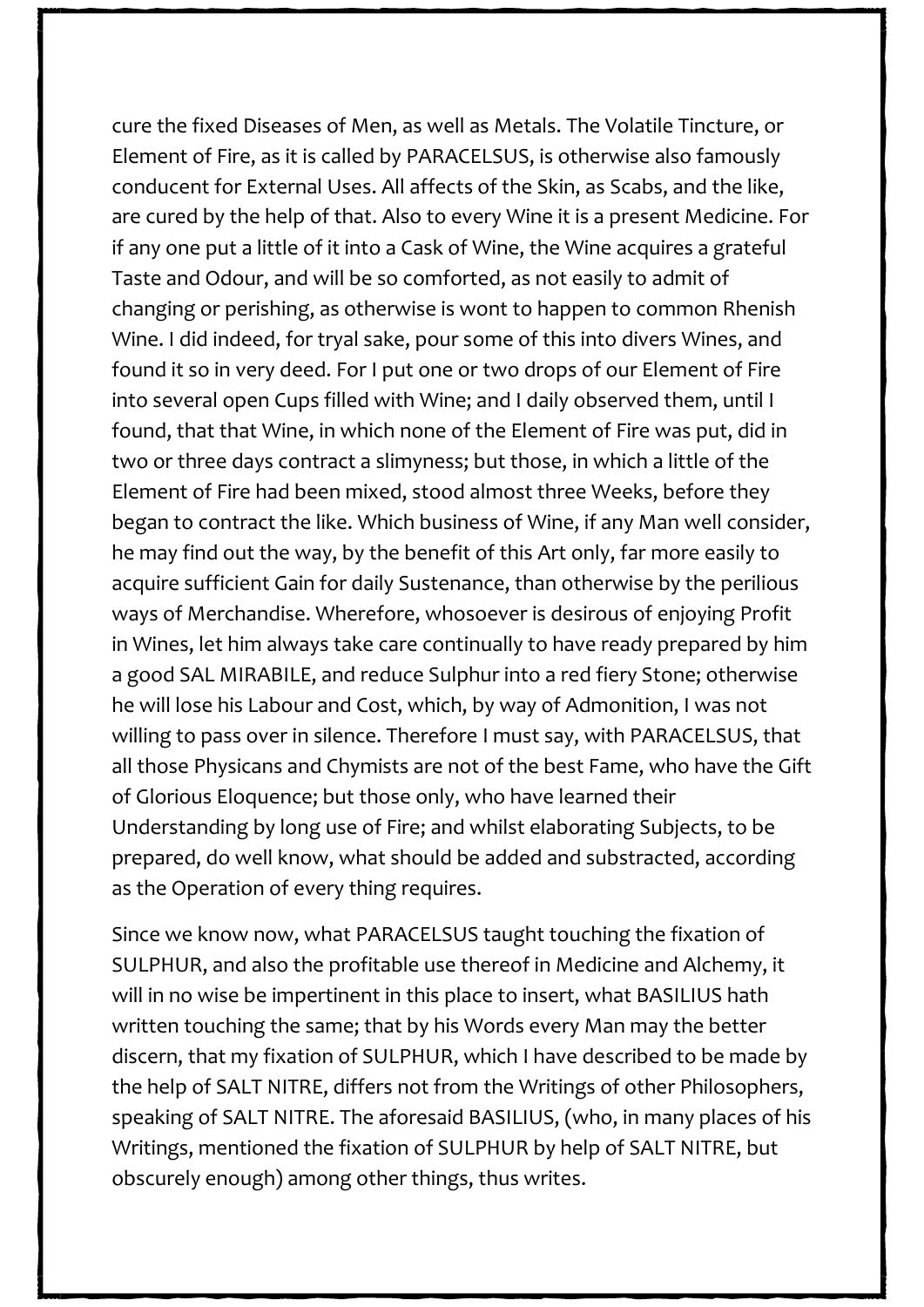cure the fixed Diseases of Men, as well as Metals. The Volatile Tincture, or Element of Fire, as it is called by PARACELSUS, is otherwise also famously conducent for External Uses. All affects of the Skin, as Scabs, and the like, are cured by the help of that. Also to every Wine it is a present Medicine. For if any one put a little of it into a Cask of Wine, the Wine acquires a grateful Taste and Odour, and will be so comforted, as not easily to admit of changing or perishing, as otherwise is wont to happen to common Rhenish Wine. I did indeed, for tryal sake, pour some of this into divers Wines, and found it so in very deed. For I put one or two drops of our Element of Fire into several open Cups filled with Wine; and I daily observed them, until I found, that that Wine, in which none of the Element of Fire was put, did in two or three days contract a slimyness; but those, in which a little of the Element of Fire had been mixed, stood almost three Weeks, before they began to contract the like. Which business of Wine, if any Man well consider, he may find out the way, by the benefit of this Art only, far more easily to acquire sufficient Gain for daily Sustenance, than otherwise by the perilious ways of Merchandise. Wherefore, whosoever is desirous of enjoying Profit in Wines, let him always take care continually to have ready prepared by him a good SAL MIRABILE, and reduce Sulphur into a red fiery Stone; otherwise he will lose his Labour and Cost, which, by way of Admonition, I was not willing to pass over in silence. Therefore I must say, with PARACELSUS, that all those Physicans and Chymists are not of the best Fame, who have the Gift of Glorious Eloquence; but those only, who have learned their Understanding by long use of Fire; and whilst elaborating Subjects, to be prepared, do well know, what should be added and substracted, according as the Operation of every thing requires.

Since we know now, what PARACELSUS taught touching the fixation of SULPHUR, and also the profitable use thereof in Medicine and Alchemy, it will in no wise be impertinent in this place to insert, what BASILIUS hath written touching the same; that by his Words every Man may the better discern, that my fixation of SULPHUR, which I have described to be made by the help of SALT NITRE, differs not from the Writings of other Philosophers, speaking of SALT NITRE. The aforesaid BASILIUS, (who, in many places of his Writings, mentioned the fixation of SULPHUR by help of SALT NITRE, but obscurely enough) among other things, thus writes.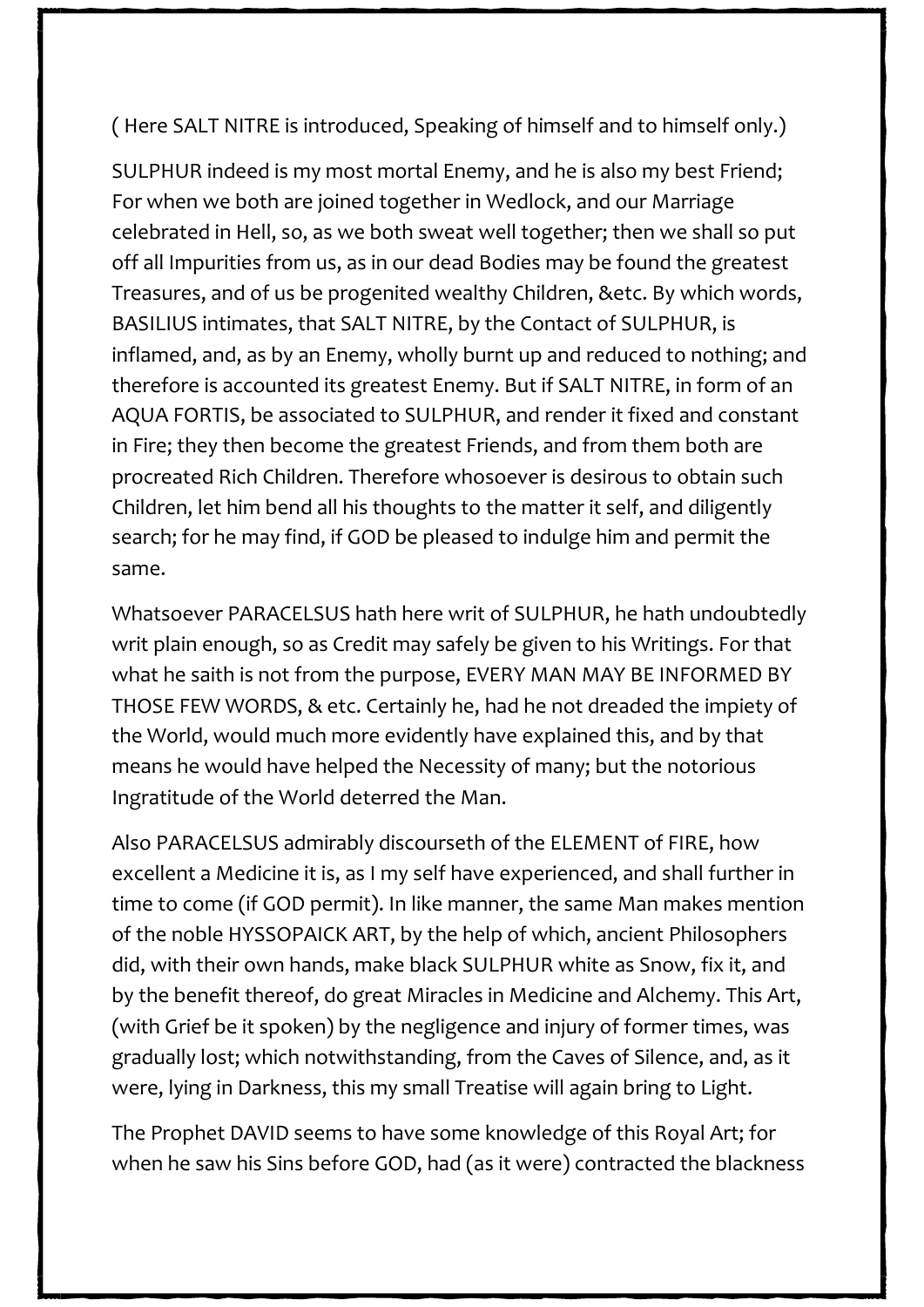( Here SALT NITRE is introduced, Speaking of himself and to himself only.)

SULPHUR indeed is my most mortal Enemy, and he is also my best Friend; For when we both are joined together in Wedlock, and our Marriage celebrated in Hell, so, as we both sweat well together; then we shall so put off all Impurities from us, as in our dead Bodies may be found the greatest Treasures, and of us be progenited wealthy Children, &etc. By which words, BASILIUS intimates, that SALT NITRE, by the Contact of SULPHUR, is inflamed, and, as by an Enemy, wholly burnt up and reduced to nothing; and therefore is accounted its greatest Enemy. But if SALT NITRE, in form of an AQUA FORTIS, be associated to SULPHUR, and render it fixed and constant in Fire; they then become the greatest Friends, and from them both are procreated Rich Children. Therefore whosoever is desirous to obtain such Children, let him bend all his thoughts to the matter it self, and diligently search; for he may find, if GOD be pleased to indulge him and permit the same.

Whatsoever PARACELSUS hath here writ of SULPHUR, he hath undoubtedly writ plain enough, so as Credit may safely be given to his Writings. For that what he saith is not from the purpose, EVERY MAN MAY BE INFORMED BY THOSE FEW WORDS, & etc. Certainly he, had he not dreaded the impiety of the World, would much more evidently have explained this, and by that means he would have helped the Necessity of many; but the notorious Ingratitude of the World deterred the Man.

Also PARACELSUS admirably discourseth of the ELEMENT of FIRE, how excellent a Medicine it is, as I my self have experienced, and shall further in time to come (if GOD permit). In like manner, the same Man makes mention of the noble HYSSOPAICK ART, by the help of which, ancient Philosophers did, with their own hands, make black SULPHUR white as Snow, fix it, and by the benefit thereof, do great Miracles in Medicine and Alchemy. This Art, (with Grief be it spoken) by the negligence and injury of former times, was gradually lost; which notwithstanding, from the Caves of Silence, and, as it were, lying in Darkness, this my small Treatise will again bring to Light.

The Prophet DAVID seems to have some knowledge of this Royal Art; for when he saw his Sins before GOD, had (as it were) contracted the blackness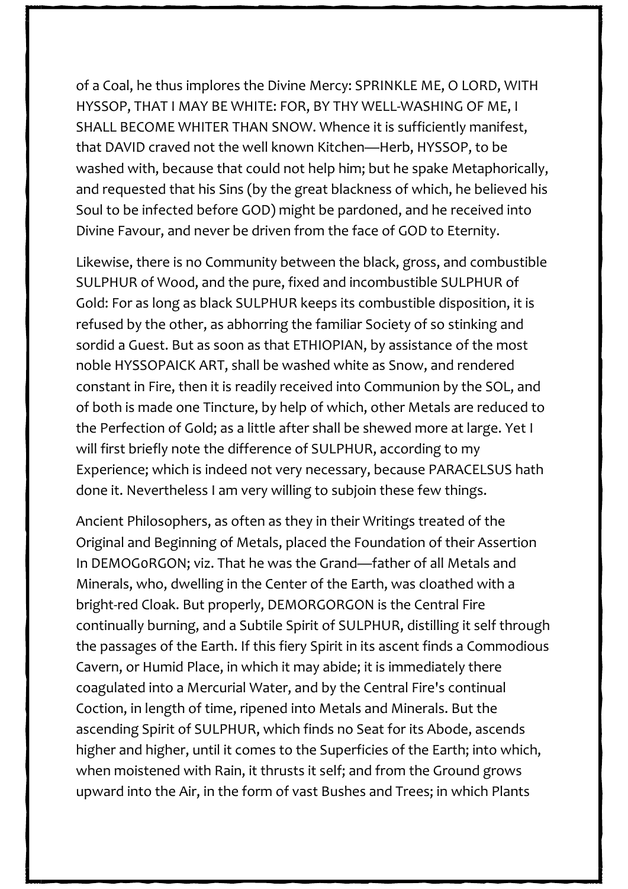of a Coal, he thus implores the Divine Mercy: SPRINKLE ME, O LORD, WITH HYSSOP, THAT I MAY BE WHITE: FOR, BY THY WELL-WASHING OF ME, I SHALL BECOME WHITER THAN SNOW. Whence it is sufficiently manifest, that DAVID craved not the well known Kitchen—Herb, HYSSOP, to be washed with, because that could not help him; but he spake Metaphorically, and requested that his Sins (by the great blackness of which, he believed his Soul to be infected before GOD) might be pardoned, and he received into Divine Favour, and never be driven from the face of GOD to Eternity.

Likewise, there is no Community between the black, gross, and combustible SULPHUR of Wood, and the pure, fixed and incombustible SULPHUR of Gold: For as long as black SULPHUR keeps its combustible disposition, it is refused by the other, as abhorring the familiar Society of so stinking and sordid a Guest. But as soon as that ETHIOPIAN, by assistance of the most noble HYSSOPAICK ART, shall be washed white as Snow, and rendered constant in Fire, then it is readily received into Communion by the SOL, and of both is made one Tincture, by help of which, other Metals are reduced to the Perfection of Gold; as a little after shall be shewed more at large. Yet I will first briefly note the difference of SULPHUR, according to my Experience; which is indeed not very necessary, because PARACELSUS hath done it. Nevertheless I am very willing to subjoin these few things.

Ancient Philosophers, as often as they in their Writings treated of the Original and Beginning of Metals, placed the Foundation of their Assertion In DEMOG0RGON; viz. That he was the Grand—father of all Metals and Minerals, who, dwelling in the Center of the Earth, was cloathed with a bright-red Cloak. But properly, DEMORGORGON is the Central Fire continually burning, and a Subtile Spirit of SULPHUR, distilling it self through the passages of the Earth. If this fiery Spirit in its ascent finds a Commodious Cavern, or Humid Place, in which it may abide; it is immediately there coagulated into a Mercurial Water, and by the Central Fire's continual Coction, in length of time, ripened into Metals and Minerals. But the ascending Spirit of SULPHUR, which finds no Seat for its Abode, ascends higher and higher, until it comes to the Superficies of the Earth; into which, when moistened with Rain, it thrusts it self; and from the Ground grows upward into the Air, in the form of vast Bushes and Trees; in which Plants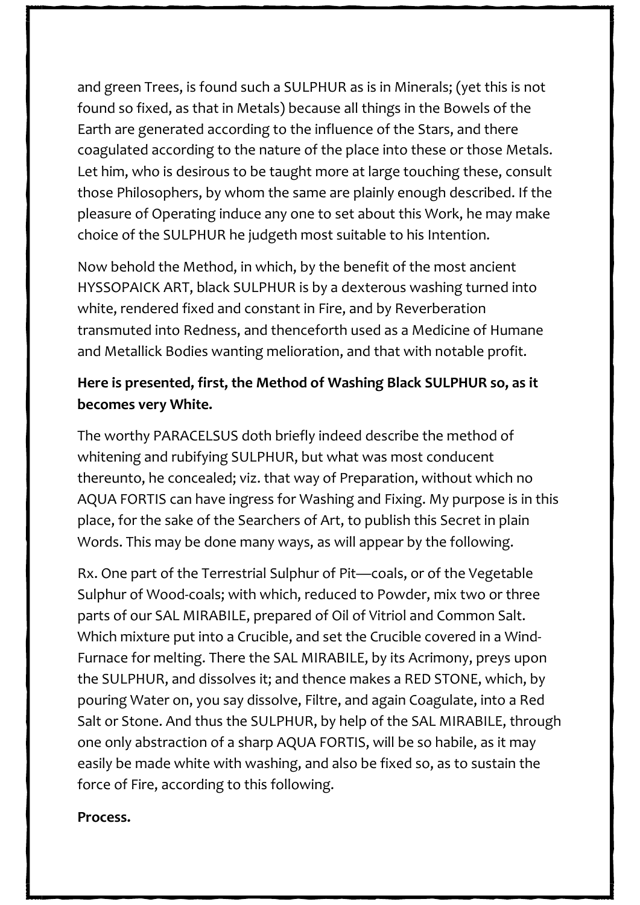and green Trees, is found such a SULPHUR as is in Minerals; (yet this is not found so fixed, as that in Metals) because all things in the Bowels of the Earth are generated according to the influence of the Stars, and there coagulated according to the nature of the place into these or those Metals. Let him, who is desirous to be taught more at large touching these, consult those Philosophers, by whom the same are plainly enough described. If the pleasure of Operating induce any one to set about this Work, he may make choice of the SULPHUR he judgeth most suitable to his Intention.

Now behold the Method, in which, by the benefit of the most ancient HYSSOPAICK ART, black SULPHUR is by a dexterous washing turned into white, rendered fixed and constant in Fire, and by Reverberation transmuted into Redness, and thenceforth used as a Medicine of Humane and Metallick Bodies wanting melioration, and that with notable profit.

**Here is presented, first, the Method of Washing Black SULPHUR so, as it becomes very White.**

The worthy PARACELSUS doth briefly indeed describe the method of whitening and rubifying SULPHUR, but what was most conducent thereunto, he concealed; viz. that way of Preparation, without which no AQUA FORTIS can have ingress for Washing and Fixing. My purpose is in this place, for the sake of the Searchers of Art, to publish this Secret in plain Words. This may be done many ways, as will appear by the following.

Rx. One part of the Terrestrial Sulphur of Pit—coals, or of the Vegetable Sulphur of Wood-coals; with which, reduced to Powder, mix two or three parts of our SAL MIRABILE, prepared of Oil of Vitriol and Common Salt. Which mixture put into a Crucible, and set the Crucible covered in a Wind-Furnace for melting. There the SAL MIRABILE, by its Acrimony, preys upon the SULPHUR, and dissolves it; and thence makes a RED STONE, which, by pouring Water on, you say dissolve, Filtre, and again Coagulate, into a Red Salt or Stone. And thus the SULPHUR, by help of the SAL MIRABILE, through one only abstraction of a sharp AQUA FORTIS, will be so habile, as it may easily be made white with washing, and also be fixed so, as to sustain the force of Fire, according to this following.

**Process.**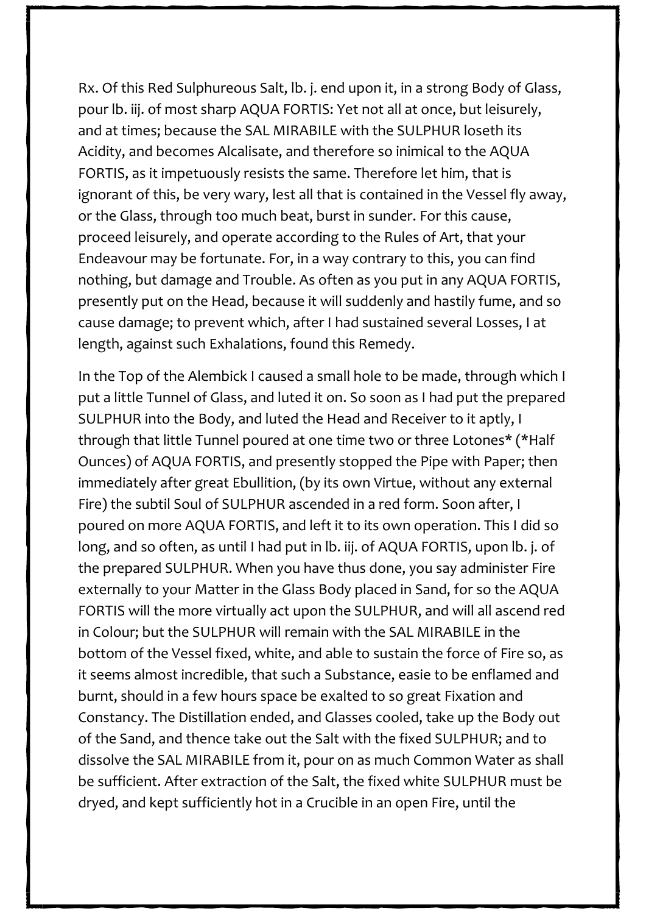Rx. Of this Red Sulphureous Salt, lb. j. end upon it, in a strong Body of Glass, pour lb. iij. of most sharp AQUA FORTIS: Yet not all at once, but leisurely, and at times; because the SAL MIRABILE with the SULPHUR loseth its Acidity, and becomes Alcalisate, and therefore so inimical to the AQUA FORTIS, as it impetuously resists the same. Therefore let him, that is ignorant of this, be very wary, lest all that is contained in the Vessel fly away, or the Glass, through too much beat, burst in sunder. For this cause, proceed leisurely, and operate according to the Rules of Art, that your Endeavour may be fortunate. For, in a way contrary to this, you can find nothing, but damage and Trouble. As often as you put in any AQUA FORTIS, presently put on the Head, because it will suddenly and hastily fume, and so cause damage; to prevent which, after I had sustained several Losses, I at length, against such Exhalations, found this Remedy.

In the Top of the Alembick I caused a small hole to be made, through which I put a little Tunnel of Glass, and luted it on. So soon as I had put the prepared SULPHUR into the Body, and luted the Head and Receiver to it aptly, I through that little Tunnel poured at one time two or three Lotones* (*Half Ounces) of AQUA FORTIS, and presently stopped the Pipe with Paper; then immediately after great Ebullition, (by its own Virtue, without any external Fire) the subtil Soul of SULPHUR ascended in a red form. Soon after, I poured on more AQUA FORTIS, and left it to its own operation. This I did so long, and so often, as until I had put in lb. iij. of AQUA FORTIS, upon lb. j. of the prepared SULPHUR. When you have thus done, you say administer Fire externally to your Matter in the Glass Body placed in Sand, for so the AQUA FORTIS will the more virtually act upon the SULPHUR, and will all ascend red in Colour; but the SULPHUR will remain with the SAL MIRABILE in the bottom of the Vessel fixed, white, and able to sustain the force of Fire so, as it seems almost incredible, that such a Substance, easie to be enflamed and burnt, should in a few hours space be exalted to so great Fixation and Constancy. The Distillation ended, and Glasses cooled, take up the Body out of the Sand, and thence take out the Salt with the fixed SULPHUR; and to dissolve the SAL MIRABILE from it, pour on as much Common Water as shall be sufficient. After extraction of the Salt, the fixed white SULPHUR must be dryed, and kept sufficiently hot in a Crucible in an open Fire, until the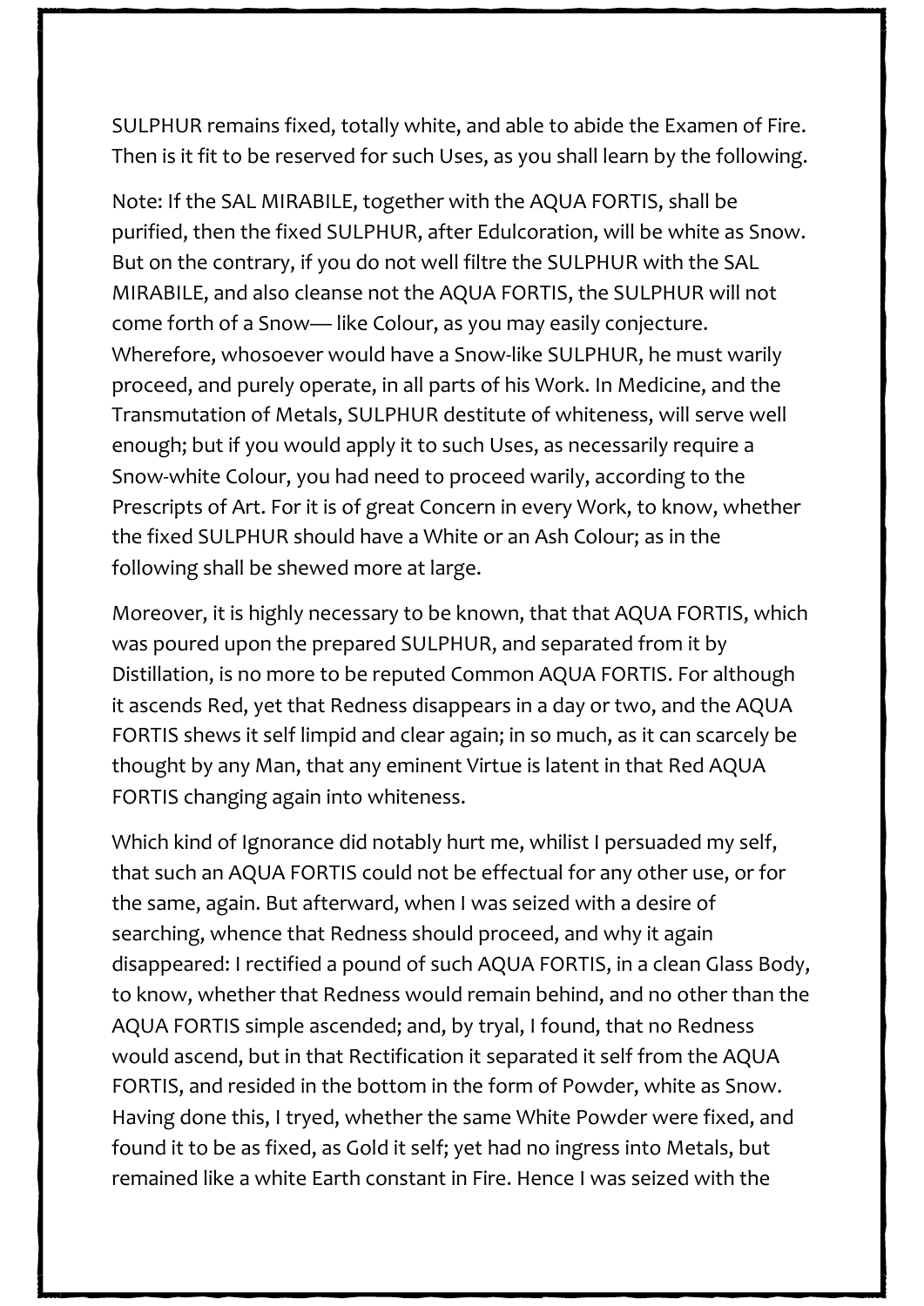SULPHUR remains fixed, totally white, and able to abide the Examen of Fire. Then is it fit to be reserved for such Uses, as you shall learn by the following.

Note: If the SAL MIRABILE, together with the AQUA FORTIS, shall be purified, then the fixed SULPHUR, after Edulcoration, will be white as Snow. But on the contrary, if you do not well filtre the SULPHUR with the SAL MIRABILE, and also cleanse not the AQUA FORTIS, the SULPHUR will not come forth of a Snow— like Colour, as you may easily conjecture. Wherefore, whosoever would have a Snow-like SULPHUR, he must warily proceed, and purely operate, in all parts of his Work. In Medicine, and the Transmutation of Metals, SULPHUR destitute of whiteness, will serve well enough; but if you would apply it to such Uses, as necessarily require a Snow-white Colour, you had need to proceed warily, according to the Prescripts of Art. For it is of great Concern in every Work, to know, whether the fixed SULPHUR should have a White or an Ash Colour; as in the following shall be shewed more at large.

Moreover, it is highly necessary to be known, that that AQUA FORTIS, which was poured upon the prepared SULPHUR, and separated from it by Distillation, is no more to be reputed Common AQUA FORTIS. For although it ascends Red, yet that Redness disappears in a day or two, and the AQUA FORTIS shews it self limpid and clear again; in so much, as it can scarcely be thought by any Man, that any eminent Virtue is latent in that Red AQUA FORTIS changing again into whiteness.

Which kind of Ignorance did notably hurt me, whilist I persuaded my self, that such an AQUA FORTIS could not be effectual for any other use, or for the same, again. But afterward, when I was seized with a desire of searching, whence that Redness should proceed, and why it again disappeared: I rectified a pound of such AQUA FORTIS, in a clean Glass Body, to know, whether that Redness would remain behind, and no other than the AQUA FORTIS simple ascended; and, by tryal, I found, that no Redness would ascend, but in that Rectification it separated it self from the AQUA FORTIS, and resided in the bottom in the form of Powder, white as Snow. Having done this, I tryed, whether the same White Powder were fixed, and found it to be as fixed, as Gold it self; yet had no ingress into Metals, but remained like a white Earth constant in Fire. Hence I was seized with the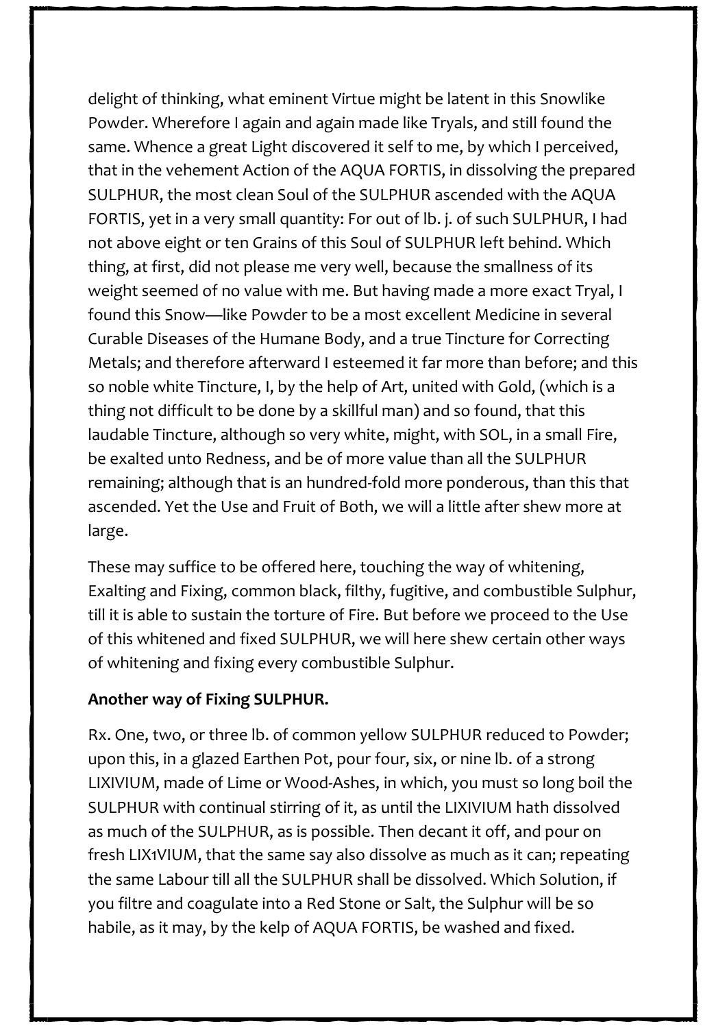delight of thinking, what eminent Virtue might be latent in this Snowlike Powder. Wherefore I again and again made like Tryals, and still found the same. Whence a great Light discovered it self to me, by which I perceived, that in the vehement Action of the AQUA FORTIS, in dissolving the prepared SULPHUR, the most clean Soul of the SULPHUR ascended with the AQUA FORTIS, yet in a very small quantity: For out of lb. j. of such SULPHUR, I had not above eight or ten Grains of this Soul of SULPHUR left behind. Which thing, at first, did not please me very well, because the smallness of its weight seemed of no value with me. But having made a more exact Tryal, I found this Snow—like Powder to be a most excellent Medicine in several Curable Diseases of the Humane Body, and a true Tincture for Correcting Metals; and therefore afterward I esteemed it far more than before; and this so noble white Tincture, I, by the help of Art, united with Gold, (which is a thing not difficult to be done by a skillful man) and so found, that this laudable Tincture, although so very white, might, with SOL, in a small Fire, be exalted unto Redness, and be of more value than all the SULPHUR remaining; although that is an hundred-fold more ponderous, than this that ascended. Yet the Use and Fruit of Both, we will a little after shew more at large.

These may suffice to be offered here, touching the way of whitening, Exalting and Fixing, common black, filthy, fugitive, and combustible Sulphur, till it is able to sustain the torture of Fire. But before we proceed to the Use of this whitened and fixed SULPHUR, we will here shew certain other ways of whitening and fixing every combustible Sulphur.

**Another way of Fixing SULPHUR.**

Rx. One, two, or three lb. of common yellow SULPHUR reduced to Powder; upon this, in a glazed Earthen Pot, pour four, six, or nine lb. of a strong LIXIVIUM, made of Lime or Wood-Ashes, in which, you must so long boil the SULPHUR with continual stirring of it, as until the LIXIVIUM hath dissolved as much of the SULPHUR, as is possible. Then decant it off, and pour on fresh LIX1VIUM, that the same say also dissolve as much as it can; repeating the same Labour till all the SULPHUR shall be dissolved. Which Solution, if you filtre and coagulate into a Red Stone or Salt, the Sulphur will be so habile, as it may, by the kelp of AQUA FORTIS, be washed and fixed.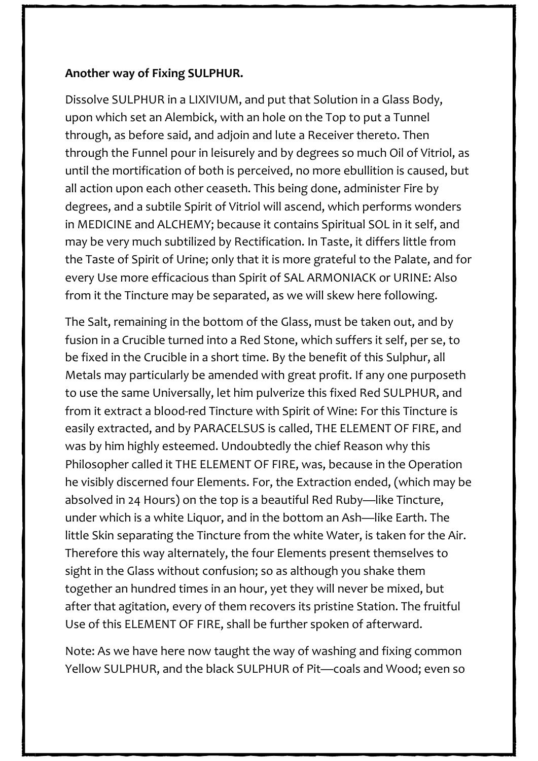**Another way of Fixing SULPHUR.**

Dissolve SULPHUR in a LIXIVIUM, and put that Solution in a Glass Body, upon which set an Alembick, with an hole on the Top to put a Tunnel through, as before said, and adjoin and lute a Receiver thereto. Then through the Funnel pour in leisurely and by degrees so much Oil of Vitriol, as until the mortification of both is perceived, no more ebullition is caused, but all action upon each other ceaseth. This being done, administer Fire by degrees, and a subtile Spirit of Vitriol will ascend, which performs wonders in MEDICINE and ALCHEMY; because it contains Spiritual SOL in it self, and may be very much subtilized by Rectification. In Taste, it differs little from the Taste of Spirit of Urine; only that it is more grateful to the Palate, and for every Use more efficacious than Spirit of SAL ARMONIACK or URINE: Also from it the Tincture may be separated, as we will skew here following.

The Salt, remaining in the bottom of the Glass, must be taken out, and by fusion in a Crucible turned into a Red Stone, which suffers it self, per se, to be fixed in the Crucible in a short time. By the benefit of this Sulphur, all Metals may particularly be amended with great profit. If any one purposeth to use the same Universally, let him pulverize this fixed Red SULPHUR, and from it extract a blood-red Tincture with Spirit of Wine: For this Tincture is easily extracted, and by PARACELSUS is called, THE ELEMENT OF FIRE, and was by him highly esteemed. Undoubtedly the chief Reason why this Philosopher called it THE ELEMENT OF FIRE, was, because in the Operation he visibly discerned four Elements. For, the Extraction ended, (which may be absolved in 24 Hours) on the top is a beautiful Red Ruby—like Tincture, under which is a white Liquor, and in the bottom an Ash—like Earth. The little Skin separating the Tincture from the white Water, is taken for the Air. Therefore this way alternately, the four Elements present themselves to sight in the Glass without confusion; so as although you shake them together an hundred times in an hour, yet they will never be mixed, but after that agitation, every of them recovers its pristine Station. The fruitful Use of this ELEMENT OF FIRE, shall be further spoken of afterward.

Note: As we have here now taught the way of washing and fixing common Yellow SULPHUR, and the black SULPHUR of Pit—coals and Wood; even so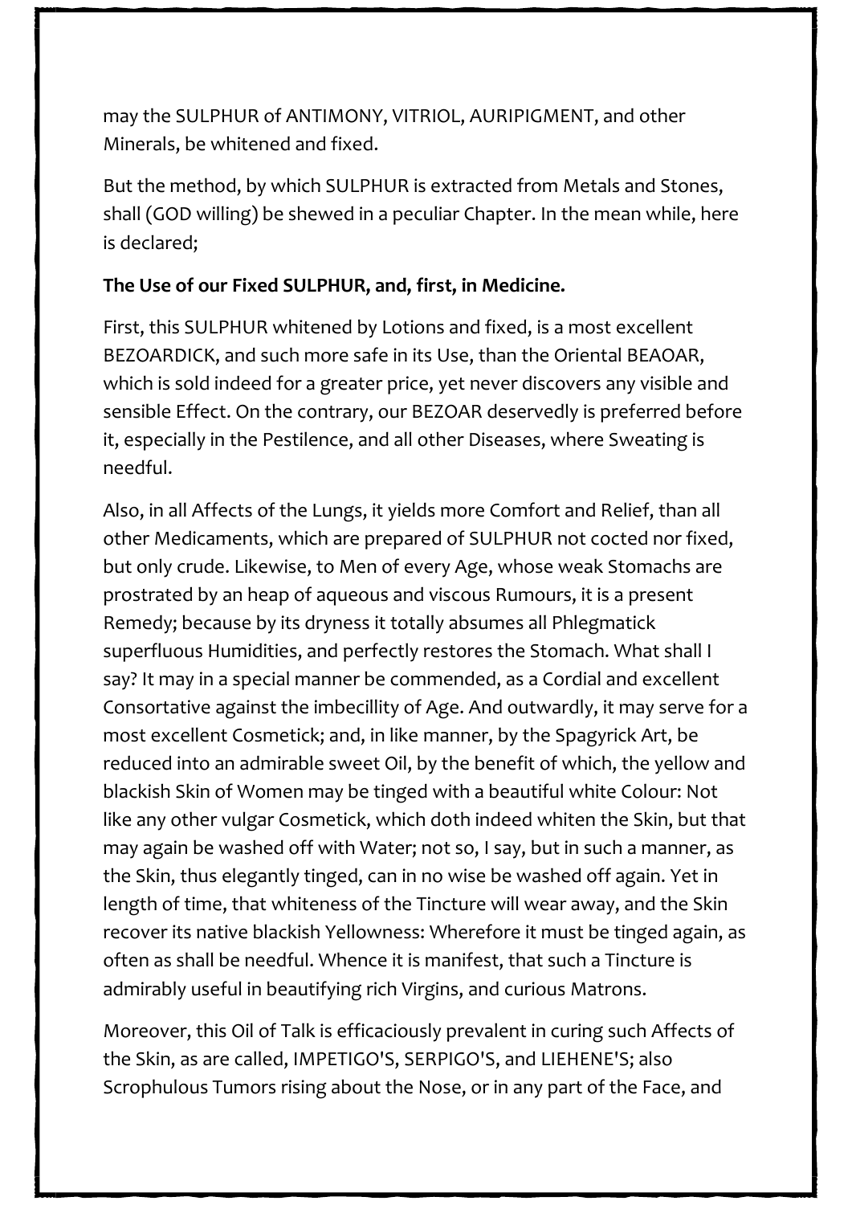may the SULPHUR of ANTIMONY, VITRIOL, AURIPIGMENT, and other Minerals, be whitened and fixed.

But the method, by which SULPHUR is extracted from Metals and Stones, shall (GOD willing) be shewed in a peculiar Chapter. In the mean while, here is declared;

**The Use of our Fixed SULPHUR, and, first, in Medicine.**

First, this SULPHUR whitened by Lotions and fixed, is a most excellent BEZOARDICK, and such more safe in its Use, than the Oriental BEAOAR, which is sold indeed for a greater price, yet never discovers any visible and sensible Effect. On the contrary, our BEZOAR deservedly is preferred before it, especially in the Pestilence, and all other Diseases, where Sweating is needful.

Also, in all Affects of the Lungs, it yields more Comfort and Relief, than all other Medicaments, which are prepared of SULPHUR not cocted nor fixed, but only crude. Likewise, to Men of every Age, whose weak Stomachs are prostrated by an heap of aqueous and viscous Rumours, it is a present Remedy; because by its dryness it totally absumes all Phlegmatick superfluous Humidities, and perfectly restores the Stomach. What shall I say? It may in a special manner be commended, as a Cordial and excellent Consortative against the imbecillity of Age. And outwardly, it may serve for a most excellent Cosmetick; and, in like manner, by the Spagyrick Art, be reduced into an admirable sweet Oil, by the benefit of which, the yellow and blackish Skin of Women may be tinged with a beautiful white Colour: Not like any other vulgar Cosmetick, which doth indeed whiten the Skin, but that may again be washed off with Water; not so, I say, but in such a manner, as the Skin, thus elegantly tinged, can in no wise be washed off again. Yet in length of time, that whiteness of the Tincture will wear away, and the Skin recover its native blackish Yellowness: Wherefore it must be tinged again, as often as shall be needful. Whence it is manifest, that such a Tincture is admirably useful in beautifying rich Virgins, and curious Matrons.

Moreover, this Oil of Talk is efficaciously prevalent in curing such Affects of the Skin, as are called, IMPETIGO'S, SERPIGO'S, and LIEHENE'S; also Scrophulous Tumors rising about the Nose, or in any part of the Face, and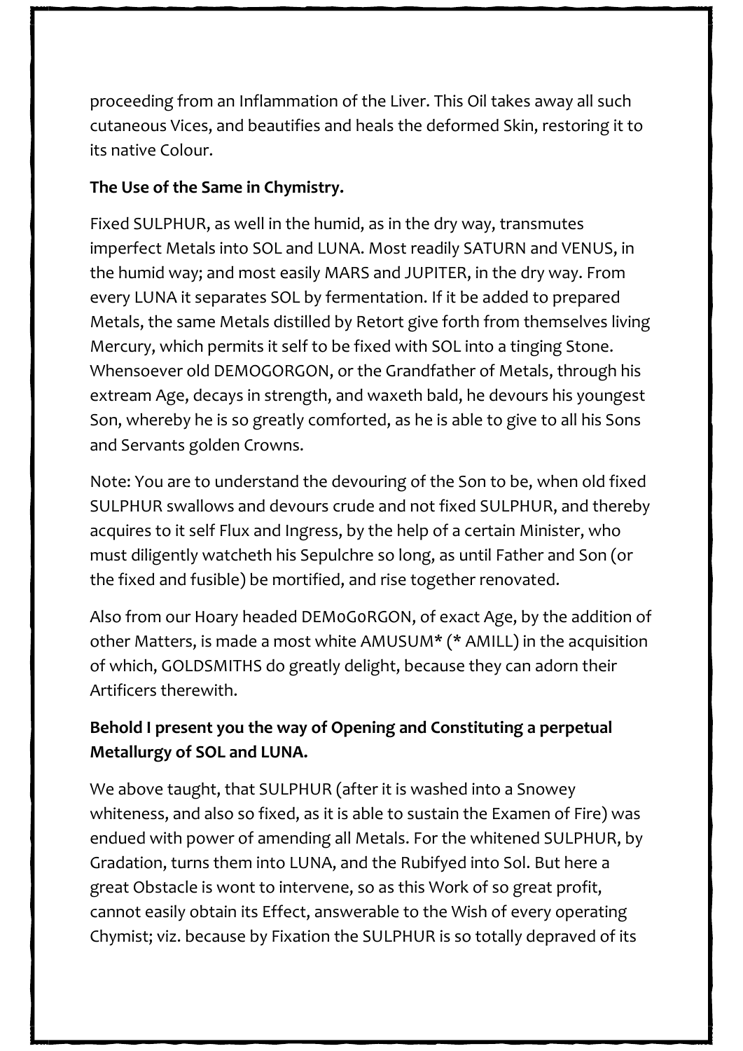proceeding from an Inflammation of the Liver. This Oil takes away all such cutaneous Vices, and beautifies and heals the deformed Skin, restoring it to its native Colour.

**The Use of the Same in Chymistry.**

Fixed SULPHUR, as well in the humid, as in the dry way, transmutes imperfect Metals into SOL and LUNA. Most readily SATURN and VENUS, in the humid way; and most easily MARS and JUPITER, in the dry way. From every LUNA it separates SOL by fermentation. If it be added to prepared Metals, the same Metals distilled by Retort give forth from themselves living Mercury, which permits it self to be fixed with SOL into a tinging Stone. Whensoever old DEMOGORGON, or the Grandfather of Metals, through his extream Age, decays in strength, and waxeth bald, he devours his youngest Son, whereby he is so greatly comforted, as he is able to give to all his Sons and Servants golden Crowns.

Note: You are to understand the devouring of the Son to be, when old fixed SULPHUR swallows and devours crude and not fixed SULPHUR, and thereby acquires to it self Flux and Ingress, by the help of a certain Minister, who must diligently watcheth his Sepulchre so long, as until Father and Son (or the fixed and fusible) be mortified, and rise together renovated.

Also from our Hoary headed DEM0G0RGON, of exact Age, by the addition of other Matters, is made a most white AMUSUM* (* AMILL) in the acquisition of which, GOLDSMITHS do greatly delight, because they can adorn their Artificers therewith.

**Behold I present you the way of Opening and Constituting a perpetual Metallurgy of SOL and LUNA.**

We above taught, that SULPHUR (after it is washed into a Snowey whiteness, and also so fixed, as it is able to sustain the Examen of Fire) was endued with power of amending all Metals. For the whitened SULPHUR, by Gradation, turns them into LUNA, and the Rubifyed into Sol. But here a great Obstacle is wont to intervene, so as this Work of so great profit, cannot easily obtain its Effect, answerable to the Wish of every operating Chymist; viz. because by Fixation the SULPHUR is so totally depraved of its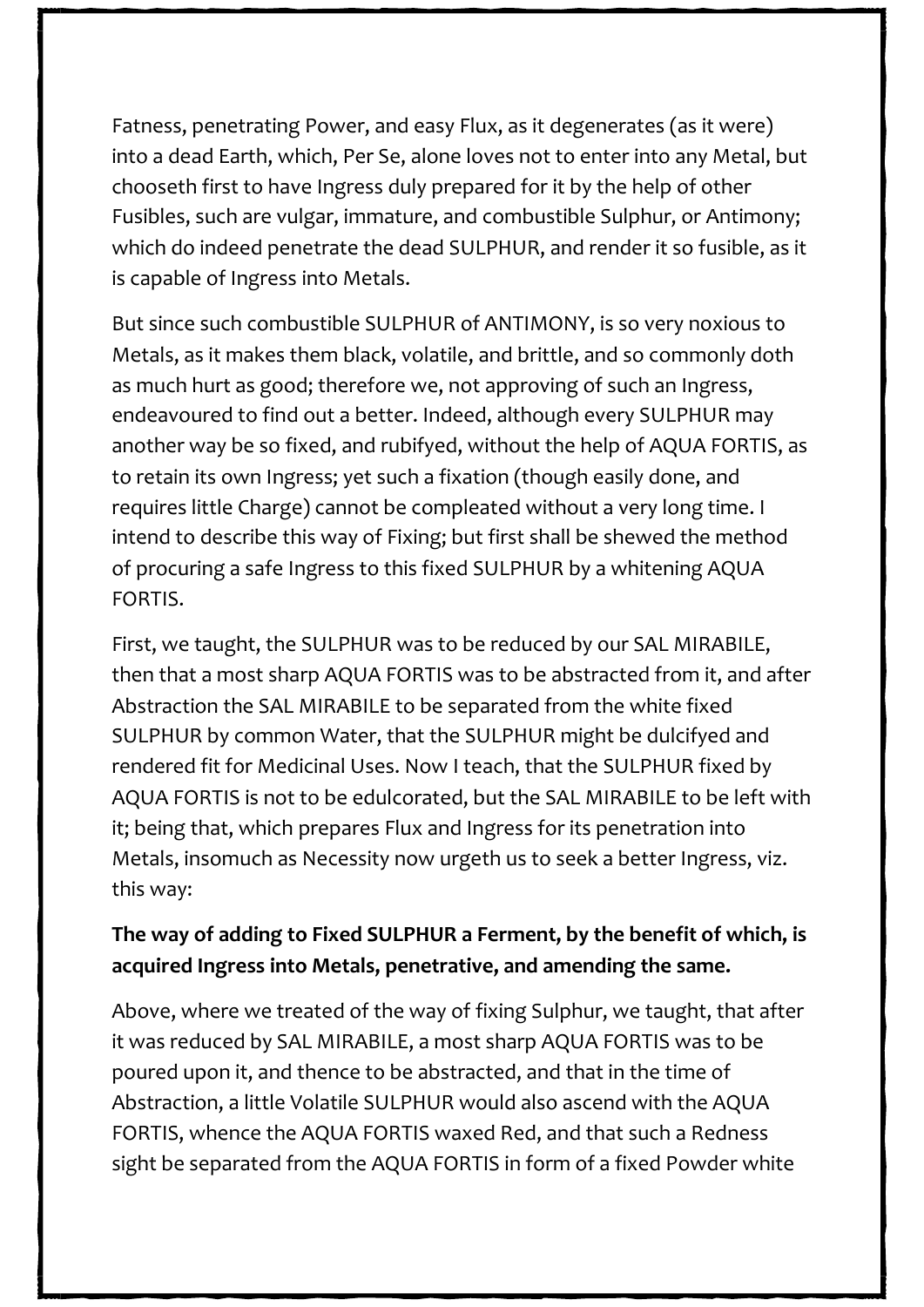Fatness, penetrating Power, and easy Flux, as it degenerates (as it were) into a dead Earth, which, Per Se, alone loves not to enter into any Metal, but chooseth first to have Ingress duly prepared for it by the help of other Fusibles, such are vulgar, immature, and combustible Sulphur, or Antimony; which do indeed penetrate the dead SULPHUR, and render it so fusible, as it is capable of Ingress into Metals.

But since such combustible SULPHUR of ANTIMONY, is so very noxious to Metals, as it makes them black, volatile, and brittle, and so commonly doth as much hurt as good; therefore we, not approving of such an Ingress, endeavoured to find out a better. Indeed, although every SULPHUR may another way be so fixed, and rubifyed, without the help of AQUA FORTIS, as to retain its own Ingress; yet such a fixation (though easily done, and requires little Charge) cannot be compleated without a very long time. I intend to describe this way of Fixing; but first shall be shewed the method of procuring a safe Ingress to this fixed SULPHUR by a whitening AQUA FORTIS.

First, we taught, the SULPHUR was to be reduced by our SAL MIRABILE, then that a most sharp AQUA FORTIS was to be abstracted from it, and after Abstraction the SAL MIRABILE to be separated from the white fixed SULPHUR by common Water, that the SULPHUR might be dulcifyed and rendered fit for Medicinal Uses. Now I teach, that the SULPHUR fixed by AQUA FORTIS is not to be edulcorated, but the SAL MIRABILE to be left with it; being that, which prepares Flux and Ingress for its penetration into Metals, insomuch as Necessity now urgeth us to seek a better Ingress, viz. this way:

**The way of adding to Fixed SULPHUR a Ferment, by the benefit of which, is acquired Ingress into Metals, penetrative, and amending the same.**

Above, where we treated of the way of fixing Sulphur, we taught, that after it was reduced by SAL MIRABILE, a most sharp AQUA FORTIS was to be poured upon it, and thence to be abstracted, and that in the time of Abstraction, a little Volatile SULPHUR would also ascend with the AQUA FORTIS, whence the AQUA FORTIS waxed Red, and that such a Redness sight be separated from the AQUA FORTIS in form of a fixed Powder white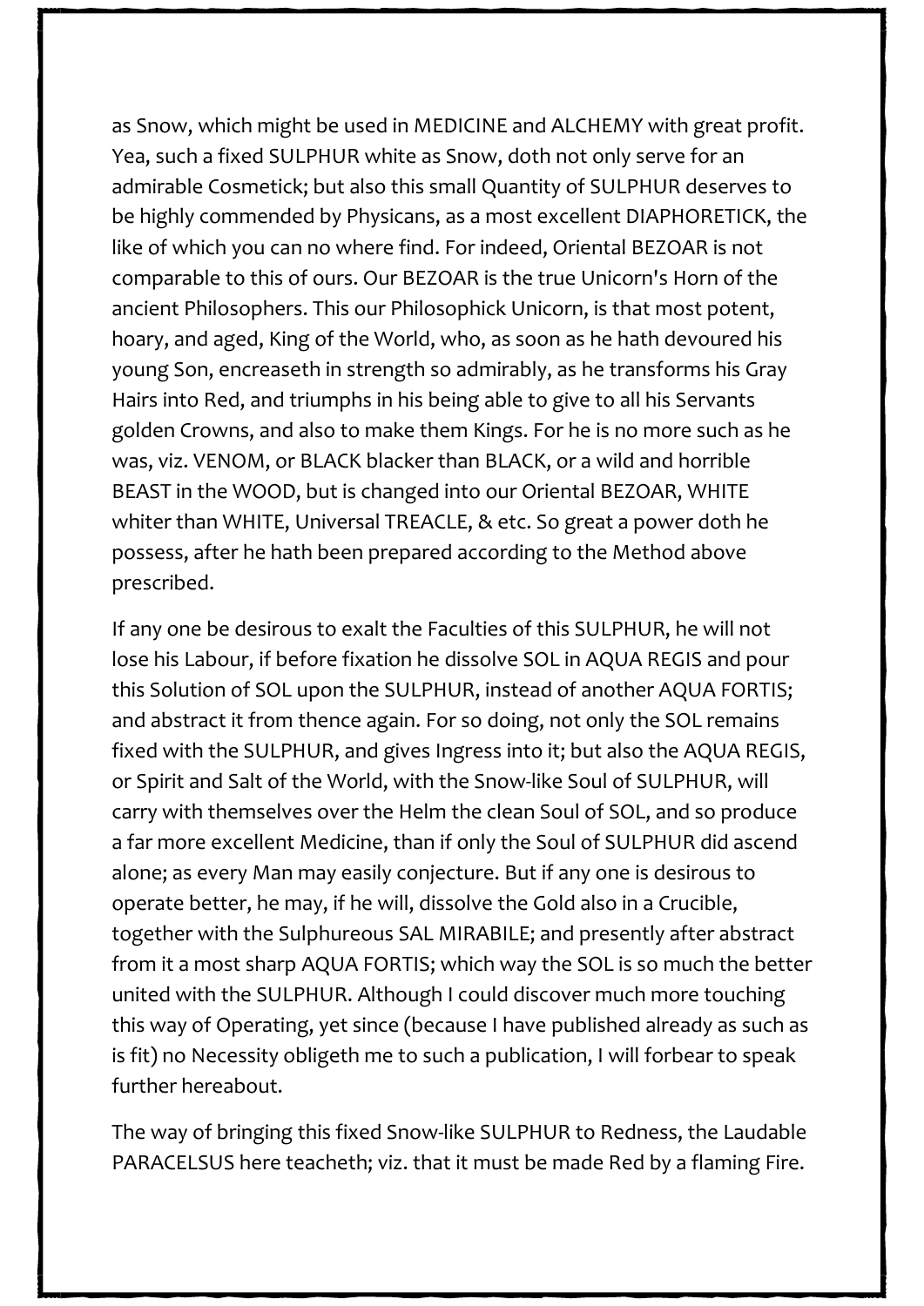as Snow, which might be used in MEDICINE and ALCHEMY with great profit. Yea, such a fixed SULPHUR white as Snow, doth not only serve for an admirable Cosmetick; but also this small Quantity of SULPHUR deserves to be highly commended by Physicans, as a most excellent DIAPHORETICK, the like of which you can no where find. For indeed, Oriental BEZOAR is not comparable to this of ours. Our BEZOAR is the true Unicorn's Horn of the ancient Philosophers. This our Philosophick Unicorn, is that most potent, hoary, and aged, King of the World, who, as soon as he hath devoured his young Son, encreaseth in strength so admirably, as he transforms his Gray Hairs into Red, and triumphs in his being able to give to all his Servants golden Crowns, and also to make them Kings. For he is no more such as he was, viz. VENOM, or BLACK blacker than BLACK, or a wild and horrible BEAST in the WOOD, but is changed into our Oriental BEZOAR, WHITE whiter than WHITE, Universal TREACLE, & etc. So great a power doth he possess, after he hath been prepared according to the Method above prescribed.

If any one be desirous to exalt the Faculties of this SULPHUR, he will not lose his Labour, if before fixation he dissolve SOL in AQUA REGIS and pour this Solution of SOL upon the SULPHUR, instead of another AQUA FORTIS; and abstract it from thence again. For so doing, not only the SOL remains fixed with the SULPHUR, and gives Ingress into it; but also the AQUA REGIS, or Spirit and Salt of the World, with the Snow-like Soul of SULPHUR, will carry with themselves over the Helm the clean Soul of SOL, and so produce a far more excellent Medicine, than if only the Soul of SULPHUR did ascend alone; as every Man may easily conjecture. But if any one is desirous to operate better, he may, if he will, dissolve the Gold also in a Crucible, together with the Sulphureous SAL MIRABILE; and presently after abstract from it a most sharp AQUA FORTIS; which way the SOL is so much the better united with the SULPHUR. Although I could discover much more touching this way of Operating, yet since (because I have published already as such as is fit) no Necessity obligeth me to such a publication, I will forbear to speak further hereabout.

The way of bringing this fixed Snow-like SULPHUR to Redness, the Laudable PARACELSUS here teacheth; viz. that it must be made Red by a flaming Fire.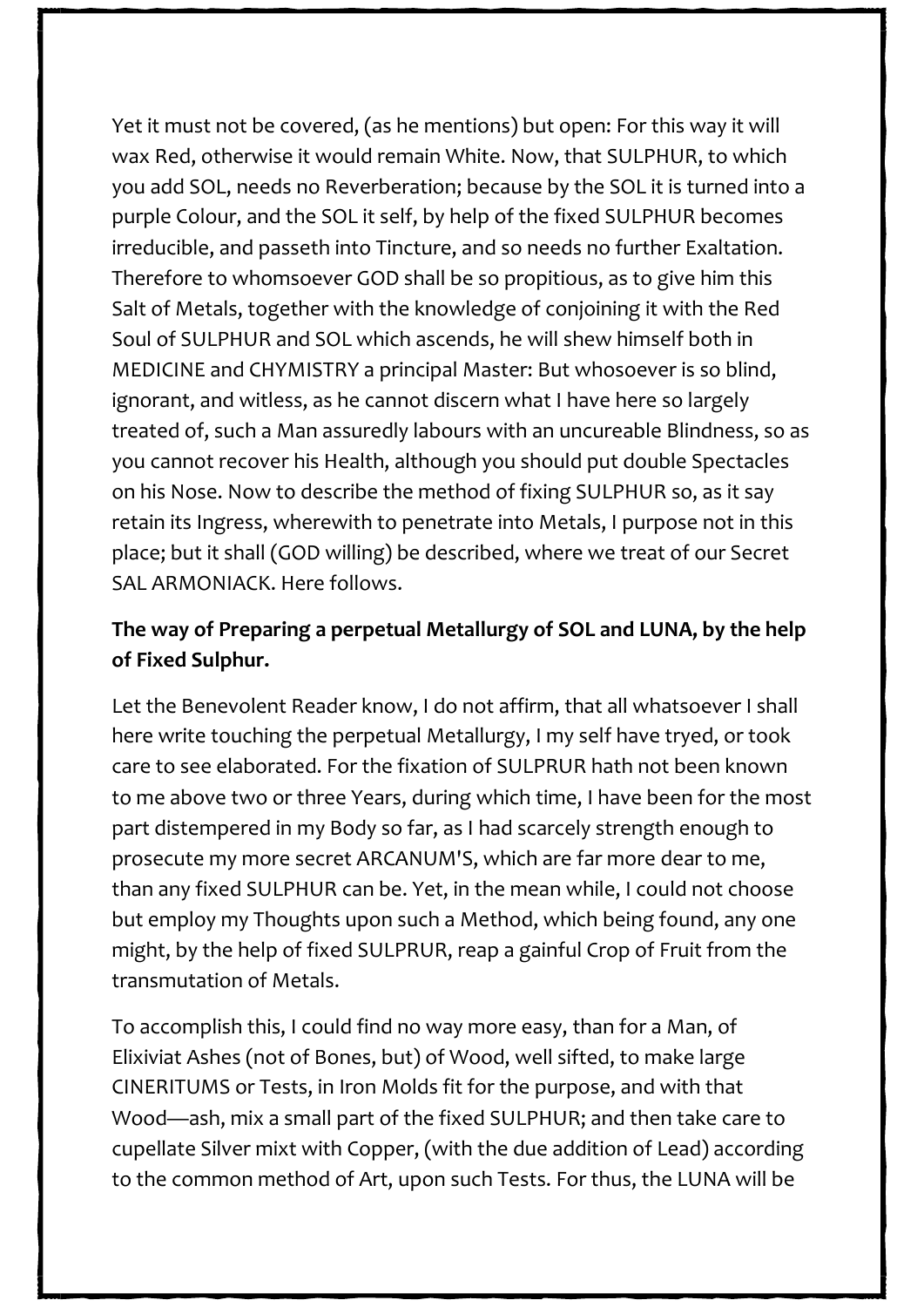Yet it must not be covered, (as he mentions) but open: For this way it will wax Red, otherwise it would remain White. Now, that SULPHUR, to which you add SOL, needs no Reverberation; because by the SOL it is turned into a purple Colour, and the SOL it self, by help of the fixed SULPHUR becomes irreducible, and passeth into Tincture, and so needs no further Exaltation. Therefore to whomsoever GOD shall be so propitious, as to give him this Salt of Metals, together with the knowledge of conjoining it with the Red Soul of SULPHUR and SOL which ascends, he will shew himself both in MEDICINE and CHYMISTRY a principal Master: But whosoever is so blind, ignorant, and witless, as he cannot discern what I have here so largely treated of, such a Man assuredly labours with an uncureable Blindness, so as you cannot recover his Health, although you should put double Spectacles on his Nose. Now to describe the method of fixing SULPHUR so, as it say retain its Ingress, wherewith to penetrate into Metals, I purpose not in this place; but it shall (GOD willing) be described, where we treat of our Secret SAL ARMONIACK. Here follows.

**The way of Preparing a perpetual Metallurgy of SOL and LUNA, by the help of Fixed Sulphur.**

Let the Benevolent Reader know, I do not affirm, that all whatsoever I shall here write touching the perpetual Metallurgy, I my self have tryed, or took care to see elaborated. For the fixation of SULPRUR hath not been known to me above two or three Years, during which time, I have been for the most part distempered in my Body so far, as I had scarcely strength enough to prosecute my more secret ARCANUM'S, which are far more dear to me, than any fixed SULPHUR can be. Yet, in the mean while, I could not choose but employ my Thoughts upon such a Method, which being found, any one might, by the help of fixed SULPRUR, reap a gainful Crop of Fruit from the transmutation of Metals.

To accomplish this, I could find no way more easy, than for a Man, of Elixiviat Ashes (not of Bones, but) of Wood, well sifted, to make large CINERITUMS or Tests, in Iron Molds fit for the purpose, and with that Wood—ash, mix a small part of the fixed SULPHUR; and then take care to cupellate Silver mixt with Copper, (with the due addition of Lead) according to the common method of Art, upon such Tests. For thus, the LUNA will be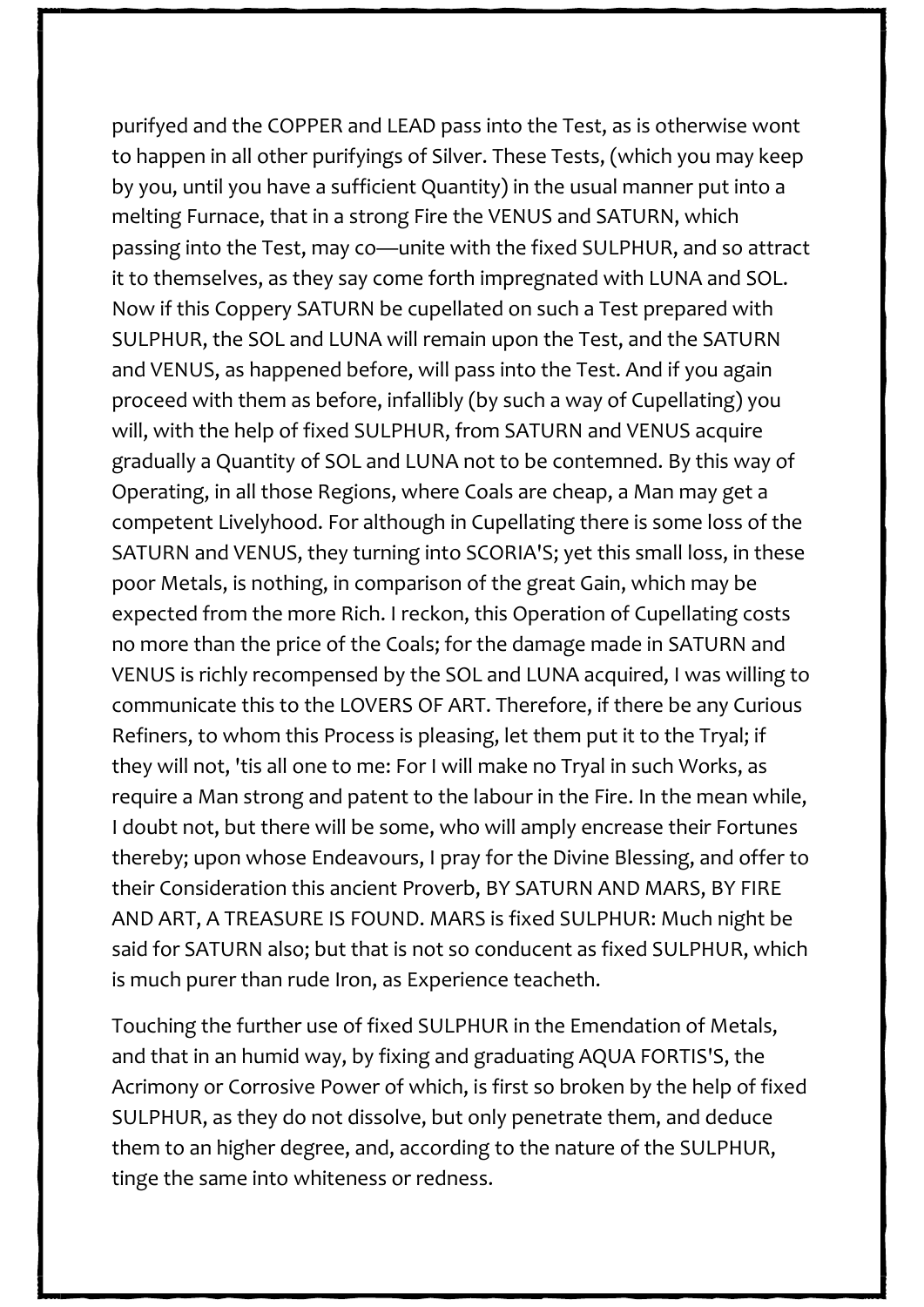purifyed and the COPPER and LEAD pass into the Test, as is otherwise wont to happen in all other purifyings of Silver. These Tests, (which you may keep by you, until you have a sufficient Quantity) in the usual manner put into a melting Furnace, that in a strong Fire the VENUS and SATURN, which passing into the Test, may co—unite with the fixed SULPHUR, and so attract it to themselves, as they say come forth impregnated with LUNA and SOL. Now if this Coppery SATURN be cupellated on such a Test prepared with SULPHUR, the SOL and LUNA will remain upon the Test, and the SATURN and VENUS, as happened before, will pass into the Test. And if you again proceed with them as before, infallibly (by such a way of Cupellating) you will, with the help of fixed SULPHUR, from SATURN and VENUS acquire gradually a Quantity of SOL and LUNA not to be contemned. By this way of Operating, in all those Regions, where Coals are cheap, a Man may get a competent Livelyhood. For although in Cupellating there is some loss of the SATURN and VENUS, they turning into SCORIA'S; yet this small loss, in these poor Metals, is nothing, in comparison of the great Gain, which may be expected from the more Rich. I reckon, this Operation of Cupellating costs no more than the price of the Coals; for the damage made in SATURN and VENUS is richly recompensed by the SOL and LUNA acquired, I was willing to communicate this to the LOVERS OF ART. Therefore, if there be any Curious Refiners, to whom this Process is pleasing, let them put it to the Tryal; if they will not, 'tis all one to me: For I will make no Tryal in such Works, as require a Man strong and patent to the labour in the Fire. In the mean while, I doubt not, but there will be some, who will amply encrease their Fortunes thereby; upon whose Endeavours, I pray for the Divine Blessing, and offer to their Consideration this ancient Proverb, BY SATURN AND MARS, BY FIRE AND ART, A TREASURE IS FOUND. MARS is fixed SULPHUR: Much night be said for SATURN also; but that is not so conducent as fixed SULPHUR, which is much purer than rude Iron, as Experience teacheth.

Touching the further use of fixed SULPHUR in the Emendation of Metals, and that in an humid way, by fixing and graduating AQUA FORTIS'S, the Acrimony or Corrosive Power of which, is first so broken by the help of fixed SULPHUR, as they do not dissolve, but only penetrate them, and deduce them to an higher degree, and, according to the nature of the SULPHUR, tinge the same into whiteness or redness.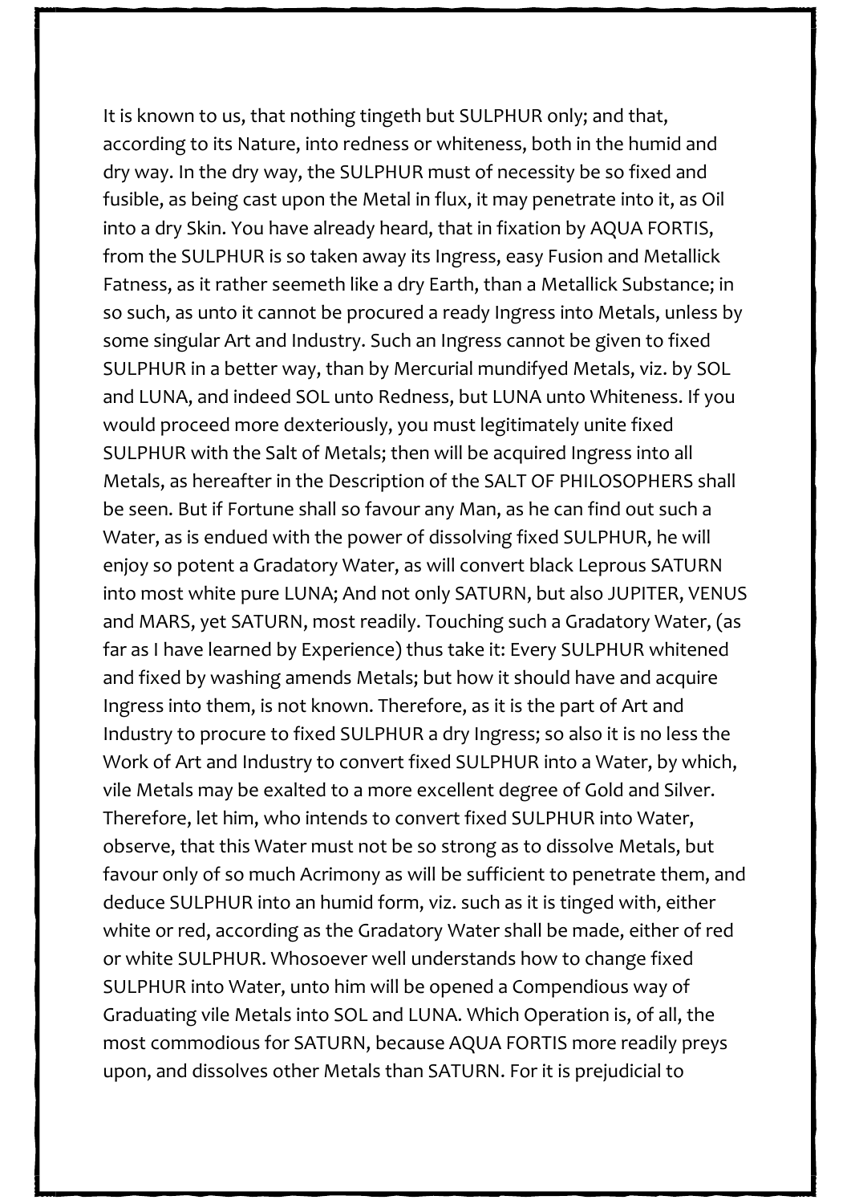It is known to us, that nothing tingeth but SULPHUR only; and that, according to its Nature, into redness or whiteness, both in the humid and dry way. In the dry way, the SULPHUR must of necessity be so fixed and fusible, as being cast upon the Metal in flux, it may penetrate into it, as Oil into a dry Skin. You have already heard, that in fixation by AQUA FORTIS, from the SULPHUR is so taken away its Ingress, easy Fusion and Metallick Fatness, as it rather seemeth like a dry Earth, than a Metallick Substance; in so such, as unto it cannot be procured a ready Ingress into Metals, unless by some singular Art and Industry. Such an Ingress cannot be given to fixed SULPHUR in a better way, than by Mercurial mundifyed Metals, viz. by SOL and LUNA, and indeed SOL unto Redness, but LUNA unto Whiteness. If you would proceed more dexteriously, you must legitimately unite fixed SULPHUR with the Salt of Metals; then will be acquired Ingress into all Metals, as hereafter in the Description of the SALT OF PHILOSOPHERS shall be seen. But if Fortune shall so favour any Man, as he can find out such a Water, as is endued with the power of dissolving fixed SULPHUR, he will enjoy so potent a Gradatory Water, as will convert black Leprous SATURN into most white pure LUNA; And not only SATURN, but also JUPITER, VENUS and MARS, yet SATURN, most readily. Touching such a Gradatory Water, (as far as I have learned by Experience) thus take it: Every SULPHUR whitened and fixed by washing amends Metals; but how it should have and acquire Ingress into them, is not known. Therefore, as it is the part of Art and Industry to procure to fixed SULPHUR a dry Ingress; so also it is no less the Work of Art and Industry to convert fixed SULPHUR into a Water, by which, vile Metals may be exalted to a more excellent degree of Gold and Silver. Therefore, let him, who intends to convert fixed SULPHUR into Water, observe, that this Water must not be so strong as to dissolve Metals, but favour only of so much Acrimony as will be sufficient to penetrate them, and deduce SULPHUR into an humid form, viz. such as it is tinged with, either white or red, according as the Gradatory Water shall be made, either of red or white SULPHUR. Whosoever well understands how to change fixed SULPHUR into Water, unto him will be opened a Compendious way of Graduating vile Metals into SOL and LUNA. Which Operation is, of all, the most commodious for SATURN, because AQUA FORTIS more readily preys upon, and dissolves other Metals than SATURN. For it is prejudicial to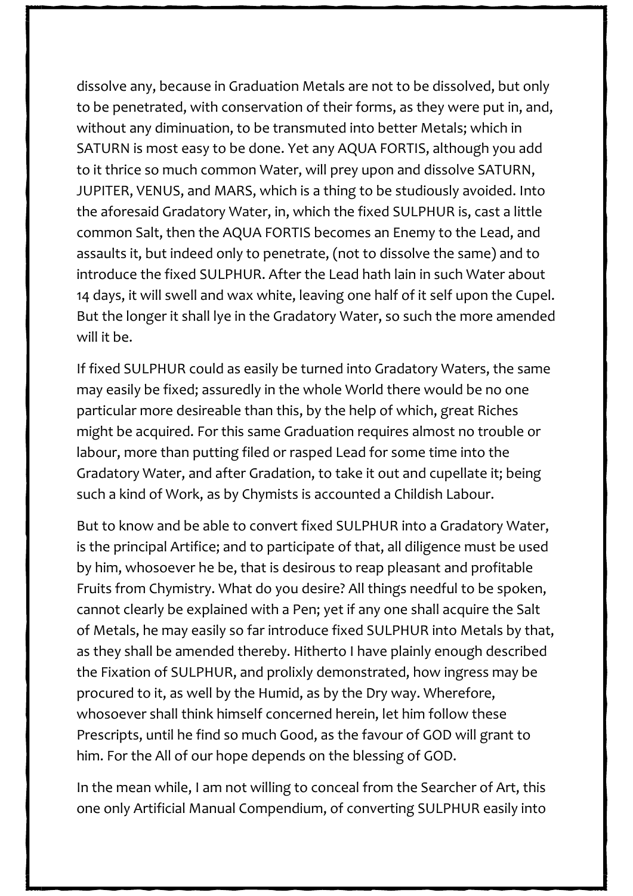dissolve any, because in Graduation Metals are not to be dissolved, but only to be penetrated, with conservation of their forms, as they were put in, and, without any diminuation, to be transmuted into better Metals; which in SATURN is most easy to be done. Yet any AQUA FORTIS, although you add to it thrice so much common Water, will prey upon and dissolve SATURN, JUPITER, VENUS, and MARS, which is a thing to be studiously avoided. Into the aforesaid Gradatory Water, in, which the fixed SULPHUR is, cast a little common Salt, then the AQUA FORTIS becomes an Enemy to the Lead, and assaults it, but indeed only to penetrate, (not to dissolve the same) and to introduce the fixed SULPHUR. After the Lead hath lain in such Water about 14 days, it will swell and wax white, leaving one half of it self upon the Cupel. But the longer it shall lye in the Gradatory Water, so such the more amended will it be.

If fixed SULPHUR could as easily be turned into Gradatory Waters, the same may easily be fixed; assuredly in the whole World there would be no one particular more desireable than this, by the help of which, great Riches might be acquired. For this same Graduation requires almost no trouble or labour, more than putting filed or rasped Lead for some time into the Gradatory Water, and after Gradation, to take it out and cupellate it; being such a kind of Work, as by Chymists is accounted a Childish Labour.

But to know and be able to convert fixed SULPHUR into a Gradatory Water, is the principal Artifice; and to participate of that, all diligence must be used by him, whosoever he be, that is desirous to reap pleasant and profitable Fruits from Chymistry. What do you desire? All things needful to be spoken, cannot clearly be explained with a Pen; yet if any one shall acquire the Salt of Metals, he may easily so far introduce fixed SULPHUR into Metals by that, as they shall be amended thereby. Hitherto I have plainly enough described the Fixation of SULPHUR, and prolixly demonstrated, how ingress may be procured to it, as well by the Humid, as by the Dry way. Wherefore, whosoever shall think himself concerned herein, let him follow these Prescripts, until he find so much Good, as the favour of GOD will grant to him. For the All of our hope depends on the blessing of GOD.

In the mean while, I am not willing to conceal from the Searcher of Art, this one only Artificial Manual Compendium, of converting SULPHUR easily into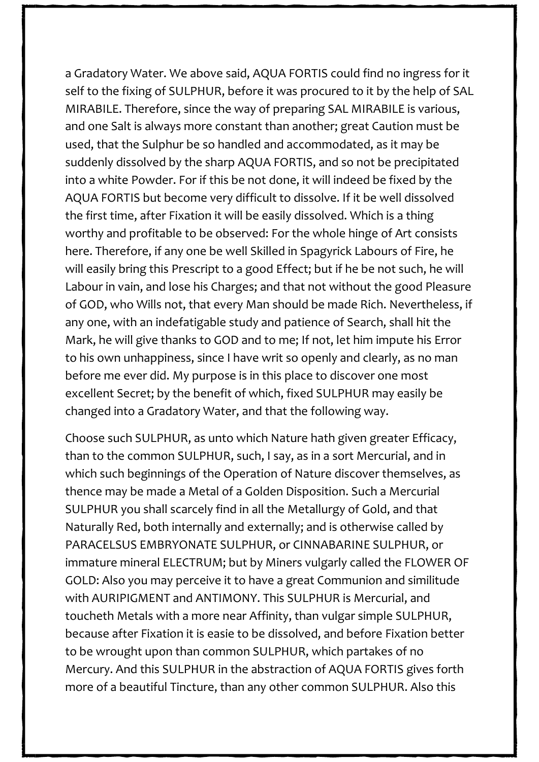a Gradatory Water. We above said, AQUA FORTIS could find no ingress for it self to the fixing of SULPHUR, before it was procured to it by the help of SAL MIRABILE. Therefore, since the way of preparing SAL MIRABILE is various, and one Salt is always more constant than another; great Caution must be used, that the Sulphur be so handled and accommodated, as it may be suddenly dissolved by the sharp AQUA FORTIS, and so not be precipitated into a white Powder. For if this be not done, it will indeed be fixed by the AQUA FORTIS but become very difficult to dissolve. If it be well dissolved the first time, after Fixation it will be easily dissolved. Which is a thing worthy and profitable to be observed: For the whole hinge of Art consists here. Therefore, if any one be well Skilled in Spagyrick Labours of Fire, he will easily bring this Prescript to a good Effect; but if he be not such, he will Labour in vain, and lose his Charges; and that not without the good Pleasure of GOD, who Wills not, that every Man should be made Rich. Nevertheless, if any one, with an indefatigable study and patience of Search, shall hit the Mark, he will give thanks to GOD and to me; If not, let him impute his Error to his own unhappiness, since I have writ so openly and clearly, as no man before me ever did. My purpose is in this place to discover one most excellent Secret; by the benefit of which, fixed SULPHUR may easily be changed into a Gradatory Water, and that the following way.

Choose such SULPHUR, as unto which Nature hath given greater Efficacy, than to the common SULPHUR, such, I say, as in a sort Mercurial, and in which such beginnings of the Operation of Nature discover themselves, as thence may be made a Metal of a Golden Disposition. Such a Mercurial SULPHUR you shall scarcely find in all the Metallurgy of Gold, and that Naturally Red, both internally and externally; and is otherwise called by PARACELSUS EMBRYONATE SULPHUR, or CINNABARINE SULPHUR, or immature mineral ELECTRUM; but by Miners vulgarly called the FLOWER OF GOLD: Also you may perceive it to have a great Communion and similitude with AURIPIGMENT and ANTIMONY. This SULPHUR is Mercurial, and toucheth Metals with a more near Affinity, than vulgar simple SULPHUR, because after Fixation it is easie to be dissolved, and before Fixation better to be wrought upon than common SULPHUR, which partakes of no Mercury. And this SULPHUR in the abstraction of AQUA FORTIS gives forth more of a beautiful Tincture, than any other common SULPHUR. Also this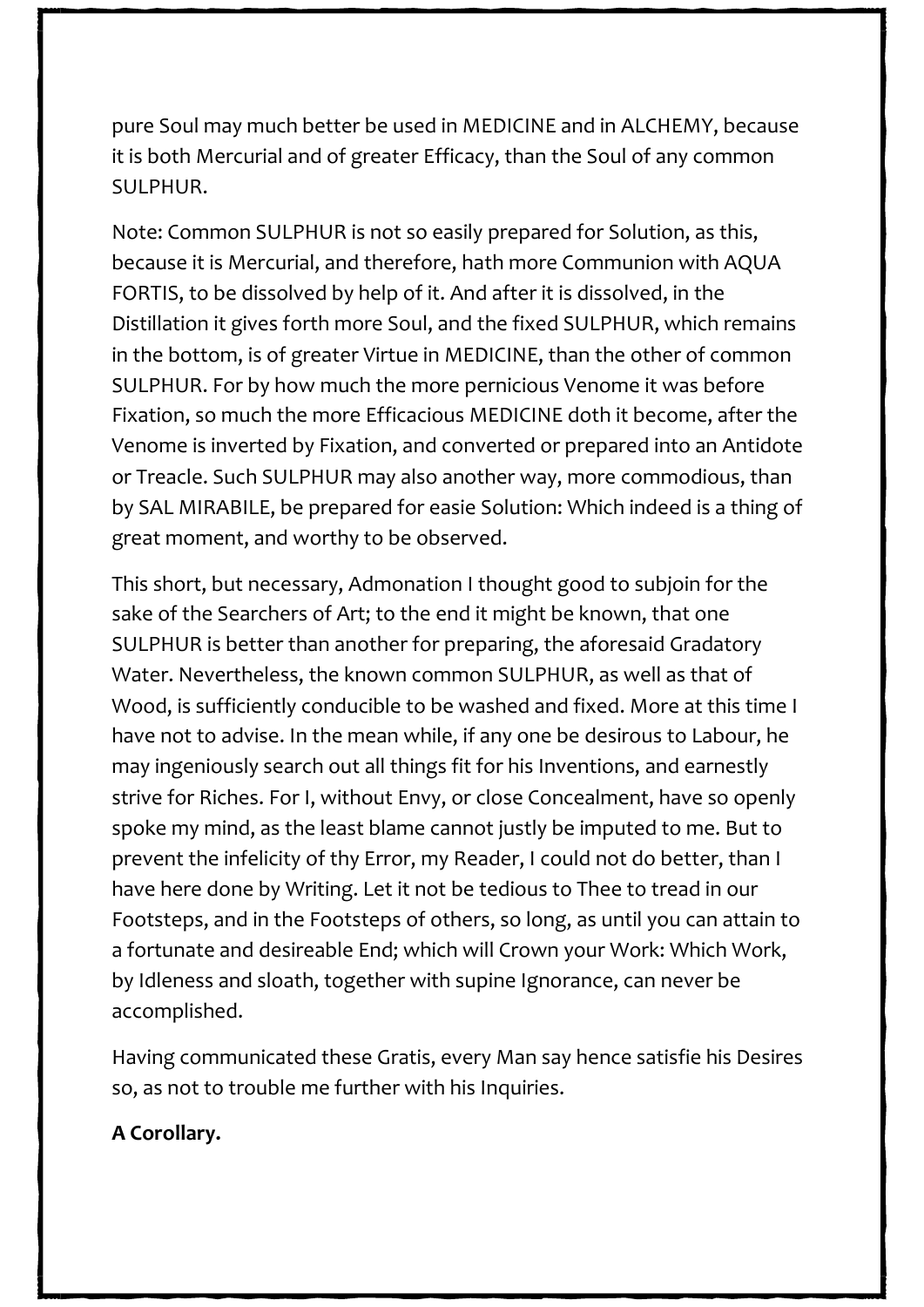pure Soul may much better be used in MEDICINE and in ALCHEMY, because it is both Mercurial and of greater Efficacy, than the Soul of any common SULPHUR.

Note: Common SULPHUR is not so easily prepared for Solution, as this, because it is Mercurial, and therefore, hath more Communion with AQUA FORTIS, to be dissolved by help of it. And after it is dissolved, in the Distillation it gives forth more Soul, and the fixed SULPHUR, which remains in the bottom, is of greater Virtue in MEDICINE, than the other of common SULPHUR. For by how much the more pernicious Venome it was before Fixation, so much the more Efficacious MEDICINE doth it become, after the Venome is inverted by Fixation, and converted or prepared into an Antidote or Treacle. Such SULPHUR may also another way, more commodious, than by SAL MIRABILE, be prepared for easie Solution: Which indeed is a thing of great moment, and worthy to be observed.

This short, but necessary, Admonation I thought good to subjoin for the sake of the Searchers of Art; to the end it might be known, that one SULPHUR is better than another for preparing, the aforesaid Gradatory Water. Nevertheless, the known common SULPHUR, as well as that of Wood, is sufficiently conducible to be washed and fixed. More at this time I have not to advise. In the mean while, if any one be desirous to Labour, he may ingeniously search out all things fit for his Inventions, and earnestly strive for Riches. For I, without Envy, or close Concealment, have so openly spoke my mind, as the least blame cannot justly be imputed to me. But to prevent the infelicity of thy Error, my Reader, I could not do better, than I have here done by Writing. Let it not be tedious to Thee to tread in our Footsteps, and in the Footsteps of others, so long, as until you can attain to a fortunate and desireable End; which will Crown your Work: Which Work, by Idleness and sloath, together with supine Ignorance, can never be accomplished.

Having communicated these Gratis, every Man say hence satisfie his Desires so, as not to trouble me further with his Inquiries.

**A Corollary.**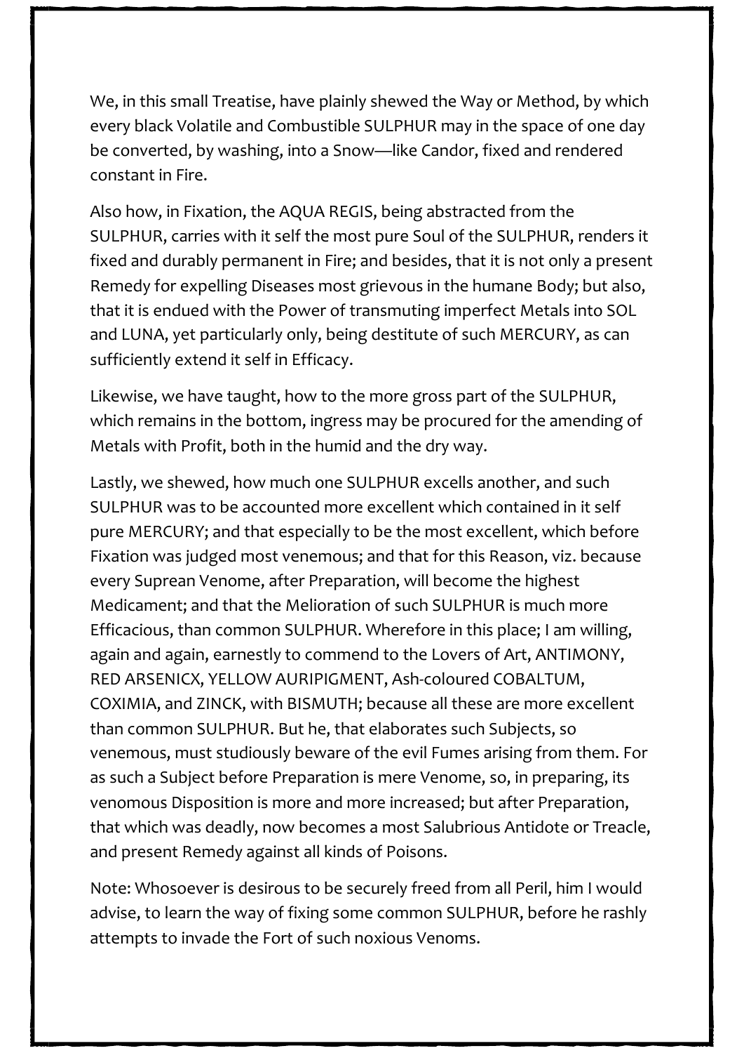We, in this small Treatise, have plainly shewed the Way or Method, by which every black Volatile and Combustible SULPHUR may in the space of one day be converted, by washing, into a Snow—like Candor, fixed and rendered constant in Fire.

Also how, in Fixation, the AQUA REGIS, being abstracted from the SULPHUR, carries with it self the most pure Soul of the SULPHUR, renders it fixed and durably permanent in Fire; and besides, that it is not only a present Remedy for expelling Diseases most grievous in the humane Body; but also, that it is endued with the Power of transmuting imperfect Metals into SOL and LUNA, yet particularly only, being destitute of such MERCURY, as can sufficiently extend it self in Efficacy.

Likewise, we have taught, how to the more gross part of the SULPHUR, which remains in the bottom, ingress may be procured for the amending of Metals with Profit, both in the humid and the dry way.

Lastly, we shewed, how much one SULPHUR excells another, and such SULPHUR was to be accounted more excellent which contained in it self pure MERCURY; and that especially to be the most excellent, which before Fixation was judged most venemous; and that for this Reason, viz. because every Suprean Venome, after Preparation, will become the highest Medicament; and that the Melioration of such SULPHUR is much more Efficacious, than common SULPHUR. Wherefore in this place; I am willing, again and again, earnestly to commend to the Lovers of Art, ANTIMONY, RED ARSENICX, YELLOW AURIPIGMENT, Ash-coloured COBALTUM, COXIMIA, and ZINCK, with BISMUTH; because all these are more excellent than common SULPHUR. But he, that elaborates such Subjects, so venemous, must studiously beware of the evil Fumes arising from them. For as such a Subject before Preparation is mere Venome, so, in preparing, its venomous Disposition is more and more increased; but after Preparation, that which was deadly, now becomes a most Salubrious Antidote or Treacle, and present Remedy against all kinds of Poisons.

Note: Whosoever is desirous to be securely freed from all Peril, him I would advise, to learn the way of fixing some common SULPHUR, before he rashly attempts to invade the Fort of such noxious Venoms.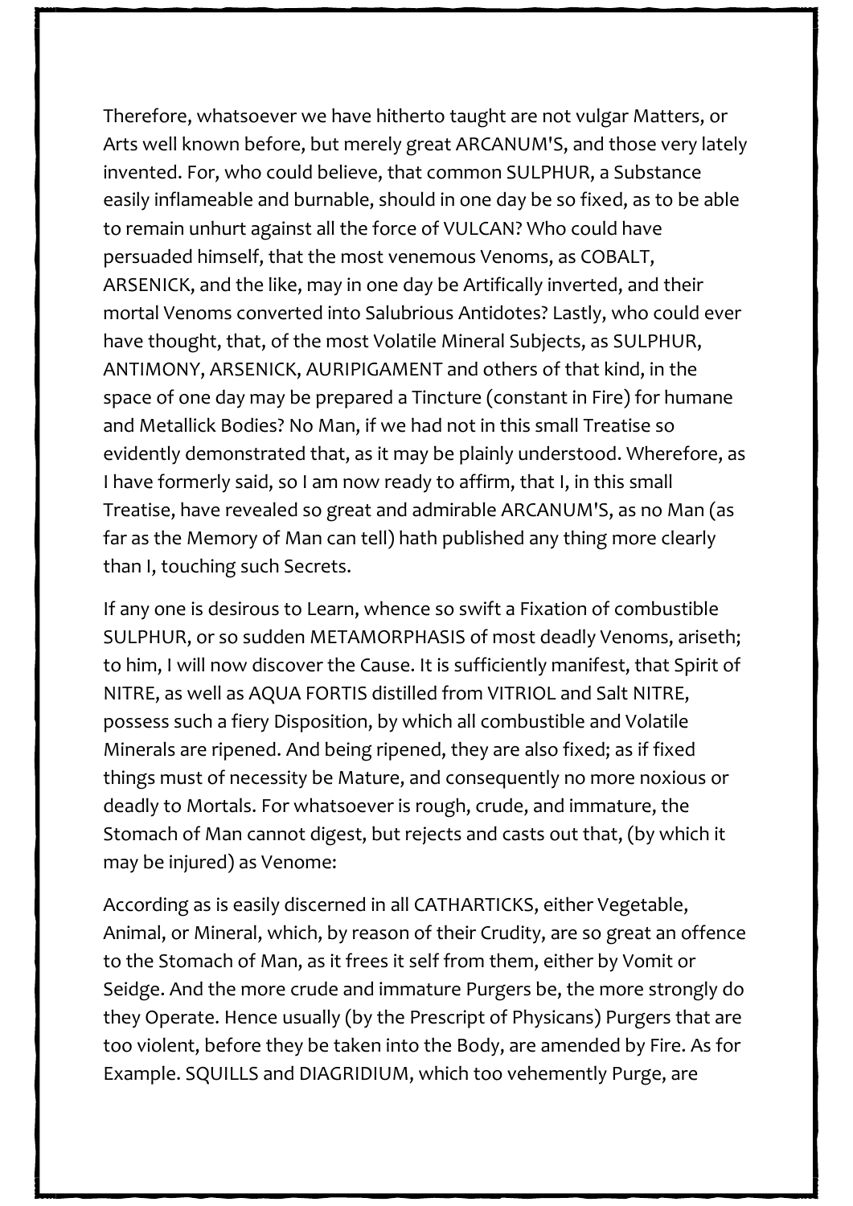Therefore, whatsoever we have hitherto taught are not vulgar Matters, or Arts well known before, but merely great ARCANUM'S, and those very lately invented. For, who could believe, that common SULPHUR, a Substance easily inflameable and burnable, should in one day be so fixed, as to be able to remain unhurt against all the force of VULCAN? Who could have persuaded himself, that the most venemous Venoms, as COBALT, ARSENICK, and the like, may in one day be Artifically inverted, and their mortal Venoms converted into Salubrious Antidotes? Lastly, who could ever have thought, that, of the most Volatile Mineral Subjects, as SULPHUR, ANTIMONY, ARSENICK, AURIPIGAMENT and others of that kind, in the space of one day may be prepared a Tincture (constant in Fire) for humane and Metallick Bodies? No Man, if we had not in this small Treatise so evidently demonstrated that, as it may be plainly understood. Wherefore, as I have formerly said, so I am now ready to affirm, that I, in this small Treatise, have revealed so great and admirable ARCANUM'S, as no Man (as far as the Memory of Man can tell) hath published any thing more clearly than I, touching such Secrets.

If any one is desirous to Learn, whence so swift a Fixation of combustible SULPHUR, or so sudden METAMORPHASIS of most deadly Venoms, ariseth; to him, I will now discover the Cause. It is sufficiently manifest, that Spirit of NITRE, as well as AQUA FORTIS distilled from VITRIOL and Salt NITRE, possess such a fiery Disposition, by which all combustible and Volatile Minerals are ripened. And being ripened, they are also fixed; as if fixed things must of necessity be Mature, and consequently no more noxious or deadly to Mortals. For whatsoever is rough, crude, and immature, the Stomach of Man cannot digest, but rejects and casts out that, (by which it may be injured) as Venome:

According as is easily discerned in all CATHARTICKS, either Vegetable, Animal, or Mineral, which, by reason of their Crudity, are so great an offence to the Stomach of Man, as it frees it self from them, either by Vomit or Seidge. And the more crude and immature Purgers be, the more strongly do they Operate. Hence usually (by the Prescript of Physicans) Purgers that are too violent, before they be taken into the Body, are amended by Fire. As for Example. SQUILLS and DIAGRIDIUM, which too vehemently Purge, are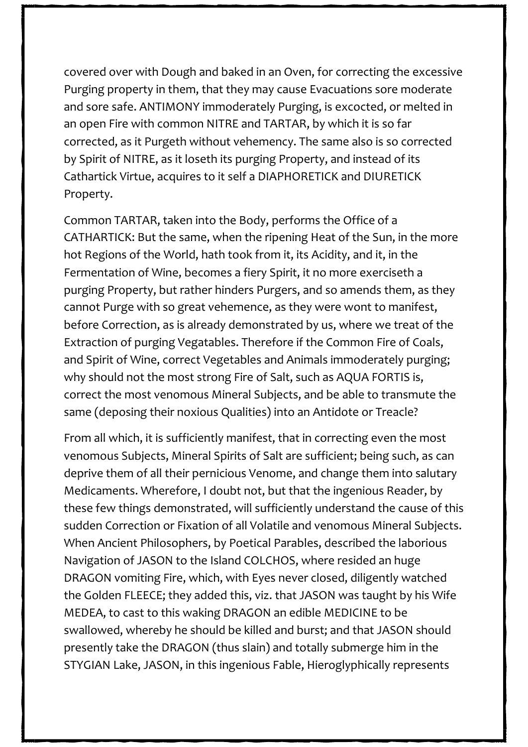covered over with Dough and baked in an Oven, for correcting the excessive Purging property in them, that they may cause Evacuations sore moderate and sore safe. ANTIMONY immoderately Purging, is excocted, or melted in an open Fire with common NITRE and TARTAR, by which it is so far corrected, as it Purgeth without vehemency. The same also is so corrected by Spirit of NITRE, as it loseth its purging Property, and instead of its Cathartick Virtue, acquires to it self a DIAPHORETICK and DIURETICK Property.

Common TARTAR, taken into the Body, performs the Office of a CATHARTICK: But the same, when the ripening Heat of the Sun, in the more hot Regions of the World, hath took from it, its Acidity, and it, in the Fermentation of Wine, becomes a fiery Spirit, it no more exerciseth a purging Property, but rather hinders Purgers, and so amends them, as they cannot Purge with so great vehemence, as they were wont to manifest, before Correction, as is already demonstrated by us, where we treat of the Extraction of purging Vegatables. Therefore if the Common Fire of Coals, and Spirit of Wine, correct Vegetables and Animals immoderately purging; why should not the most strong Fire of Salt, such as AQUA FORTIS is, correct the most venomous Mineral Subjects, and be able to transmute the same (deposing their noxious Qualities) into an Antidote or Treacle?

From all which, it is sufficiently manifest, that in correcting even the most venomous Subjects, Mineral Spirits of Salt are sufficient; being such, as can deprive them of all their pernicious Venome, and change them into salutary Medicaments. Wherefore, I doubt not, but that the ingenious Reader, by these few things demonstrated, will sufficiently understand the cause of this sudden Correction or Fixation of all Volatile and venomous Mineral Subjects. When Ancient Philosophers, by Poetical Parables, described the laborious Navigation of JASON to the Island COLCHOS, where resided an huge DRAGON vomiting Fire, which, with Eyes never closed, diligently watched the Golden FLEECE; they added this, viz. that JASON was taught by his Wife MEDEA, to cast to this waking DRAGON an edible MEDICINE to be swallowed, whereby he should be killed and burst; and that JASON should presently take the DRAGON (thus slain) and totally submerge him in the STYGIAN Lake, JASON, in this ingenious Fable, Hieroglyphically represents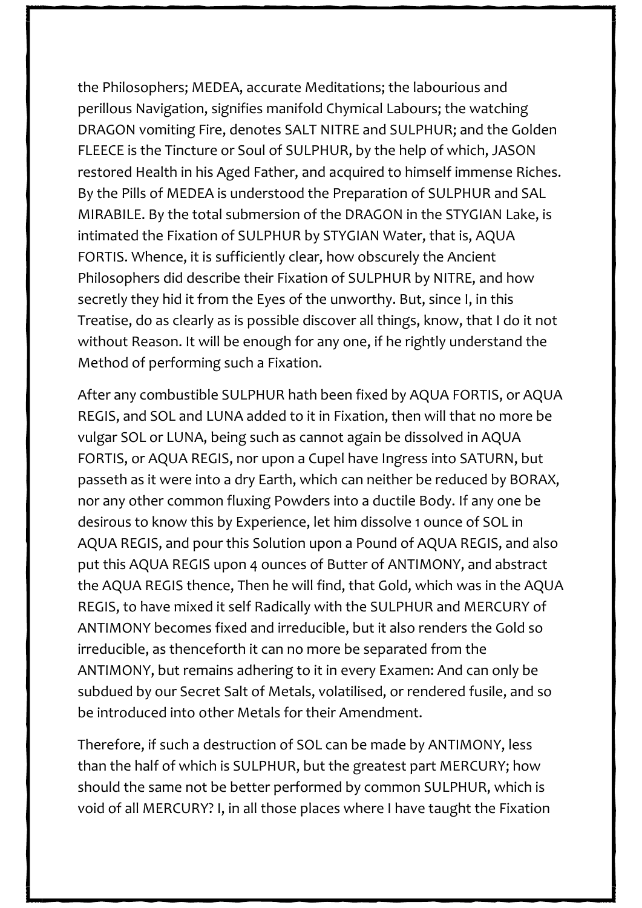the Philosophers; MEDEA, accurate Meditations; the labourious and perillous Navigation, signifies manifold Chymical Labours; the watching DRAGON vomiting Fire, denotes SALT NITRE and SULPHUR; and the Golden FLEECE is the Tincture or Soul of SULPHUR, by the help of which, JASON restored Health in his Aged Father, and acquired to himself immense Riches. By the Pills of MEDEA is understood the Preparation of SULPHUR and SAL MIRABILE. By the total submersion of the DRAGON in the STYGIAN Lake, is intimated the Fixation of SULPHUR by STYGIAN Water, that is, AQUA FORTIS. Whence, it is sufficiently clear, how obscurely the Ancient Philosophers did describe their Fixation of SULPHUR by NITRE, and how secretly they hid it from the Eyes of the unworthy. But, since I, in this Treatise, do as clearly as is possible discover all things, know, that I do it not without Reason. It will be enough for any one, if he rightly understand the Method of performing such a Fixation.

After any combustible SULPHUR hath been fixed by AQUA FORTIS, or AQUA REGIS, and SOL and LUNA added to it in Fixation, then will that no more be vulgar SOL or LUNA, being such as cannot again be dissolved in AQUA FORTIS, or AQUA REGIS, nor upon a Cupel have Ingress into SATURN, but passeth as it were into a dry Earth, which can neither be reduced by BORAX, nor any other common fluxing Powders into a ductile Body. If any one be desirous to know this by Experience, let him dissolve 1 ounce of SOL in AQUA REGIS, and pour this Solution upon a Pound of AQUA REGIS, and also put this AQUA REGIS upon 4 ounces of Butter of ANTIMONY, and abstract the AQUA REGIS thence, Then he will find, that Gold, which was in the AQUA REGIS, to have mixed it self Radically with the SULPHUR and MERCURY of ANTIMONY becomes fixed and irreducible, but it also renders the Gold so irreducible, as thenceforth it can no more be separated from the ANTIMONY, but remains adhering to it in every Examen: And can only be subdued by our Secret Salt of Metals, volatilised, or rendered fusile, and so be introduced into other Metals for their Amendment.

Therefore, if such a destruction of SOL can be made by ANTIMONY, less than the half of which is SULPHUR, but the greatest part MERCURY; how should the same not be better performed by common SULPHUR, which is void of all MERCURY? I, in all those places where I have taught the Fixation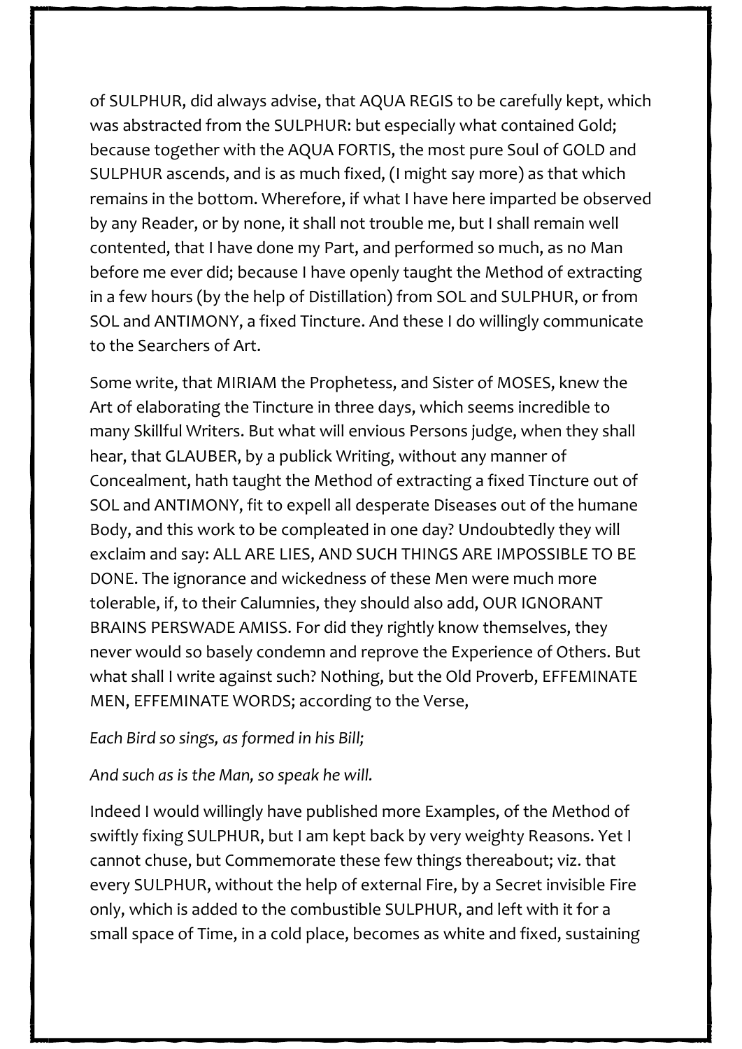of SULPHUR, did always advise, that AQUA REGIS to be carefully kept, which was abstracted from the SULPHUR: but especially what contained Gold; because together with the AQUA FORTIS, the most pure Soul of GOLD and SULPHUR ascends, and is as much fixed, (I might say more) as that which remains in the bottom. Wherefore, if what I have here imparted be observed by any Reader, or by none, it shall not trouble me, but I shall remain well contented, that I have done my Part, and performed so much, as no Man before me ever did; because I have openly taught the Method of extracting in a few hours (by the help of Distillation) from SOL and SULPHUR, or from SOL and ANTIMONY, a fixed Tincture. And these I do willingly communicate to the Searchers of Art.

Some write, that MIRIAM the Prophetess, and Sister of MOSES, knew the Art of elaborating the Tincture in three days, which seems incredible to many Skillful Writers. But what will envious Persons judge, when they shall hear, that GLAUBER, by a publick Writing, without any manner of Concealment, hath taught the Method of extracting a fixed Tincture out of SOL and ANTIMONY, fit to expell all desperate Diseases out of the humane Body, and this work to be compleated in one day? Undoubtedly they will exclaim and say: ALL ARE LIES, AND SUCH THINGS ARE IMPOSSIBLE TO BE DONE. The ignorance and wickedness of these Men were much more tolerable, if, to their Calumnies, they should also add, OUR IGNORANT BRAINS PERSWADE AMISS. For did they rightly know themselves, they never would so basely condemn and reprove the Experience of Others. But what shall I write against such? Nothing, but the Old Proverb, EFFEMINATE MEN, EFFEMINATE WORDS; according to the Verse,

*Each Bird so sings, as formed in his Bill;*

*And such as is the Man, so speak he will.*

Indeed I would willingly have published more Examples, of the Method of swiftly fixing SULPHUR, but I am kept back by very weighty Reasons. Yet I cannot chuse, but Commemorate these few things thereabout; viz. that every SULPHUR, without the help of external Fire, by a Secret invisible Fire only, which is added to the combustible SULPHUR, and left with it for a small space of Time, in a cold place, becomes as white and fixed, sustaining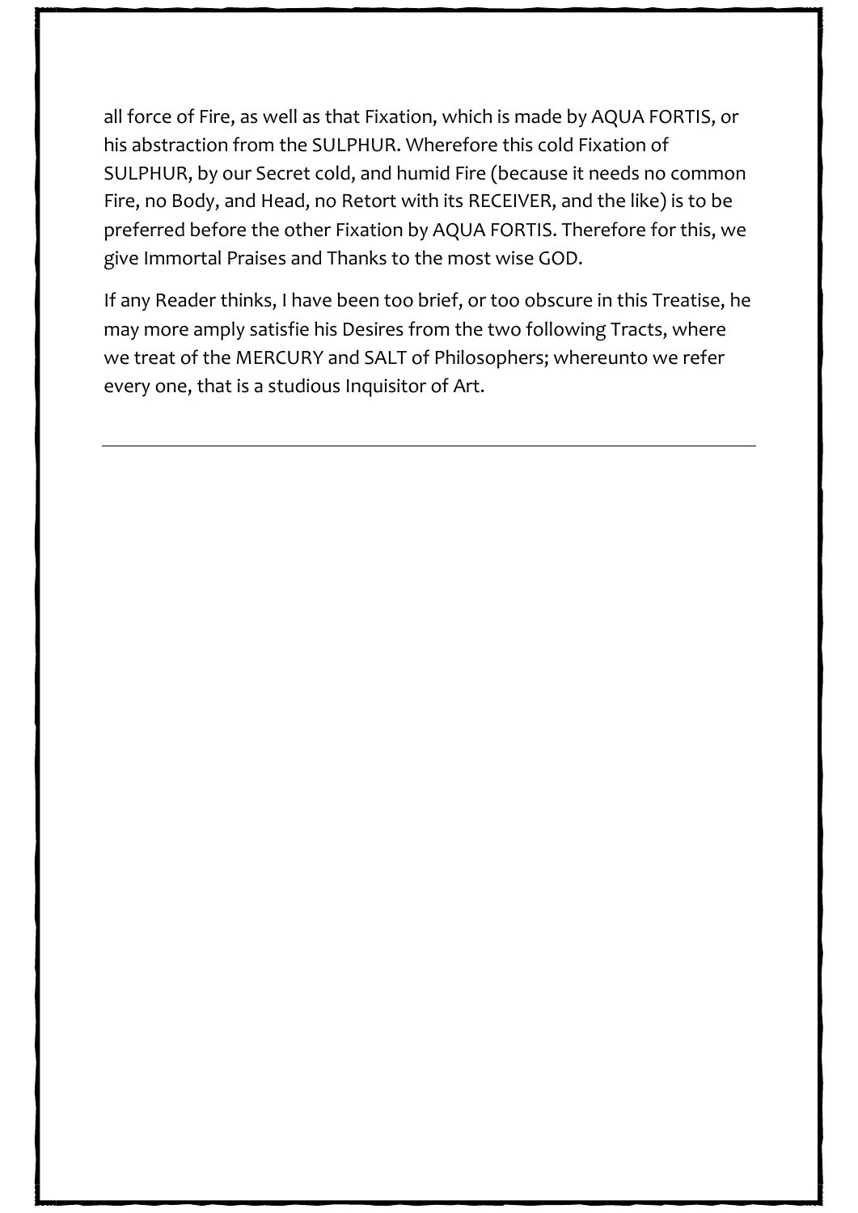all force of Fire, as well as that Fixation, which is made by AQUA FORTIS, or his abstraction from the SULPHUR. Wherefore this cold Fixation of SULPHUR, by our Secret cold, and humid Fire (because it needs no common Fire, no Body, and Head, no Retort with its RECEIVER, and the like) is to be preferred before the other Fixation by AQUA FORTIS. Therefore for this, we give Immortal Praises and Thanks to the most wise GOD.

If any Reader thinks, I have been too brief, or too obscure in this Treatise, he may more amply satisfie his Desires from the two following Tracts, where we treat of the MERCURY and SALT of Philosophers; whereunto we refer every one, that is a studious Inquisitor of Art.

---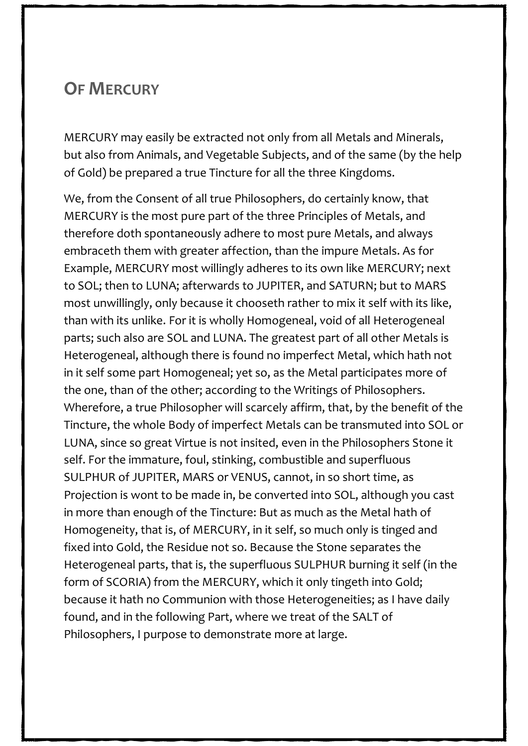## OF MERCURY

MERCURY may easily be extracted not only from all Metals and Minerals, but also from Animals, and Vegetable Subjects, and of the same (by the help of Gold) be prepared a true Tincture for all the three Kingdoms.

We, from the Consent of all true Philosophers, do certainly know, that MERCURY is the most pure part of the three Principles of Metals, and therefore doth spontaneously adhere to most pure Metals, and always embraceth them with greater affection, than the impure Metals. As for Example, MERCURY most willingly adheres to its own like MERCURY; next to SOL; then to LUNA; afterwards to JUPITER, and SATURN; but to MARS most unwillingly, only because it chooseth rather to mix it self with its like, than with its unlike. For it is wholly Homogeneal, void of all Heterogeneal parts; such also are SOL and LUNA. The greatest part of all other Metals is Heterogeneal, although there is found no imperfect Metal, which hath not in it self some part Homogeneal; yet so, as the Metal participates more of the one, than of the other; according to the Writings of Philosophers. Wherefore, a true Philosopher will scarcely affirm, that, by the benefit of the Tincture, the whole Body of imperfect Metals can be transmuted into SOL or LUNA, since so great Virtue is not insited, even in the Philosophers Stone it self. For the immature, foul, stinking, combustible and superfluous SULPHUR of JUPITER, MARS or VENUS, cannot, in so short time, as Projection is wont to be made in, be converted into SOL, although you cast in more than enough of the Tincture: But as much as the Metal hath of Homogeneity, that is, of MERCURY, in it self, so much only is tinged and fixed into Gold, the Residue not so. Because the Stone separates the Heterogeneal parts, that is, the superfluous SULPHUR burning it self (in the form of SCORIA) from the MERCURY, which it only tingeth into Gold; because it hath no Communion with those Heterogeneities; as I have daily found, and in the following Part, where we treat of the SALT of Philosophers, I purpose to demonstrate more at large.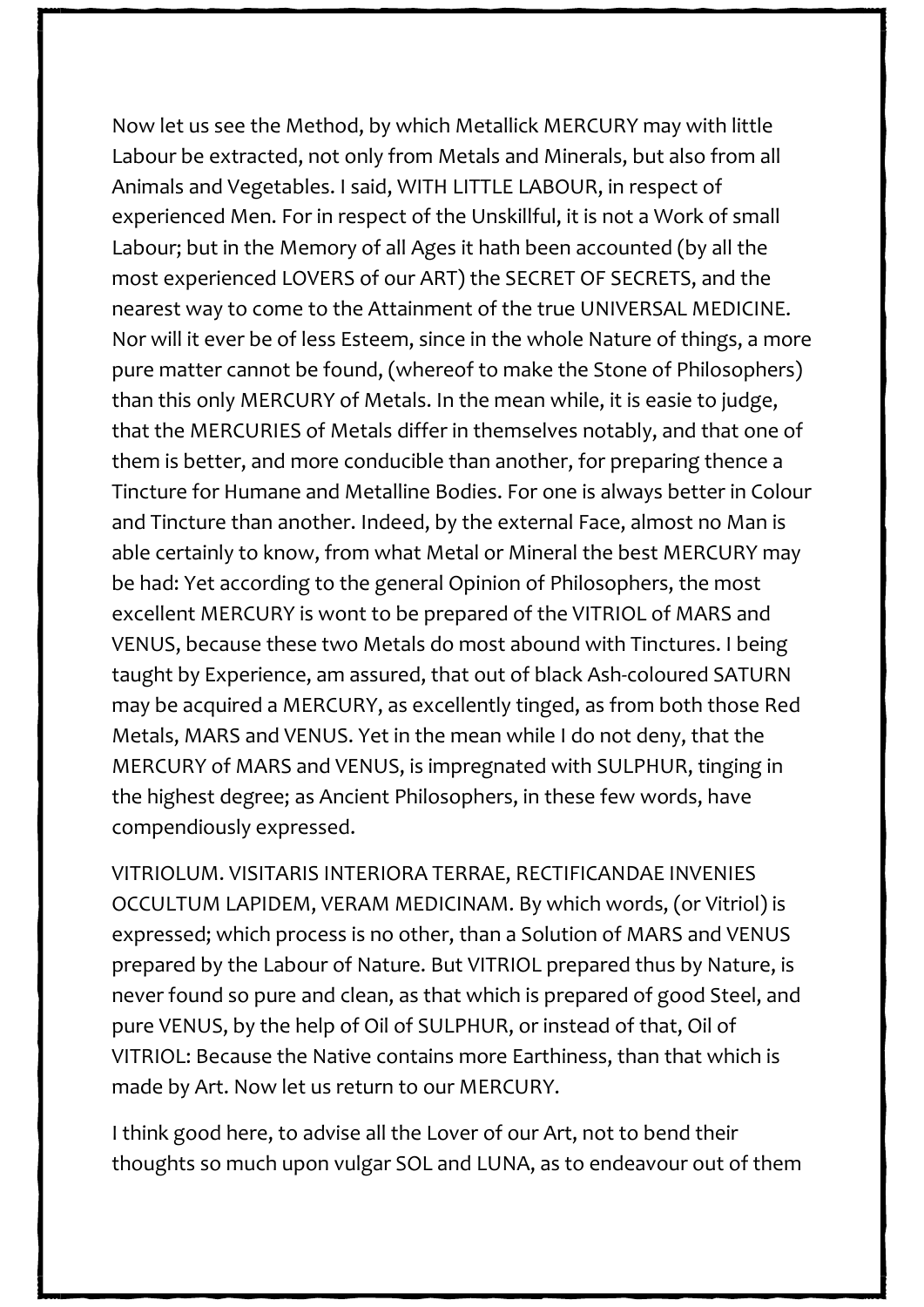Now let us see the Method, by which Metallick MERCURY may with little Labour be extracted, not only from Metals and Minerals, but also from all Animals and Vegetables. I said, WITH LITTLE LABOUR, in respect of experienced Men. For in respect of the Unskillful, it is not a Work of small Labour; but in the Memory of all Ages it hath been accounted (by all the most experienced LOVERS of our ART) the SECRET OF SECRETS, and the nearest way to come to the Attainment of the true UNIVERSAL MEDICINE. Nor will it ever be of less Esteem, since in the whole Nature of things, a more pure matter cannot be found, (whereof to make the Stone of Philosophers) than this only MERCURY of Metals. In the mean while, it is easie to judge, that the MERCURIES of Metals differ in themselves notably, and that one of them is better, and more conducible than another, for preparing thence a Tincture for Humane and Metalline Bodies. For one is always better in Colour and Tincture than another. Indeed, by the external Face, almost no Man is able certainly to know, from what Metal or Mineral the best MERCURY may be had: Yet according to the general Opinion of Philosophers, the most excellent MERCURY is wont to be prepared of the VITRIOL of MARS and VENUS, because these two Metals do most abound with Tinctures. I being taught by Experience, am assured, that out of black Ash-coloured SATURN may be acquired a MERCURY, as excellently tinged, as from both those Red Metals, MARS and VENUS. Yet in the mean while I do not deny, that the MERCURY of MARS and VENUS, is impregnated with SULPHUR, tinging in the highest degree; as Ancient Philosophers, in these few words, have compendiously expressed.

VITRIOLUM. VISITARIS INTERIORA TERRAE, RECTIFICANDAE INVENIES OCCULTUM LAPIDEM, VERAM MEDICINAM. By which words, (or Vitriol) is expressed; which process is no other, than a Solution of MARS and VENUS prepared by the Labour of Nature. But VITRIOL prepared thus by Nature, is never found so pure and clean, as that which is prepared of good Steel, and pure VENUS, by the help of Oil of SULPHUR, or instead of that, Oil of VITRIOL: Because the Native contains more Earthiness, than that which is made by Art. Now let us return to our MERCURY.

I think good here, to advise all the Lover of our Art, not to bend their thoughts so much upon vulgar SOL and LUNA, as to endeavour out of them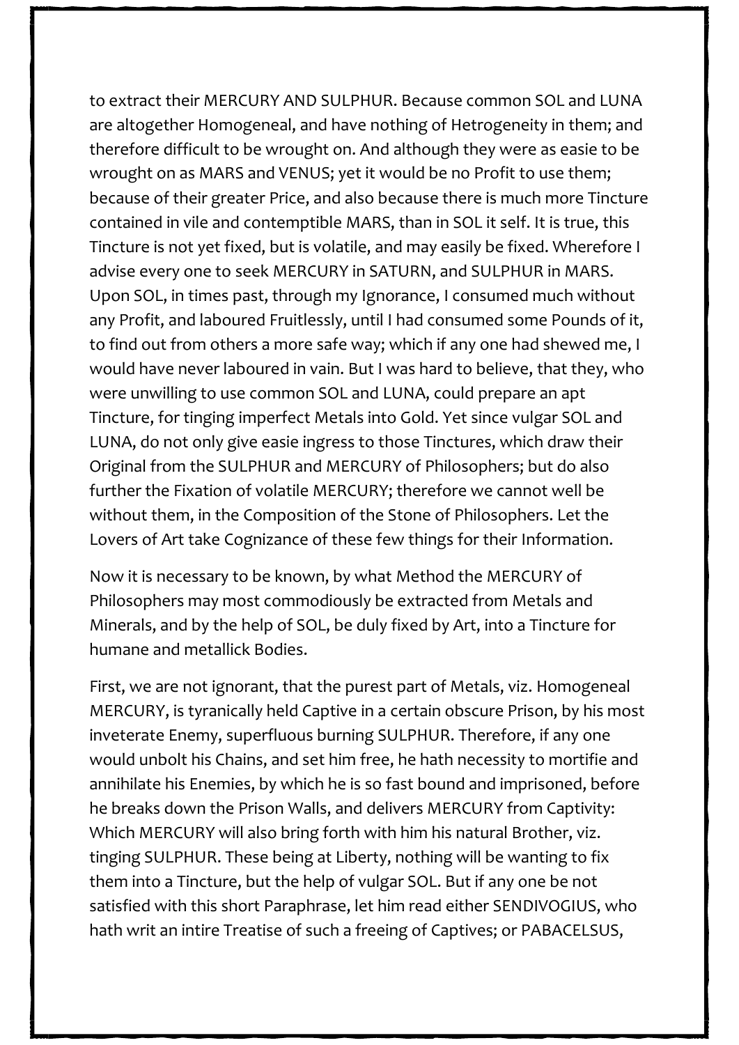to extract their MERCURY AND SULPHUR. Because common SOL and LUNA are altogether Homogeneal, and have nothing of Hetrogeneity in them; and therefore difficult to be wrought on. And although they were as easie to be wrought on as MARS and VENUS; yet it would be no Profit to use them; because of their greater Price, and also because there is much more Tincture contained in vile and contemptible MARS, than in SOL it self. It is true, this Tincture is not yet fixed, but is volatile, and may easily be fixed. Wherefore I advise every one to seek MERCURY in SATURN, and SULPHUR in MARS. Upon SOL, in times past, through my Ignorance, I consumed much without any Profit, and laboured Fruitlessly, until I had consumed some Pounds of it, to find out from others a more safe way; which if any one had shewed me, I would have never laboured in vain. But I was hard to believe, that they, who were unwilling to use common SOL and LUNA, could prepare an apt Tincture, for tinging imperfect Metals into Gold. Yet since vulgar SOL and LUNA, do not only give easie ingress to those Tinctures, which draw their Original from the SULPHUR and MERCURY of Philosophers; but do also further the Fixation of volatile MERCURY; therefore we cannot well be without them, in the Composition of the Stone of Philosophers. Let the Lovers of Art take Cognizance of these few things for their Information.

Now it is necessary to be known, by what Method the MERCURY of Philosophers may most commodiously be extracted from Metals and Minerals, and by the help of SOL, be duly fixed by Art, into a Tincture for humane and metallick Bodies.

First, we are not ignorant, that the purest part of Metals, viz. Homogeneal MERCURY, is tyranically held Captive in a certain obscure Prison, by his most inveterate Enemy, superfluous burning SULPHUR. Therefore, if any one would unbolt his Chains, and set him free, he hath necessity to mortifie and annihilate his Enemies, by which he is so fast bound and imprisoned, before he breaks down the Prison Walls, and delivers MERCURY from Captivity: Which MERCURY will also bring forth with him his natural Brother, viz. tinging SULPHUR. These being at Liberty, nothing will be wanting to fix them into a Tincture, but the help of vulgar SOL. But if any one be not satisfied with this short Paraphrase, let him read either SENDIVOGIUS, who hath writ an intire Treatise of such a freeing of Captives; or PABACELSUS,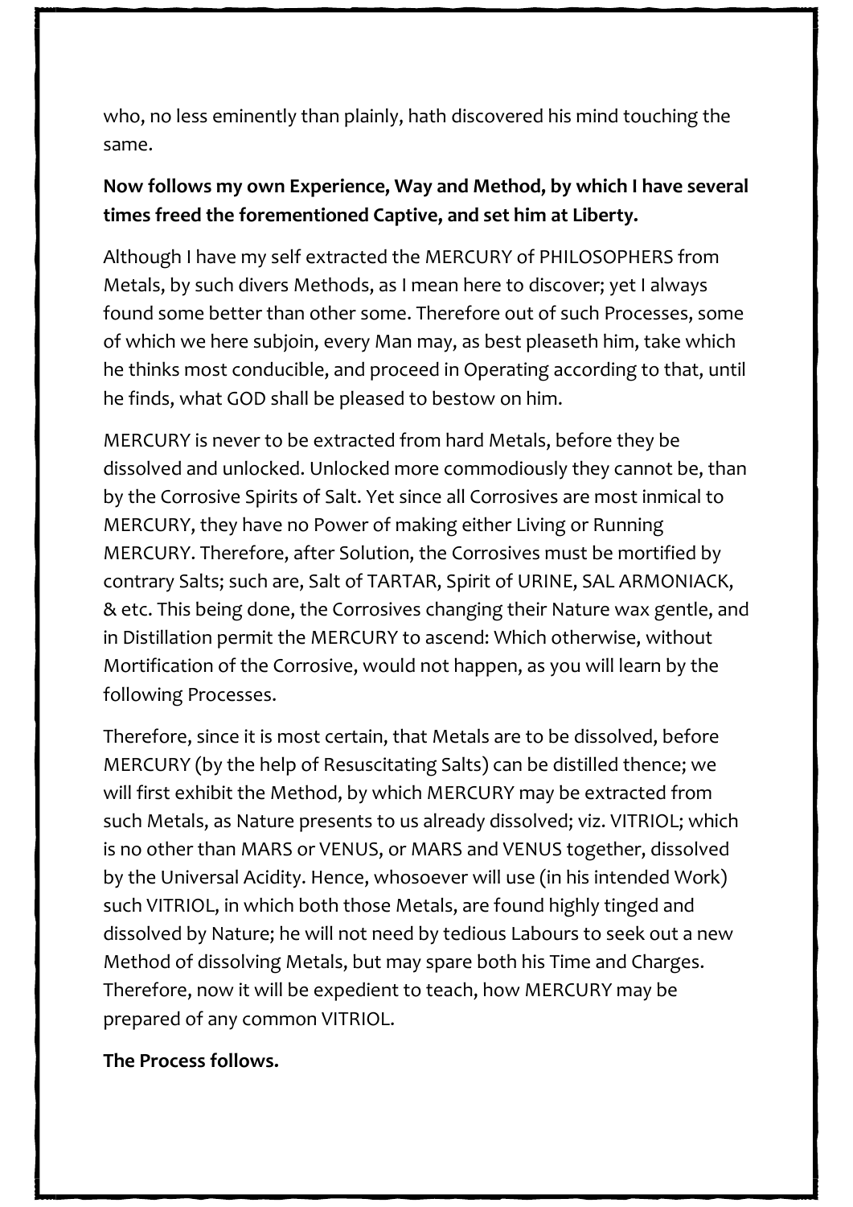who, no less eminently than plainly, hath discovered his mind touching the same.

**Now follows my own Experience, Way and Method, by which I have several times freed the forementioned Captive, and set him at Liberty.**

Although I have my self extracted the MERCURY of PHILOSOPHERS from Metals, by such divers Methods, as I mean here to discover; yet I always found some better than other some. Therefore out of such Processes, some of which we here subjoin, every Man may, as best pleaseth him, take which he thinks most conducible, and proceed in Operating according to that, until he finds, what GOD shall be pleased to bestow on him.

MERCURY is never to be extracted from hard Metals, before they be dissolved and unlocked. Unlocked more commodiously they cannot be, than by the Corrosive Spirits of Salt. Yet since all Corrosives are most inmical to MERCURY, they have no Power of making either Living or Running MERCURY. Therefore, after Solution, the Corrosives must be mortified by contrary Salts; such are, Salt of TARTAR, Spirit of URINE, SAL ARMONIACK, & etc. This being done, the Corrosives changing their Nature wax gentle, and in Distillation permit the MERCURY to ascend: Which otherwise, without Mortification of the Corrosive, would not happen, as you will learn by the following Processes.

Therefore, since it is most certain, that Metals are to be dissolved, before MERCURY (by the help of Resuscitating Salts) can be distilled thence; we will first exhibit the Method, by which MERCURY may be extracted from such Metals, as Nature presents to us already dissolved; viz. VITRIOL; which is no other than MARS or VENUS, or MARS and VENUS together, dissolved by the Universal Acidity. Hence, whosoever will use (in his intended Work) such VITRIOL, in which both those Metals, are found highly tinged and dissolved by Nature; he will not need by tedious Labours to seek out a new Method of dissolving Metals, but may spare both his Time and Charges. Therefore, now it will be expedient to teach, how MERCURY may be prepared of any common VITRIOL.

**The Process follows.**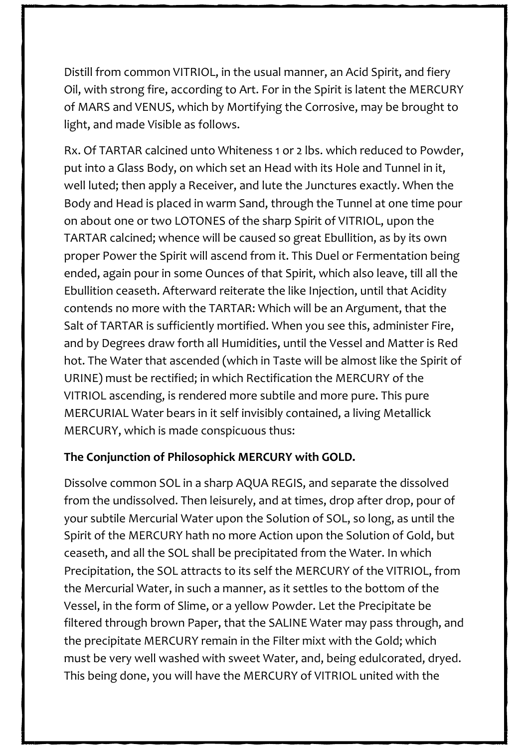Distill from common VITRIOL, in the usual manner, an Acid Spirit, and fiery Oil, with strong fire, according to Art. For in the Spirit is latent the MERCURY of MARS and VENUS, which by Mortifying the Corrosive, may be brought to light, and made Visible as follows.

Rx. Of TARTAR calcined unto Whiteness 1 or 2 lbs. which reduced to Powder, put into a Glass Body, on which set an Head with its Hole and Tunnel in it, well luted; then apply a Receiver, and lute the Junctures exactly. When the Body and Head is placed in warm Sand, through the Tunnel at one time pour on about one or two LOTONES of the sharp Spirit of VITRIOL, upon the TARTAR calcined; whence will be caused so great Ebullition, as by its own proper Power the Spirit will ascend from it. This Duel or Fermentation being ended, again pour in some Ounces of that Spirit, which also leave, till all the Ebullition ceaseth. Afterward reiterate the like Injection, until that Acidity contends no more with the TARTAR: Which will be an Argument, that the Salt of TARTAR is sufficiently mortified. When you see this, administer Fire, and by Degrees draw forth all Humidities, until the Vessel and Matter is Red hot. The Water that ascended (which in Taste will be almost like the Spirit of URINE) must be rectified; in which Rectification the MERCURY of the VITRIOL ascending, is rendered more subtile and more pure. This pure MERCURIAL Water bears in it self invisibly contained, a living Metallick MERCURY, which is made conspicuous thus:

**The Conjunction of Philosophick MERCURY with GOLD.**

Dissolve common SOL in a sharp AQUA REGIS, and separate the dissolved from the undissolved. Then leisurely, and at times, drop after drop, pour of your subtile Mercurial Water upon the Solution of SOL, so long, as until the Spirit of the MERCURY hath no more Action upon the Solution of Gold, but ceaseth, and all the SOL shall be precipitated from the Water. In which Precipitation, the SOL attracts to its self the MERCURY of the VITRIOL, from the Mercurial Water, in such a manner, as it settles to the bottom of the Vessel, in the form of Slime, or a yellow Powder. Let the Precipitate be filtered through brown Paper, that the SALINE Water may pass through, and the precipitate MERCURY remain in the Filter mixt with the Gold; which must be very well washed with sweet Water, and, being edulcorated, dryed. This being done, you will have the MERCURY of VITRIOL united with the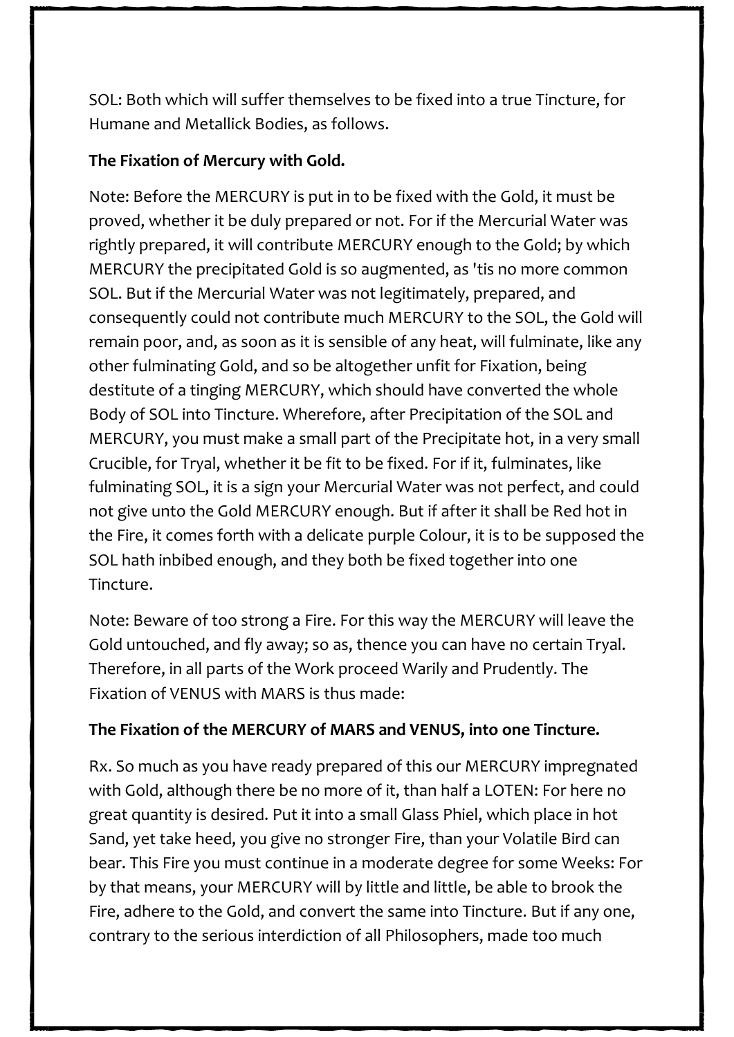SOL: Both which will suffer themselves to be fixed into a true Tincture, for Humane and Metallick Bodies, as follows.

**The Fixation of Mercury with Gold.**

Note: Before the MERCURY is put in to be fixed with the Gold, it must be proved, whether it be duly prepared or not. For if the Mercurial Water was rightly prepared, it will contribute MERCURY enough to the Gold; by which MERCURY the precipitated Gold is so augmented, as 'tis no more common SOL. But if the Mercurial Water was not legitimately, prepared, and consequently could not contribute much MERCURY to the SOL, the Gold will remain poor, and, as soon as it is sensible of any heat, will fulminate, like any other fulminating Gold, and so be altogether unfit for Fixation, being destitute of a tinging MERCURY, which should have converted the whole Body of SOL into Tincture. Wherefore, after Precipitation of the SOL and MERCURY, you must make a small part of the Precipitate hot, in a very small Crucible, for Tryal, whether it be fit to be fixed. For if it, fulminates, like fulminating SOL, it is a sign your Mercurial Water was not perfect, and could not give unto the Gold MERCURY enough. But if after it shall be Red hot in the Fire, it comes forth with a delicate purple Colour, it is to be supposed the SOL hath inbibed enough, and they both be fixed together into one Tincture.

Note: Beware of too strong a Fire. For this way the MERCURY will leave the Gold untouched, and fly away; so as, thence you can have no certain Tryal. Therefore, in all parts of the Work proceed Warily and Prudently. The Fixation of VENUS with MARS is thus made:

**The Fixation of the MERCURY of MARS and VENUS, into one Tincture.**

Rx. So much as you have ready prepared of this our MERCURY impregnated with Gold, although there be no more of it, than half a LOTEN: For here no great quantity is desired. Put it into a small Glass Phiel, which place in hot Sand, yet take heed, you give no stronger Fire, than your Volatile Bird can bear. This Fire you must continue in a moderate degree for some Weeks: For by that means, your MERCURY will by little and little, be able to brook the Fire, adhere to the Gold, and convert the same into Tincture. But if any one, contrary to the serious interdiction of all Philosophers, made too much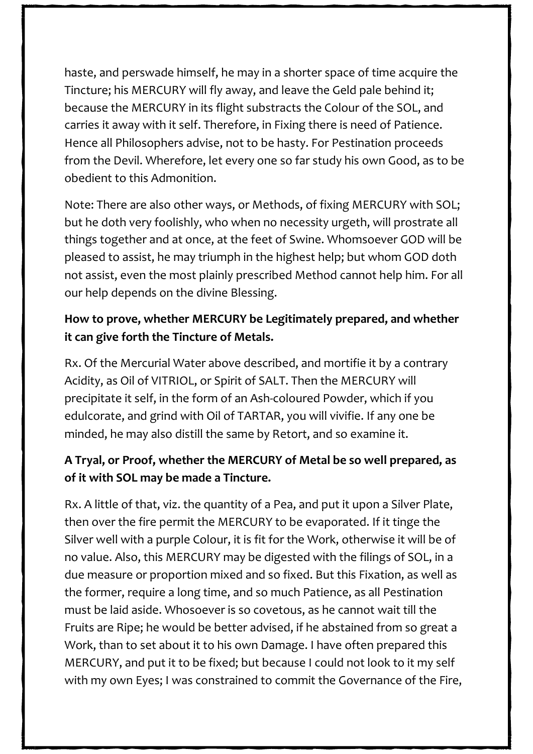haste, and perswade himself, he may in a shorter space of time acquire the Tincture; his MERCURY will fly away, and leave the Geld pale behind it; because the MERCURY in its flight substracts the Colour of the SOL, and carries it away with it self. Therefore, in Fixing there is need of Patience. Hence all Philosophers advise, not to be hasty. For Pestination proceeds from the Devil. Wherefore, let every one so far study his own Good, as to be obedient to this Admonition.

Note: There are also other ways, or Methods, of fixing MERCURY with SOL; but he doth very foolishly, who when no necessity urgeth, will prostrate all things together and at once, at the feet of Swine. Whomsoever GOD will be pleased to assist, he may triumph in the highest help; but whom GOD doth not assist, even the most plainly prescribed Method cannot help him. For all our help depends on the divine Blessing.

**How to prove, whether MERCURY be Legitimately prepared, and whether it can give forth the Tincture of Metals.**

Rx. Of the Mercurial Water above described, and mortifie it by a contrary Acidity, as Oil of VITRIOL, or Spirit of SALT. Then the MERCURY will precipitate it self, in the form of an Ash-coloured Powder, which if you edulcorate, and grind with Oil of TARTAR, you will vivifie. If any one be minded, he may also distill the same by Retort, and so examine it.

**A Tryal, or Proof, whether the MERCURY of Metal be so well prepared, as of it with SOL may be made a Tincture.**

Rx. A little of that, viz. the quantity of a Pea, and put it upon a Silver Plate, then over the fire permit the MERCURY to be evaporated. If it tinge the Silver well with a purple Colour, it is fit for the Work, otherwise it will be of no value. Also, this MERCURY may be digested with the filings of SOL, in a due measure or proportion mixed and so fixed. But this Fixation, as well as the former, require a long time, and so much Patience, as all Pestination must be laid aside. Whosoever is so covetous, as he cannot wait till the Fruits are Ripe; he would be better advised, if he abstained from so great a Work, than to set about it to his own Damage. I have often prepared this MERCURY, and put it to be fixed; but because I could not look to it my self with my own Eyes; I was constrained to commit the Governance of the Fire,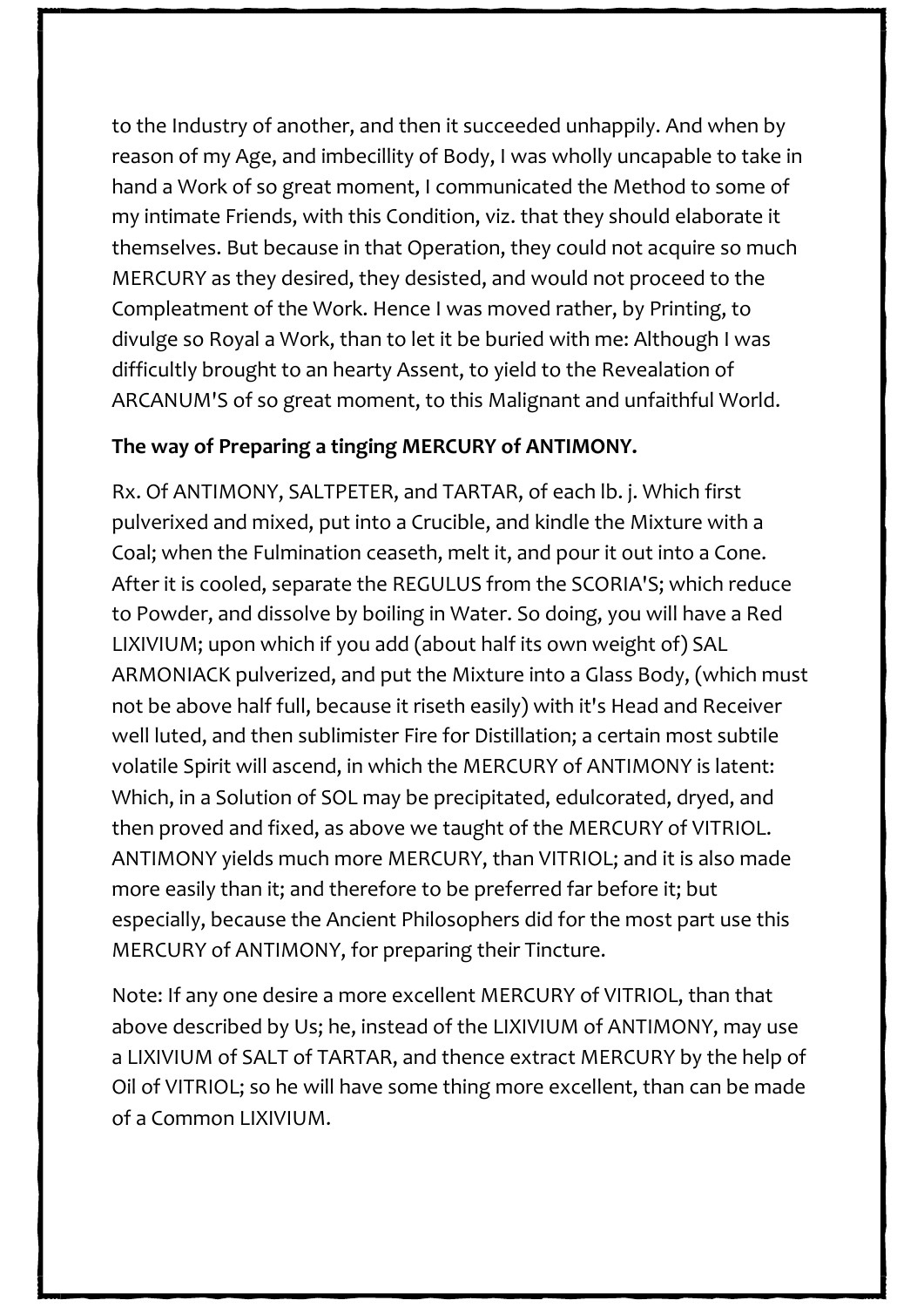to the Industry of another, and then it succeeded unhappily. And when by reason of my Age, and imbecillity of Body, I was wholly uncapable to take in hand a Work of so great moment, I communicated the Method to some of my intimate Friends, with this Condition, viz. that they should elaborate it themselves. But because in that Operation, they could not acquire so much MERCURY as they desired, they desisted, and would not proceed to the Compleatment of the Work. Hence I was moved rather, by Printing, to divulge so Royal a Work, than to let it be buried with me: Although I was difficultly brought to an hearty Assent, to yield to the Revealation of ARCANUM'S of so great moment, to this Malignant and unfaithful World.

**The way of Preparing a tinging MERCURY of ANTIMONY.**

Rx. Of ANTIMONY, SALTPETER, and TARTAR, of each lb. j. Which first pulverixed and mixed, put into a Crucible, and kindle the Mixture with a Coal; when the Fulmination ceaseth, melt it, and pour it out into a Cone. After it is cooled, separate the REGULUS from the SCORIA'S; which reduce to Powder, and dissolve by boiling in Water. So doing, you will have a Red LIXIVIUM; upon which if you add (about half its own weight of) SAL ARMONIACK pulverized, and put the Mixture into a Glass Body, (which must not be above half full, because it riseth easily) with it's Head and Receiver well luted, and then sublimister Fire for Distillation; a certain most subtile volatile Spirit will ascend, in which the MERCURY of ANTIMONY is latent: Which, in a Solution of SOL may be precipitated, edulcorated, dryed, and then proved and fixed, as above we taught of the MERCURY of VITRIOL. ANTIMONY yields much more MERCURY, than VITRIOL; and it is also made more easily than it; and therefore to be preferred far before it; but especially, because the Ancient Philosophers did for the most part use this MERCURY of ANTIMONY, for preparing their Tincture.

Note: If any one desire a more excellent MERCURY of VITRIOL, than that above described by Us; he, instead of the LIXIVIUM of ANTIMONY, may use a LIXIVIUM of SALT of TARTAR, and thence extract MERCURY by the help of Oil of VITRIOL; so he will have some thing more excellent, than can be made of a Common LIXIVIUM.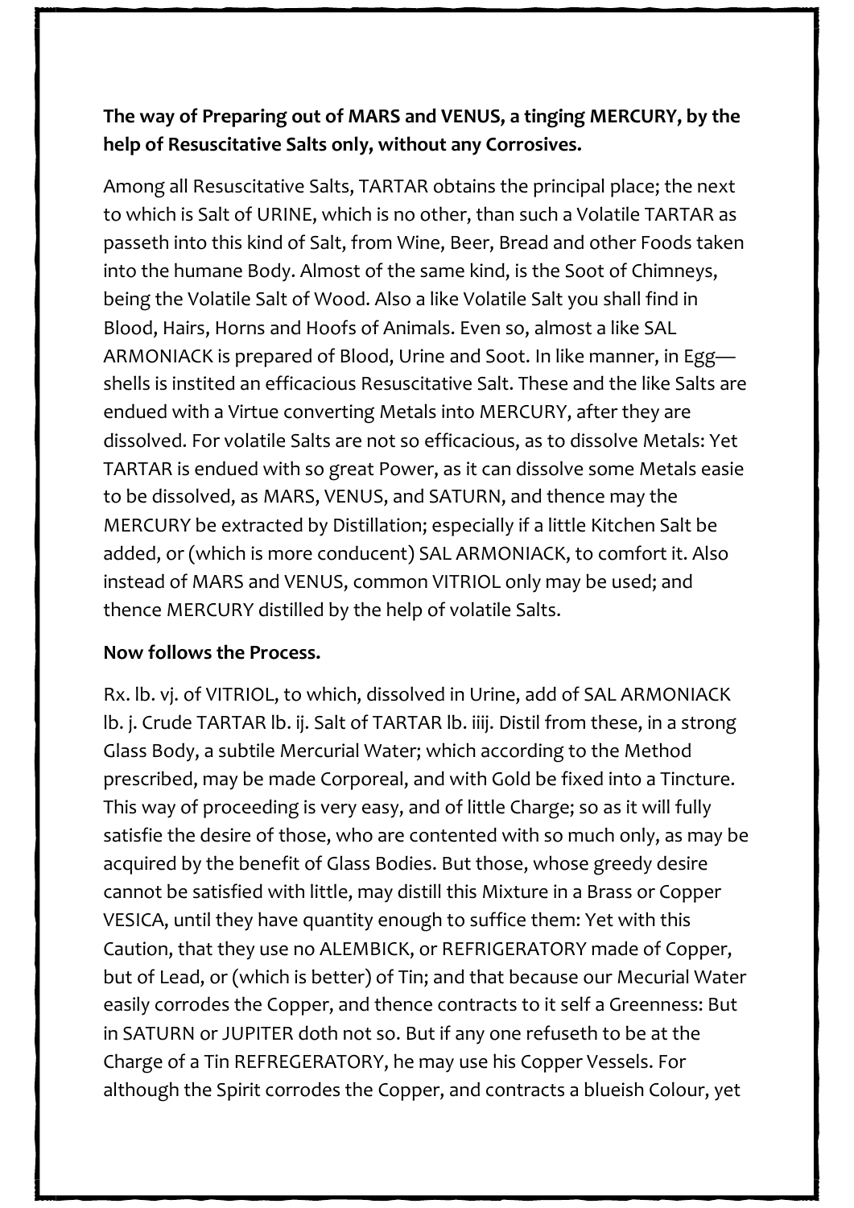**The way of Preparing out of MARS and VENUS, a tinging MERCURY, by the help of Resuscitative Salts only, without any Corrosives.**

Among all Resuscitative Salts, TARTAR obtains the principal place; the next to which is Salt of URINE, which is no other, than such a Volatile TARTAR as passeth into this kind of Salt, from Wine, Beer, Bread and other Foods taken into the humane Body. Almost of the same kind, is the Soot of Chimneys, being the Volatile Salt of Wood. Also a like Volatile Salt you shall find in Blood, Hairs, Horns and Hoofs of Animals. Even so, almost a like SAL ARMONIACK is prepared of Blood, Urine and Soot. In like manner, in Egg—shells is instited an efficacious Resuscitative Salt. These and the like Salts are endued with a Virtue converting Metals into MERCURY, after they are dissolved. For volatile Salts are not so efficacious, as to dissolve Metals: Yet TARTAR is endued with so great Power, as it can dissolve some Metals easie to be dissolved, as MARS, VENUS, and SATURN, and thence may the MERCURY be extracted by Distillation; especially if a little Kitchen Salt be added, or (which is more conducent) SAL ARMONIACK, to comfort it. Also instead of MARS and VENUS, common VITRIOL only may be used; and thence MERCURY distilled by the help of volatile Salts.

**Now follows the Process.**

Rx. lb. vj. of VITRIOL, to which, dissolved in Urine, add of SAL ARMONIACK lb. j. Crude TARTAR lb. ij. Salt of TARTAR lb. iiij. Distil from these, in a strong Glass Body, a subtile Mercurial Water; which according to the Method prescribed, may be made Corporeal, and with Gold be fixed into a Tincture. This way of proceeding is very easy, and of little Charge; so as it will fully satisfie the desire of those, who are contented with so much only, as may be acquired by the benefit of Glass Bodies. But those, whose greedy desire cannot be satisfied with little, may distill this Mixture in a Brass or Copper VESICA, until they have quantity enough to suffice them: Yet with this Caution, that they use no ALEMBICK, or REFRIGERATORY made of Copper, but of Lead, or (which is better) of Tin; and that because our Mecurial Water easily corrodes the Copper, and thence contracts to it self a Greenness: But in SATURN or JUPITER doth not so. But if any one refuseth to be at the Charge of a Tin REFREGERATORY, he may use his Copper Vessels. For although the Spirit corrodes the Copper, and contracts a blueish Colour, yet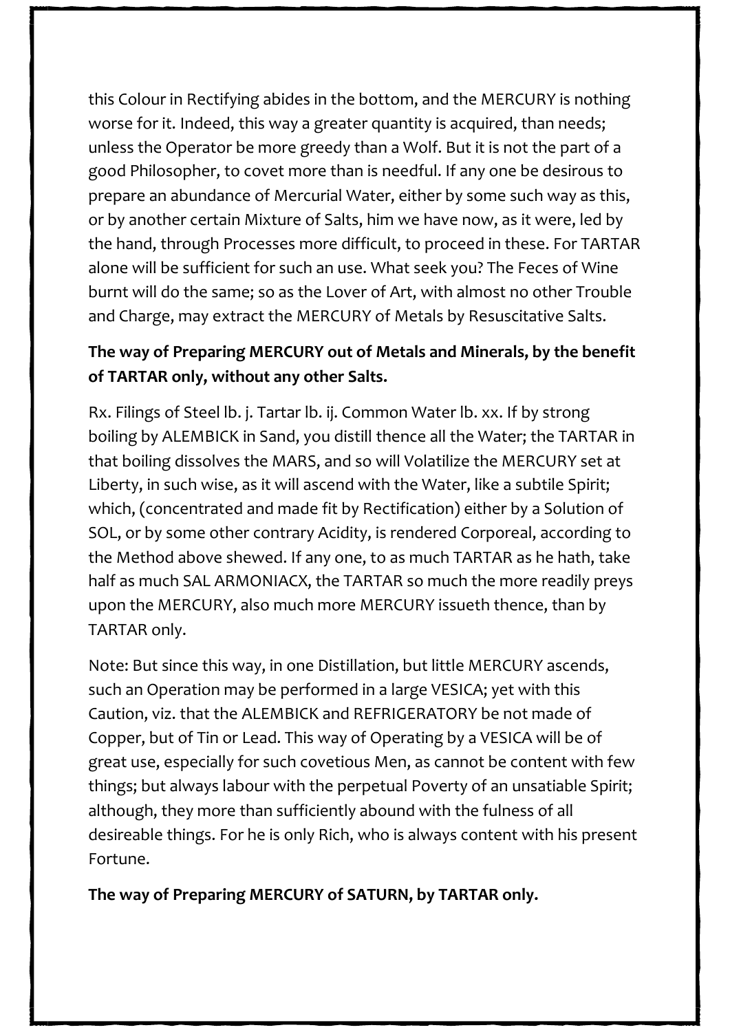this Colour in Rectifying abides in the bottom, and the MERCURY is nothing worse for it. Indeed, this way a greater quantity is acquired, than needs; unless the Operator be more greedy than a Wolf. But it is not the part of a good Philosopher, to covet more than is needful. If any one be desirous to prepare an abundance of Mercurial Water, either by some such way as this, or by another certain Mixture of Salts, him we have now, as it were, led by the hand, through Processes more difficult, to proceed in these. For TARTAR alone will be sufficient for such an use. What seek you? The Feces of Wine burnt will do the same; so as the Lover of Art, with almost no other Trouble and Charge, may extract the MERCURY of Metals by Resuscitative Salts.

**The way of Preparing MERCURY out of Metals and Minerals, by the benefit of TARTAR only, without any other Salts.**

Rx. Filings of Steel lb. j. Tartar lb. ij. Common Water lb. xx. If by strong boiling by ALEMBICK in Sand, you distill thence all the Water; the TARTAR in that boiling dissolves the MARS, and so will Volatilize the MERCURY set at Liberty, in such wise, as it will ascend with the Water, like a subtile Spirit; which, (concentrated and made fit by Rectification) either by a Solution of SOL, or by some other contrary Acidity, is rendered Corporeal, according to the Method above shewed. If any one, to as much TARTAR as he hath, take half as much SAL ARMONIACX, the TARTAR so much the more readily preys upon the MERCURY, also much more MERCURY issueth thence, than by TARTAR only.

Note: But since this way, in one Distillation, but little MERCURY ascends, such an Operation may be performed in a large VESICA; yet with this Caution, viz. that the ALEMBICK and REFRIGERATORY be not made of Copper, but of Tin or Lead. This way of Operating by a VESICA will be of great use, especially for such covetious Men, as cannot be content with few things; but always labour with the perpetual Poverty of an unsatiable Spirit; although, they more than sufficiently abound with the fulness of all desireable things. For he is only Rich, who is always content with his present Fortune.

**The way of Preparing MERCURY of SATURN, by TARTAR only.**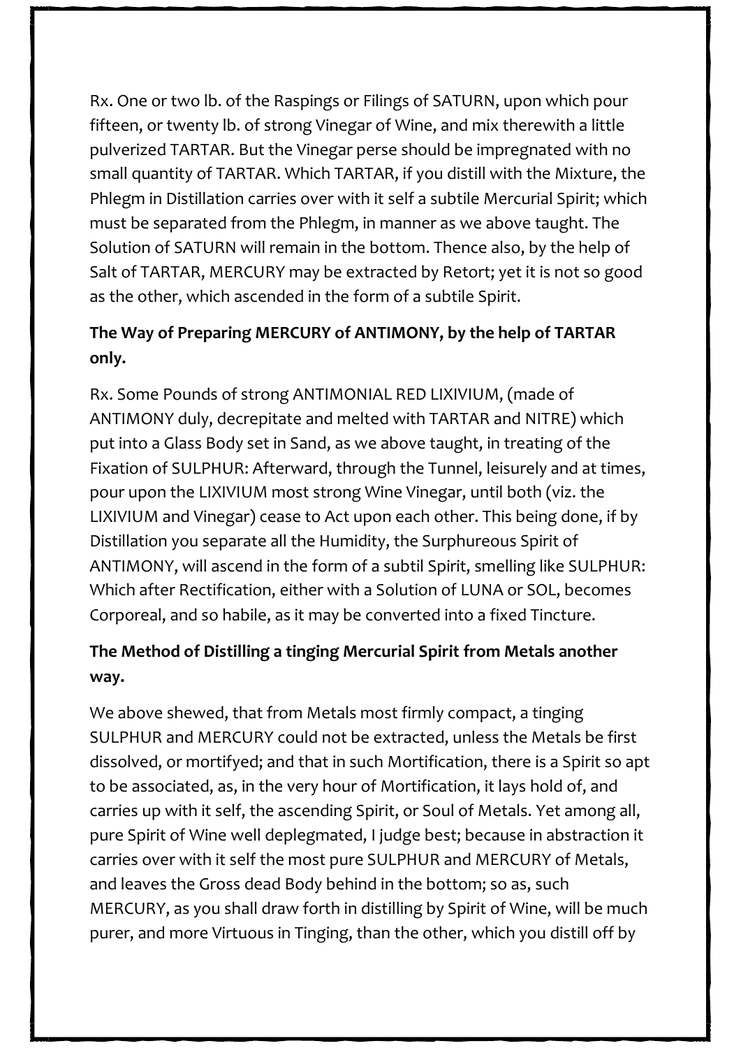Rx. One or two lb. of the Raspings or Filings of SATURN, upon which pour fifteen, or twenty lb. of strong Vinegar of Wine, and mix therewith a little pulverized TARTAR. But the Vinegar perse should be impregnated with no small quantity of TARTAR. Which TARTAR, if you distill with the Mixture, the Phlegm in Distillation carries over with it self a subtile Mercurial Spirit; which must be separated from the Phlegm, in manner as we above taught. The Solution of SATURN will remain in the bottom. Thence also, by the help of Salt of TARTAR, MERCURY may be extracted by Retort; yet it is not so good as the other, which ascended in the form of a subtile Spirit.

**The Way of Preparing MERCURY of ANTIMONY, by the help of TARTAR only.**

Rx. Some Pounds of strong ANTIMONIAL RED LIXIVIUM, (made of ANTIMONY duly, decrepitate and melted with TARTAR and NITRE) which put into a Glass Body set in Sand, as we above taught, in treating of the Fixation of SULPHUR: Afterward, through the Tunnel, leisurely and at times, pour upon the LIXIVIUM most strong Wine Vinegar, until both (viz. the LIXIVIUM and Vinegar) cease to Act upon each other. This being done, if by Distillation you separate all the Humidity, the Surphureous Spirit of ANTIMONY, will ascend in the form of a subtil Spirit, smelling like SULPHUR: Which after Rectification, either with a Solution of LUNA or SOL, becomes Corporeal, and so habile, as it may be converted into a fixed Tincture.

**The Method of Distilling a tinging Mercurial Spirit from Metals another way.**

We above shewed, that from Metals most firmly compact, a tinging SULPHUR and MERCURY could not be extracted, unless the Metals be first dissolved, or mortifyed; and that in such Mortification, there is a Spirit so apt to be associated, as, in the very hour of Mortification, it lays hold of, and carries up with it self, the ascending Spirit, or Soul of Metals. Yet among all, pure Spirit of Wine well deplegmated, I judge best; because in abstraction it carries over with it self the most pure SULPHUR and MERCURY of Metals, and leaves the Gross dead Body behind in the bottom; so as, such MERCURY, as you shall draw forth in distilling by Spirit of Wine, will be much purer, and more Virtuous in Tinging, than the other, which you distill off by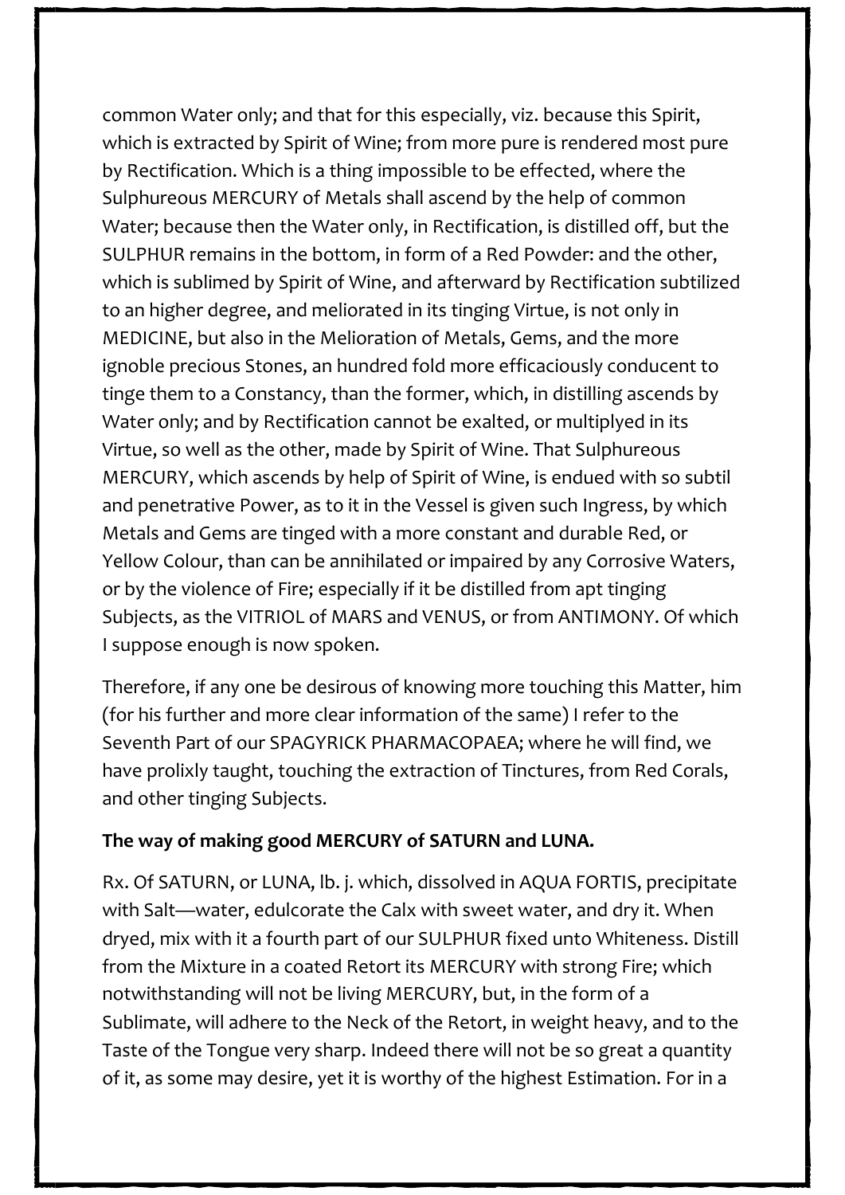common Water only; and that for this especially, viz. because this Spirit, which is extracted by Spirit of Wine; from more pure is rendered most pure by Rectification. Which is a thing impossible to be effected, where the Sulphureous MERCURY of Metals shall ascend by the help of common Water; because then the Water only, in Rectification, is distilled off, but the SULPHUR remains in the bottom, in form of a Red Powder: and the other, which is sublimed by Spirit of Wine, and afterward by Rectification subtilized to an higher degree, and meliorated in its tinging Virtue, is not only in MEDICINE, but also in the Melioration of Metals, Gems, and the more ignoble precious Stones, an hundred fold more efficaciously conducent to tinge them to a Constancy, than the former, which, in distilling ascends by Water only; and by Rectification cannot be exalted, or multiplyed in its Virtue, so well as the other, made by Spirit of Wine. That Sulphureous MERCURY, which ascends by help of Spirit of Wine, is endued with so subtil and penetrative Power, as to it in the Vessel is given such Ingress, by which Metals and Gems are tinged with a more constant and durable Red, or Yellow Colour, than can be annihilated or impaired by any Corrosive Waters, or by the violence of Fire; especially if it be distilled from apt tinging Subjects, as the VITRIOL of MARS and VENUS, or from ANTIMONY. Of which I suppose enough is now spoken.

Therefore, if any one be desirous of knowing more touching this Matter, him (for his further and more clear information of the same) I refer to the Seventh Part of our SPAGYRICK PHARMACOPAEA; where he will find, we have prolixly taught, touching the extraction of Tinctures, from Red Corals, and other tinging Subjects.

**The way of making good MERCURY of SATURN and LUNA.**

Rx. Of SATURN, or LUNA, lb. j. which, dissolved in AQUA FORTIS, precipitate with Salt—water, edulcorate the Calx with sweet water, and dry it. When dryed, mix with it a fourth part of our SULPHUR fixed unto Whiteness. Distill from the Mixture in a coated Retort its MERCURY with strong Fire; which notwithstanding will not be living MERCURY, but, in the form of a Sublimate, will adhere to the Neck of the Retort, in weight heavy, and to the Taste of the Tongue very sharp. Indeed there will not be so great a quantity of it, as some may desire, yet it is worthy of the highest Estimation. For in a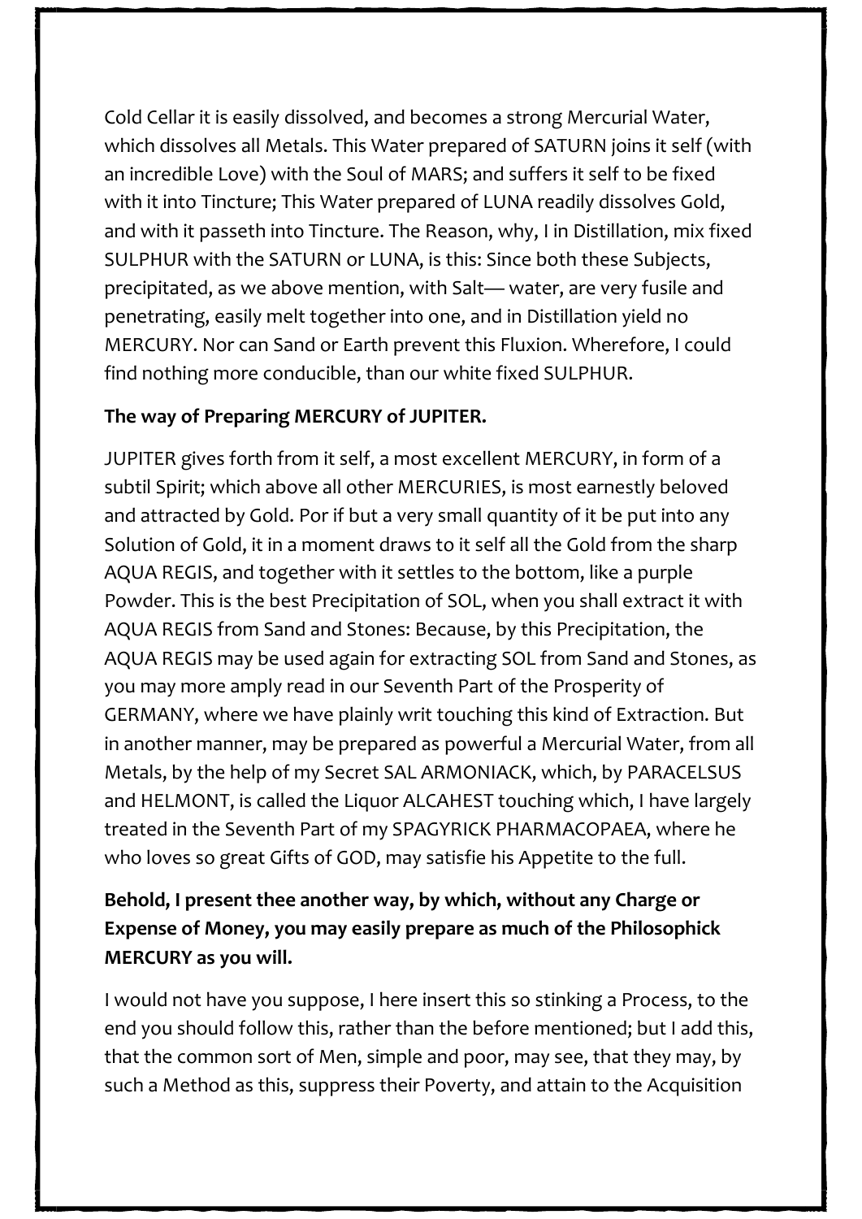Cold Cellar it is easily dissolved, and becomes a strong Mercurial Water, which dissolves all Metals. This Water prepared of SATURN joins it self (with an incredible Love) with the Soul of MARS; and suffers it self to be fixed with it into Tincture; This Water prepared of LUNA readily dissolves Gold, and with it passeth into Tincture. The Reason, why, I in Distillation, mix fixed SULPHUR with the SATURN or LUNA, is this: Since both these Subjects, precipitated, as we above mention, with Salt— water, are very fusile and penetrating, easily melt together into one, and in Distillation yield no MERCURY. Nor can Sand or Earth prevent this Fluxion. Wherefore, I could find nothing more conducible, than our white fixed SULPHUR.

**The way of Preparing MERCURY of JUPITER.**

JUPITER gives forth from it self, a most excellent MERCURY, in form of a subtil Spirit; which above all other MERCURIES, is most earnestly beloved and attracted by Gold. Por if but a very small quantity of it be put into any Solution of Gold, it in a moment draws to it self all the Gold from the sharp AQUA REGIS, and together with it settles to the bottom, like a purple Powder. This is the best Precipitation of SOL, when you shall extract it with AQUA REGIS from Sand and Stones: Because, by this Precipitation, the AQUA REGIS may be used again for extracting SOL from Sand and Stones, as you may more amply read in our Seventh Part of the Prosperity of GERMANY, where we have plainly writ touching this kind of Extraction. But in another manner, may be prepared as powerful a Mercurial Water, from all Metals, by the help of my Secret SAL ARMONIACK, which, by PARACELSUS and HELMONT, is called the Liquor ALCAHEST touching which, I have largely treated in the Seventh Part of my SPAGYRICK PHARMACOPAEA, where he who loves so great Gifts of GOD, may satisfie his Appetite to the full.

**Behold, I present thee another way, by which, without any Charge or Expense of Money, you may easily prepare as much of the Philosophick MERCURY as you will.**

I would not have you suppose, I here insert this so stinking a Process, to the end you should follow this, rather than the before mentioned; but I add this, that the common sort of Men, simple and poor, may see, that they may, by such a Method as this, suppress their Poverty, and attain to the Acquisition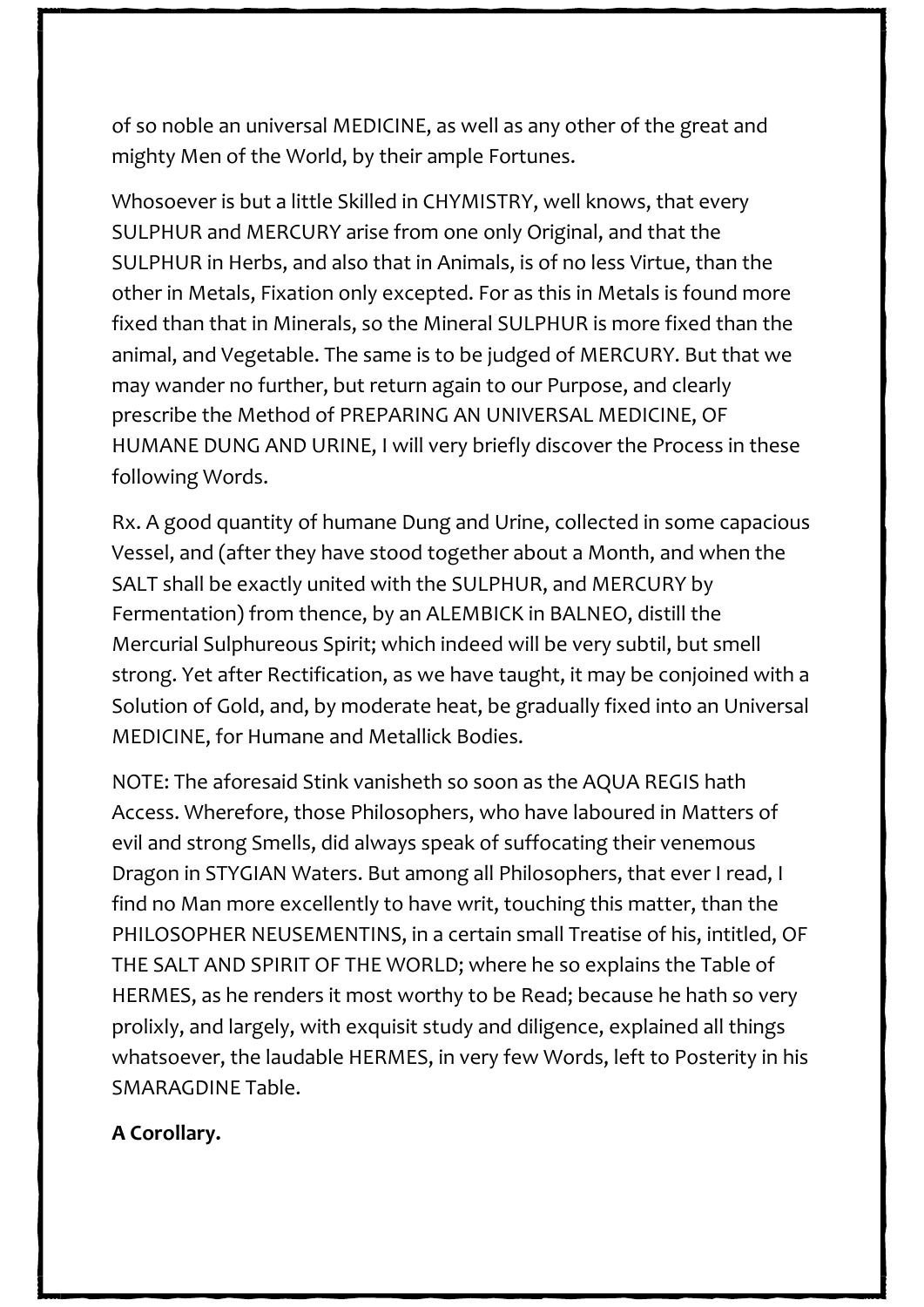of so noble an universal MEDICINE, as well as any other of the great and mighty Men of the World, by their ample Fortunes.

Whosoever is but a little Skilled in CHYMISTRY, well knows, that every SULPHUR and MERCURY arise from one only Original, and that the SULPHUR in Herbs, and also that in Animals, is of no less Virtue, than the other in Metals, Fixation only excepted. For as this in Metals is found more fixed than that in Minerals, so the Mineral SULPHUR is more fixed than the animal, and Vegetable. The same is to be judged of MERCURY. But that we may wander no further, but return again to our Purpose, and clearly prescribe the Method of PREPARING AN UNIVERSAL MEDICINE, OF HUMANE DUNG AND URINE, I will very briefly discover the Process in these following Words.

Rx. A good quantity of humane Dung and Urine, collected in some capacious Vessel, and (after they have stood together about a Month, and when the SALT shall be exactly united with the SULPHUR, and MERCURY by Fermentation) from thence, by an ALEMBICK in BALNEO, distill the Mercurial Sulphureous Spirit; which indeed will be very subtil, but smell strong. Yet after Rectification, as we have taught, it may be conjoined with a Solution of Gold, and, by moderate heat, be gradually fixed into an Universal MEDICINE, for Humane and Metallick Bodies.

NOTE: The aforesaid Stink vanisheth so soon as the AQUA REGIS hath Access. Wherefore, those Philosophers, who have laboured in Matters of evil and strong Smells, did always speak of suffocating their venemous Dragon in STYGIAN Waters. But among all Philosophers, that ever I read, I find no Man more excellently to have writ, touching this matter, than the PHILOSOPHER NEUSEMENTINS, in a certain small Treatise of his, intitled, OF THE SALT AND SPIRIT OF THE WORLD; where he so explains the Table of HERMES, as he renders it most worthy to be Read; because he hath so very prolixly, and largely, with exquisit study and diligence, explained all things whatsoever, the laudable HERMES, in very few Words, left to Posterity in his SMARAGDINE Table.

**A Corollary.**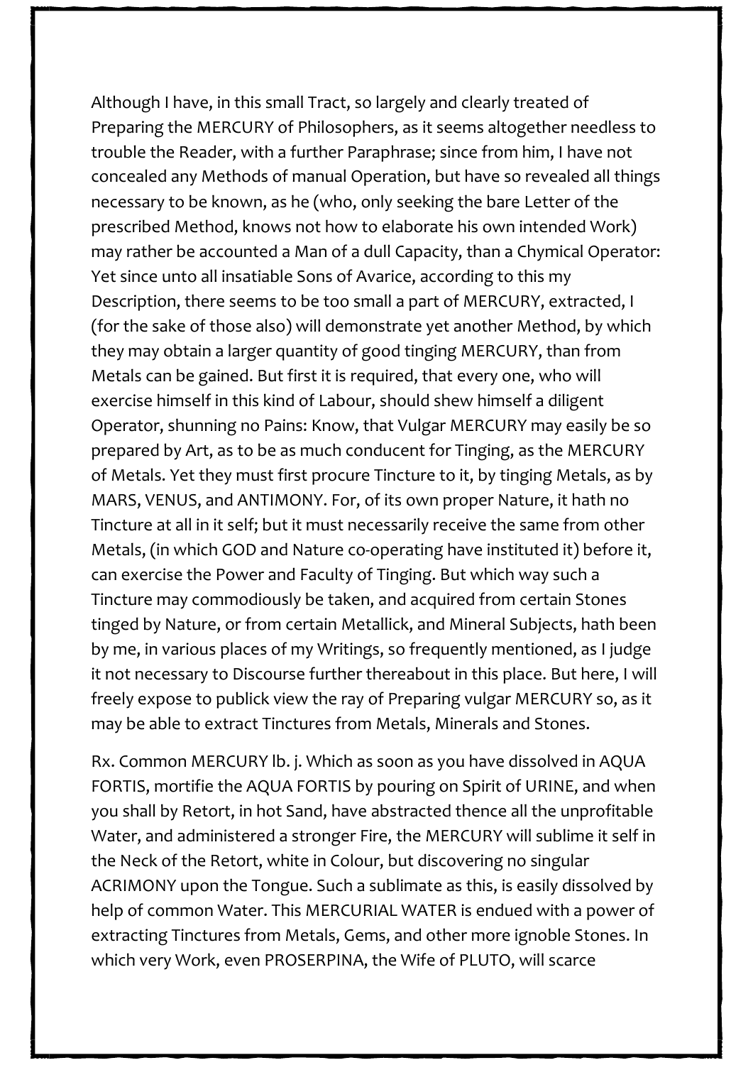Although I have, in this small Tract, so largely and clearly treated of Preparing the MERCURY of Philosophers, as it seems altogether needless to trouble the Reader, with a further Paraphrase; since from him, I have not concealed any Methods of manual Operation, but have so revealed all things necessary to be known, as he (who, only seeking the bare Letter of the prescribed Method, knows not how to elaborate his own intended Work) may rather be accounted a Man of a dull Capacity, than a Chymical Operator: Yet since unto all insatiable Sons of Avarice, according to this my Description, there seems to be too small a part of MERCURY, extracted, I (for the sake of those also) will demonstrate yet another Method, by which they may obtain a larger quantity of good tinging MERCURY, than from Metals can be gained. But first it is required, that every one, who will exercise himself in this kind of Labour, should shew himself a diligent Operator, shunning no Pains: Know, that Vulgar MERCURY may easily be so prepared by Art, as to be as much conducent for Tinging, as the MERCURY of Metals. Yet they must first procure Tincture to it, by tinging Metals, as by MARS, VENUS, and ANTIMONY. For, of its own proper Nature, it hath no Tincture at all in it self; but it must necessarily receive the same from other Metals, (in which GOD and Nature co-operating have instituted it) before it, can exercise the Power and Faculty of Tinging. But which way such a Tincture may commodiously be taken, and acquired from certain Stones tinged by Nature, or from certain Metallick, and Mineral Subjects, hath been by me, in various places of my Writings, so frequently mentioned, as I judge it not necessary to Discourse further thereabout in this place. But here, I will freely expose to publick view the ray of Preparing vulgar MERCURY so, as it may be able to extract Tinctures from Metals, Minerals and Stones.

Rx. Common MERCURY lb. j. Which as soon as you have dissolved in AQUA FORTIS, mortifie the AQUA FORTIS by pouring on Spirit of URINE, and when you shall by Retort, in hot Sand, have abstracted thence all the unprofitable Water, and administered a stronger Fire, the MERCURY will sublime it self in the Neck of the Retort, white in Colour, but discovering no singular ACRIMONY upon the Tongue. Such a sublimate as this, is easily dissolved by help of common Water. This MERCURIAL WATER is endued with a power of extracting Tinctures from Metals, Gems, and other more ignoble Stones. In which very Work, even PROSERPINA, the Wife of PLUTO, will scarce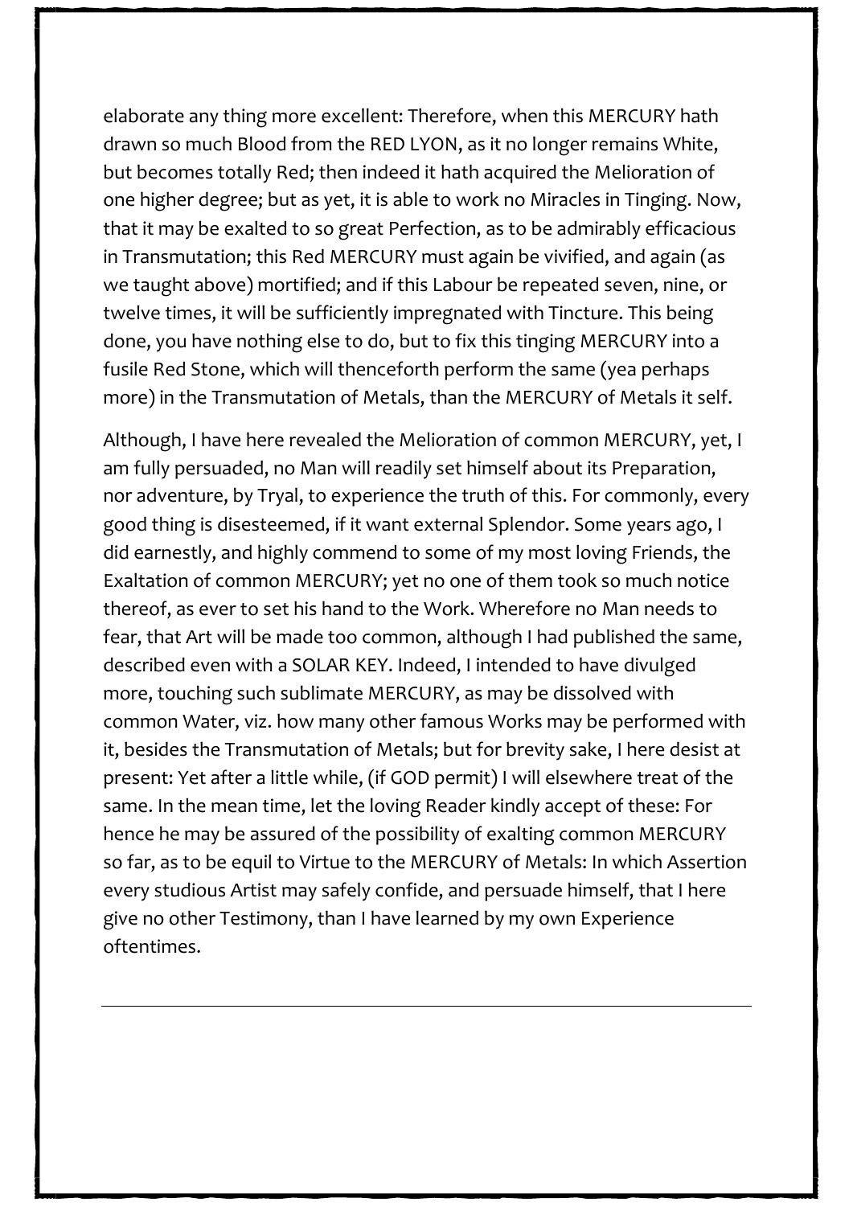elaborate any thing more excellent: Therefore, when this MERCURY hath drawn so much Blood from the RED LYON, as it no longer remains White, but becomes totally Red; then indeed it hath acquired the Melioration of one higher degree; but as yet, it is able to work no Miracles in Tinging. Now, that it may be exalted to so great Perfection, as to be admirably efficacious in Transmutation; this Red MERCURY must again be vivified, and again (as we taught above) mortified; and if this Labour be repeated seven, nine, or twelve times, it will be sufficiently impregnated with Tincture. This being done, you have nothing else to do, but to fix this tinging MERCURY into a fusile Red Stone, which will thenceforth perform the same (yea perhaps more) in the Transmutation of Metals, than the MERCURY of Metals it self.

Although, I have here revealed the Melioration of common MERCURY, yet, I am fully persuaded, no Man will readily set himself about its Preparation, nor adventure, by Tryal, to experience the truth of this. For commonly, every good thing is disesteemed, if it want external Splendor. Some years ago, I did earnestly, and highly commend to some of my most loving Friends, the Exaltation of common MERCURY; yet no one of them took so much notice thereof, as ever to set his hand to the Work. Wherefore no Man needs to fear, that Art will be made too common, although I had published the same, described even with a SOLAR KEY. Indeed, I intended to have divulged more, touching such sublimate MERCURY, as may be dissolved with common Water, viz. how many other famous Works may be performed with it, besides the Transmutation of Metals; but for brevity sake, I here desist at present: Yet after a little while, (if GOD permit) I will elsewhere treat of the same. In the mean time, let the loving Reader kindly accept of these: For hence he may be assured of the possibility of exalting common MERCURY so far, as to be equil to Virtue to the MERCURY of Metals: In which Assertion every studious Artist may safely confide, and persuade himself, that I here give no other Testimony, than I have learned by my own Experience oftentimes.

---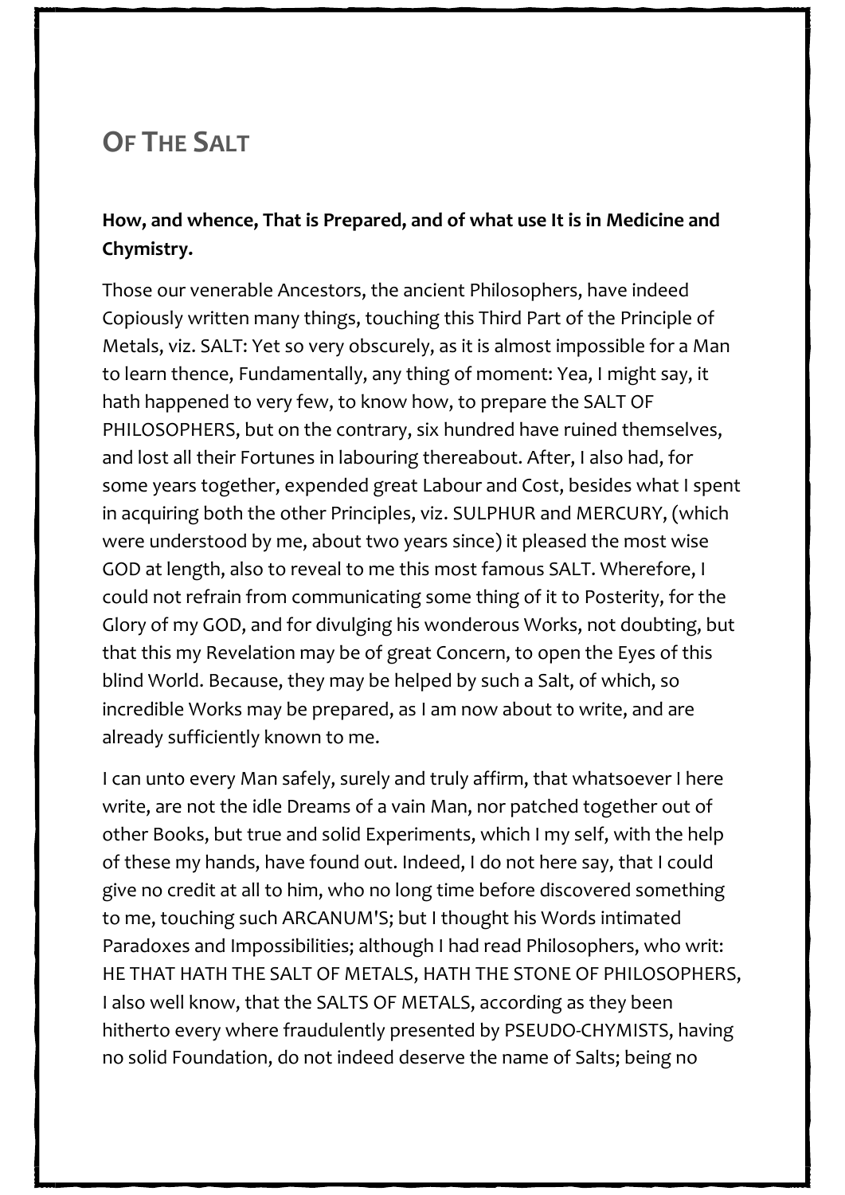## Of The Salt

**How, and whence, That is Prepared, and of what use It is in Medicine and Chymistry.**

Those our venerable Ancestors, the ancient Philosophers, have indeed Copiously written many things, touching this Third Part of the Principle of Metals, viz. SALT: Yet so very obscurely, as it is almost impossible for a Man to learn thence, Fundamentally, any thing of moment: Yea, I might say, it hath happened to very few, to know how, to prepare the SALT OF PHILOSOPHERS, but on the contrary, six hundred have ruined themselves, and lost all their Fortunes in labouring thereabout. After, I also had, for some years together, expended great Labour and Cost, besides what I spent in acquiring both the other Principles, viz. SULPHUR and MERCURY, (which were understood by me, about two years since) it pleased the most wise GOD at length, also to reveal to me this most famous SALT. Wherefore, I could not refrain from communicating some thing of it to Posterity, for the Glory of my GOD, and for divulging his wonderous Works, not doubting, but that this my Revelation may be of great Concern, to open the Eyes of this blind World. Because, they may be helped by such a Salt, of which, so incredible Works may be prepared, as I am now about to write, and are already sufficiently known to me.

I can unto every Man safely, surely and truly affirm, that whatsoever I here write, are not the idle Dreams of a vain Man, nor patched together out of other Books, but true and solid Experiments, which I my self, with the help of these my hands, have found out. Indeed, I do not here say, that I could give no credit at all to him, who no long time before discovered something to me, touching such ARCANUM'S; but I thought his Words intimated Paradoxes and Impossibilities; although I had read Philosophers, who writ: HE THAT HATH THE SALT OF METALS, HATH THE STONE OF PHILOSOPHERS, I also well know, that the SALTS OF METALS, according as they been hitherto every where fraudulently presented by PSEUDO-CHYMISTS, having no solid Foundation, do not indeed deserve the name of Salts; being no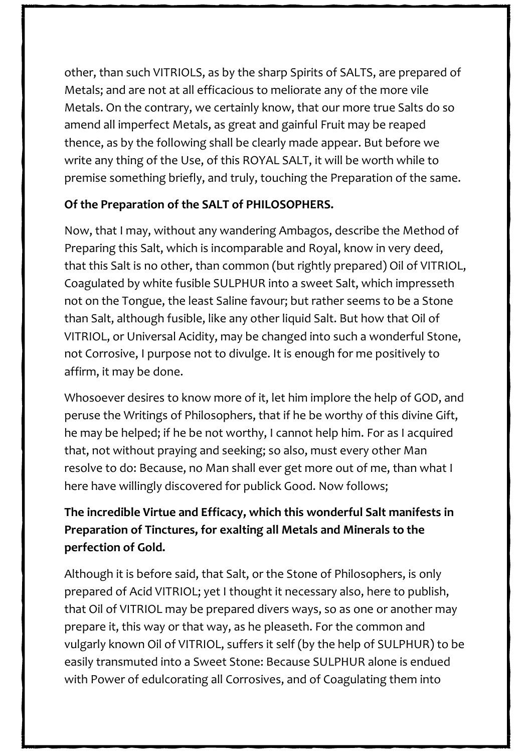other, than such VITRIOLS, as by the sharp Spirits of SALTS, are prepared of Metals; and are not at all efficacious to meliorate any of the more vile Metals. On the contrary, we certainly know, that our more true Salts do so amend all imperfect Metals, as great and gainful Fruit may be reaped thence, as by the following shall be clearly made appear. But before we write any thing of the Use, of this ROYAL SALT, it will be worth while to premise something briefly, and truly, touching the Preparation of the same.

**Of the Preparation of the SALT of PHILOSOPHERS.**

Now, that I may, without any wandering Ambagos, describe the Method of Preparing this Salt, which is incomparable and Royal, know in very deed, that this Salt is no other, than common (but rightly prepared) Oil of VITRIOL, Coagulated by white fusible SULPHUR into a sweet Salt, which impresseth not on the Tongue, the least Saline favour; but rather seems to be a Stone than Salt, although fusible, like any other liquid Salt. But how that Oil of VITRIOL, or Universal Acidity, may be changed into such a wonderful Stone, not Corrosive, I purpose not to divulge. It is enough for me positively to affirm, it may be done.

Whosoever desires to know more of it, let him implore the help of GOD, and peruse the Writings of Philosophers, that if he be worthy of this divine Gift, he may be helped; if he be not worthy, I cannot help him. For as I acquired that, not without praying and seeking; so also, must every other Man resolve to do: Because, no Man shall ever get more out of me, than what I here have willingly discovered for publick Good. Now follows;

**The incredible Virtue and Efficacy, which this wonderful Salt manifests in Preparation of Tinctures, for exalting all Metals and Minerals to the perfection of Gold.**

Although it is before said, that Salt, or the Stone of Philosophers, is only prepared of Acid VITRIOL; yet I thought it necessary also, here to publish, that Oil of VITRIOL may be prepared divers ways, so as one or another may prepare it, this way or that way, as he pleaseth. For the common and vulgarly known Oil of VITRIOL, suffers it self (by the help of SULPHUR) to be easily transmuted into a Sweet Stone: Because SULPHUR alone is endued with Power of edulcorating all Corrosives, and of Coagulating them into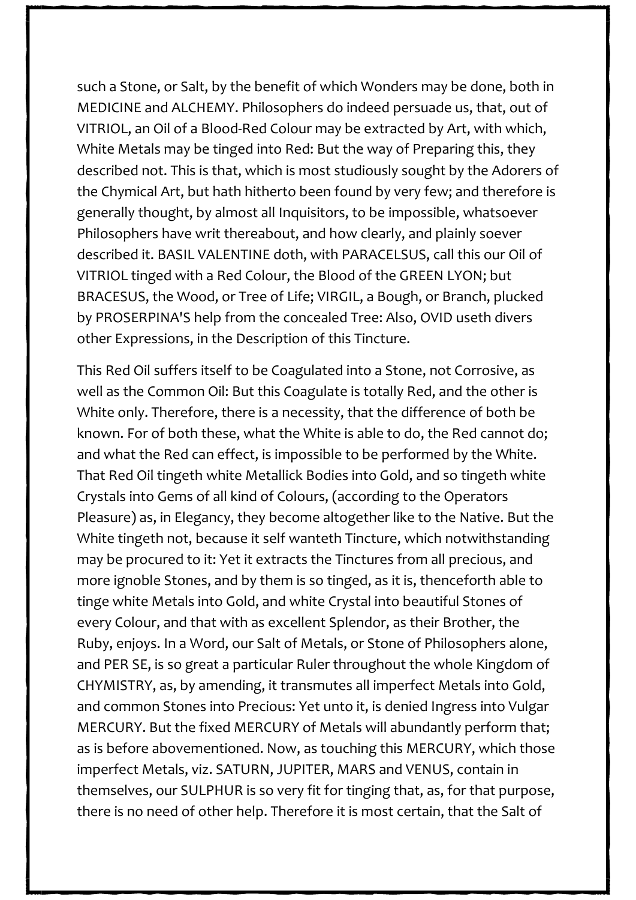such a Stone, or Salt, by the benefit of which Wonders may be done, both in MEDICINE and ALCHEMY. Philosophers do indeed persuade us, that, out of VITRIOL, an Oil of a Blood-Red Colour may be extracted by Art, with which, White Metals may be tinged into Red: But the way of Preparing this, they described not. This is that, which is most studiously sought by the Adorers of the Chymical Art, but hath hitherto been found by very few; and therefore is generally thought, by almost all Inquisitors, to be impossible, whatsoever Philosophers have writ thereabout, and how clearly, and plainly soever described it. BASIL VALENTINE doth, with PARACELSUS, call this our Oil of VITRIOL tinged with a Red Colour, the Blood of the GREEN LYON; but BRACESUS, the Wood, or Tree of Life; VIRGIL, a Bough, or Branch, plucked by PROSERPINA'S help from the concealed Tree: Also, OVID useth divers other Expressions, in the Description of this Tincture.

This Red Oil suffers itself to be Coagulated into a Stone, not Corrosive, as well as the Common Oil: But this Coagulate is totally Red, and the other is White only. Therefore, there is a necessity, that the difference of both be known. For of both these, what the White is able to do, the Red cannot do; and what the Red can effect, is impossible to be performed by the White. That Red Oil tingeth white Metallick Bodies into Gold, and so tingeth white Crystals into Gems of all kind of Colours, (according to the Operators Pleasure) as, in Elegancy, they become altogether like to the Native. But the White tingeth not, because it self wanteth Tincture, which notwithstanding may be procured to it: Yet it extracts the Tinctures from all precious, and more ignoble Stones, and by them is so tinged, as it is, thenceforth able to tinge white Metals into Gold, and white Crystal into beautiful Stones of every Colour, and that with as excellent Splendor, as their Brother, the Ruby, enjoys. In a Word, our Salt of Metals, or Stone of Philosophers alone, and PER SE, is so great a particular Ruler throughout the whole Kingdom of CHYMISTRY, as, by amending, it transmutes all imperfect Metals into Gold, and common Stones into Precious: Yet unto it, is denied Ingress into Vulgar MERCURY. But the fixed MERCURY of Metals will abundantly perform that; as is before abovementioned. Now, as touching this MERCURY, which those imperfect Metals, viz. SATURN, JUPITER, MARS and VENUS, contain in themselves, our SULPHUR is so very fit for tinging that, as, for that purpose, there is no need of other help. Therefore it is most certain, that the Salt of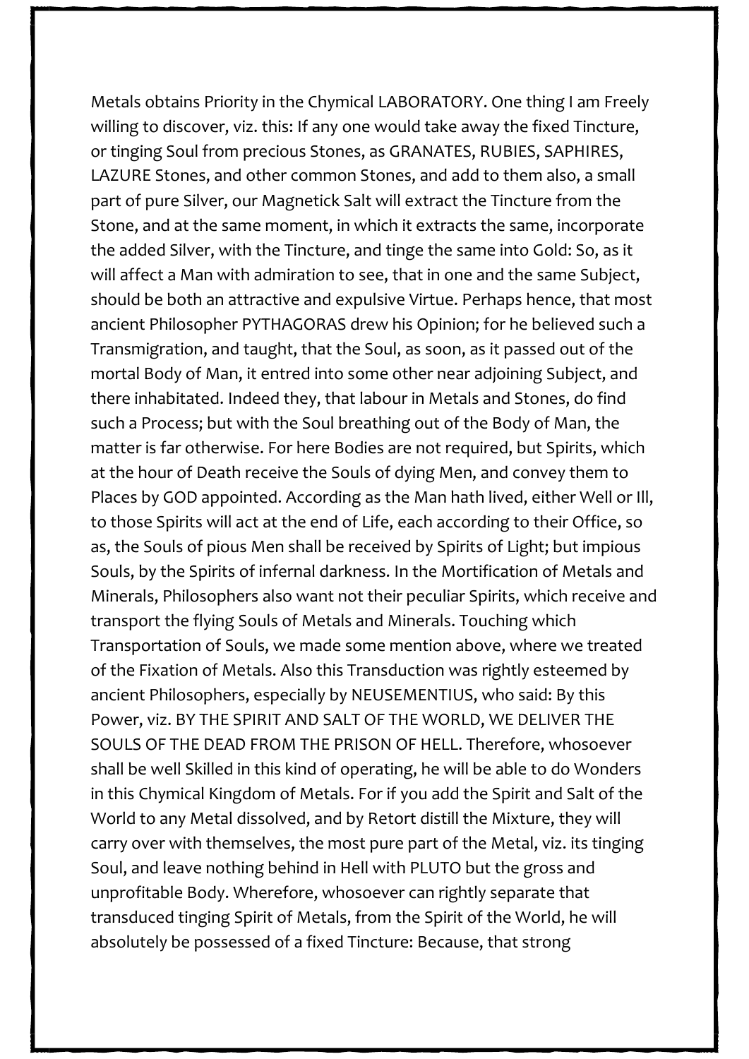Metals obtains Priority in the Chymical LABORATORY. One thing I am Freely willing to discover, viz. this: If any one would take away the fixed Tincture, or tinging Soul from precious Stones, as GRANATES, RUBIES, SAPHIRES, LAZURE Stones, and other common Stones, and add to them also, a small part of pure Silver, our Magnetick Salt will extract the Tincture from the Stone, and at the same moment, in which it extracts the same, incorporate the added Silver, with the Tincture, and tinge the same into Gold: So, as it will affect a Man with admiration to see, that in one and the same Subject, should be both an attractive and expulsive Virtue. Perhaps hence, that most ancient Philosopher PYTHAGORAS drew his Opinion; for he believed such a Transmigration, and taught, that the Soul, as soon, as it passed out of the mortal Body of Man, it entred into some other near adjoining Subject, and there inhabitated. Indeed they, that labour in Metals and Stones, do find such a Process; but with the Soul breathing out of the Body of Man, the matter is far otherwise. For here Bodies are not required, but Spirits, which at the hour of Death receive the Souls of dying Men, and convey them to Places by GOD appointed. According as the Man hath lived, either Well or Ill, to those Spirits will act at the end of Life, each according to their Office, so as, the Souls of pious Men shall be received by Spirits of Light; but impious Souls, by the Spirits of infernal darkness. In the Mortification of Metals and Minerals, Philosophers also want not their peculiar Spirits, which receive and transport the flying Souls of Metals and Minerals. Touching which Transportation of Souls, we made some mention above, where we treated of the Fixation of Metals. Also this Transduction was rightly esteemed by ancient Philosophers, especially by NEUSEMENTIUS, who said: By this Power, viz. BY THE SPIRIT AND SALT OF THE WORLD, WE DELIVER THE SOULS OF THE DEAD FROM THE PRISON OF HELL. Therefore, whosoever shall be well Skilled in this kind of operating, he will be able to do Wonders in this Chymical Kingdom of Metals. For if you add the Spirit and Salt of the World to any Metal dissolved, and by Retort distill the Mixture, they will carry over with themselves, the most pure part of the Metal, viz. its tinging Soul, and leave nothing behind in Hell with PLUTO but the gross and unprofitable Body. Wherefore, whosoever can rightly separate that transduced tinging Spirit of Metals, from the Spirit of the World, he will absolutely be possessed of a fixed Tincture: Because, that strong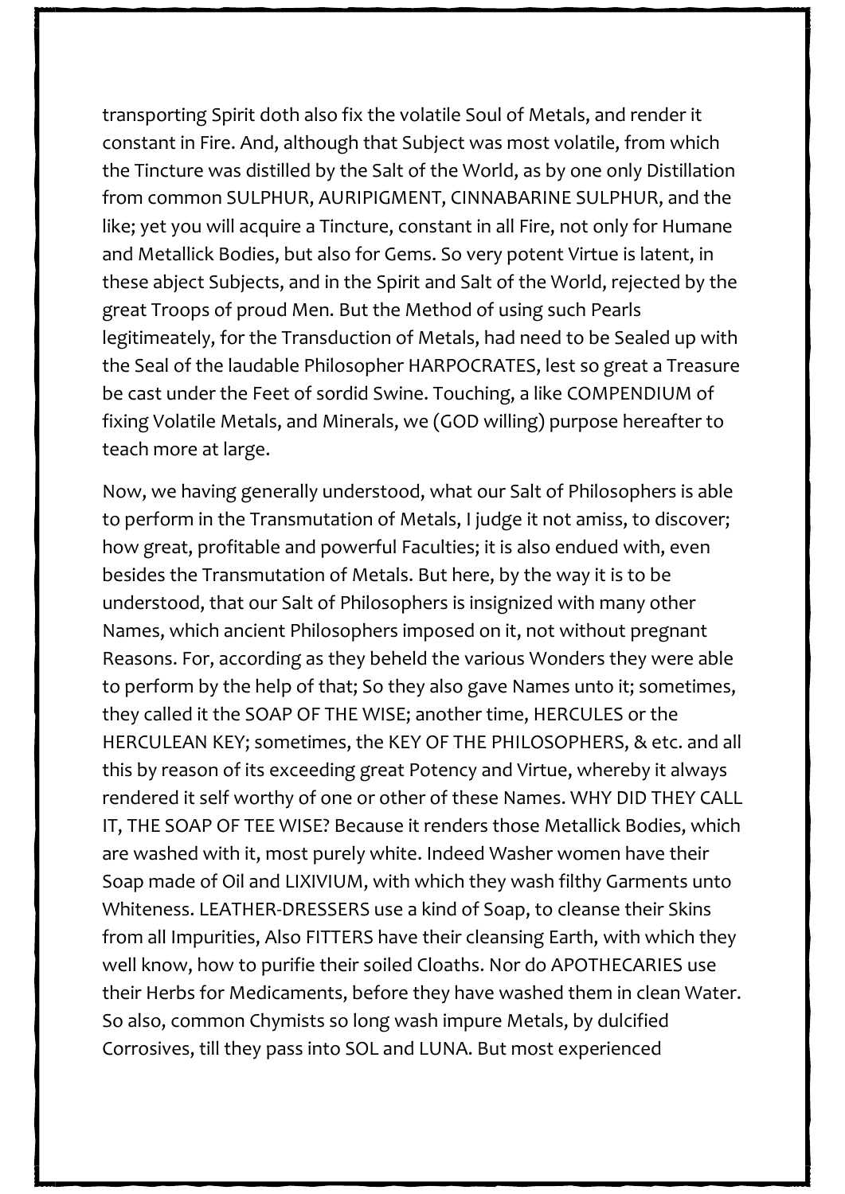transporting Spirit doth also fix the volatile Soul of Metals, and render it constant in Fire. And, although that Subject was most volatile, from which the Tincture was distilled by the Salt of the World, as by one only Distillation from common SULPHUR, AURIPIGMENT, CINNABARINE SULPHUR, and the like; yet you will acquire a Tincture, constant in all Fire, not only for Humane and Metallick Bodies, but also for Gems. So very potent Virtue is latent, in these abject Subjects, and in the Spirit and Salt of the World, rejected by the great Troops of proud Men. But the Method of using such Pearls legitimeately, for the Transduction of Metals, had need to be Sealed up with the Seal of the laudable Philosopher HARPOCRATES, lest so great a Treasure be cast under the Feet of sordid Swine. Touching, a like COMPENDIUM of fixing Volatile Metals, and Minerals, we (GOD willing) purpose hereafter to teach more at large.

Now, we having generally understood, what our Salt of Philosophers is able to perform in the Transmutation of Metals, I judge it not amiss, to discover; how great, profitable and powerful Faculties; it is also endued with, even besides the Transmutation of Metals. But here, by the way it is to be understood, that our Salt of Philosophers is insignized with many other Names, which ancient Philosophers imposed on it, not without pregnant Reasons. For, according as they beheld the various Wonders they were able to perform by the help of that; So they also gave Names unto it; sometimes, they called it the SOAP OF THE WISE; another time, HERCULES or the HERCULEAN KEY; sometimes, the KEY OF THE PHILOSOPHERS, & etc. and all this by reason of its exceeding great Potency and Virtue, whereby it always rendered it self worthy of one or other of these Names. WHY DID THEY CALL IT, THE SOAP OF TEE WISE? Because it renders those Metallick Bodies, which are washed with it, most purely white. Indeed Washer women have their Soap made of Oil and LIXIVIUM, with which they wash filthy Garments unto Whiteness. LEATHER-DRESSERS use a kind of Soap, to cleanse their Skins from all Impurities, Also FITTERS have their cleansing Earth, with which they well know, how to purifie their soiled Cloaths. Nor do APOTHECARIES use their Herbs for Medicaments, before they have washed them in clean Water. So also, common Chymists so long wash impure Metals, by dulcified Corrosives, till they pass into SOL and LUNA. But most experienced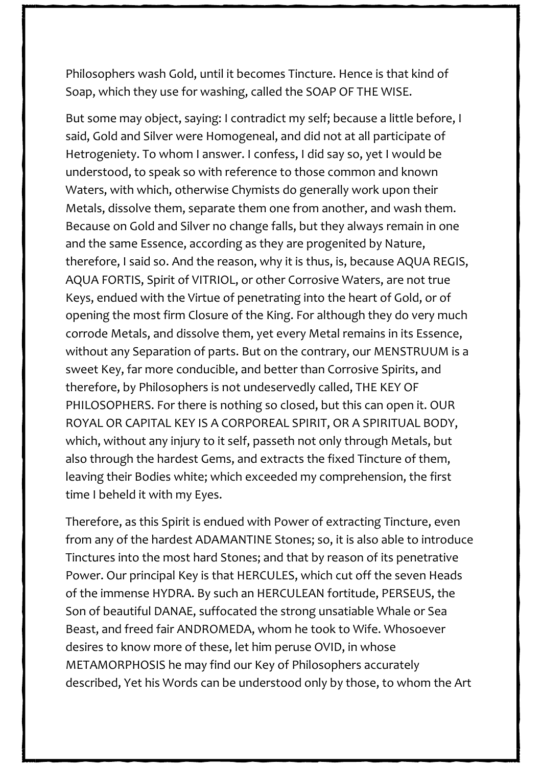Philosophers wash Gold, until it becomes Tincture. Hence is that kind of Soap, which they use for washing, called the SOAP OF THE WISE.

But some may object, saying: I contradict my self; because a little before, I said, Gold and Silver were Homogeneal, and did not at all participate of Hetrogeniety. To whom I answer. I confess, I did say so, yet I would be understood, to speak so with reference to those common and known Waters, with which, otherwise Chymists do generally work upon their Metals, dissolve them, separate them one from another, and wash them. Because on Gold and Silver no change falls, but they always remain in one and the same Essence, according as they are progenited by Nature, therefore, I said so. And the reason, why it is thus, is, because AQUA REGIS, AQUA FORTIS, Spirit of VITRIOL, or other Corrosive Waters, are not true Keys, endued with the Virtue of penetrating into the heart of Gold, or of opening the most firm Closure of the King. For although they do very much corrode Metals, and dissolve them, yet every Metal remains in its Essence, without any Separation of parts. But on the contrary, our MENSTRUUM is a sweet Key, far more conducible, and better than Corrosive Spirits, and therefore, by Philosophers is not undeservedly called, THE KEY OF PHILOSOPHERS. For there is nothing so closed, but this can open it. OUR ROYAL OR CAPITAL KEY IS A CORPOREAL SPIRIT, OR A SPIRITUAL BODY, which, without any injury to it self, passeth not only through Metals, but also through the hardest Gems, and extracts the fixed Tincture of them, leaving their Bodies white; which exceeded my comprehension, the first time I beheld it with my Eyes.

Therefore, as this Spirit is endued with Power of extracting Tincture, even from any of the hardest ADAMANTINE Stones; so, it is also able to introduce Tinctures into the most hard Stones; and that by reason of its penetrative Power. Our principal Key is that HERCULES, which cut off the seven Heads of the immense HYDRA. By such an HERCULEAN fortitude, PERSEUS, the Son of beautiful DANAE, suffocated the strong unsatiable Whale or Sea Beast, and freed fair ANDROMEDA, whom he took to Wife. Whosoever desires to know more of these, let him peruse OVID, in whose METAMORPHOSIS he may find our Key of Philosophers accurately described, Yet his Words can be understood only by those, to whom the Art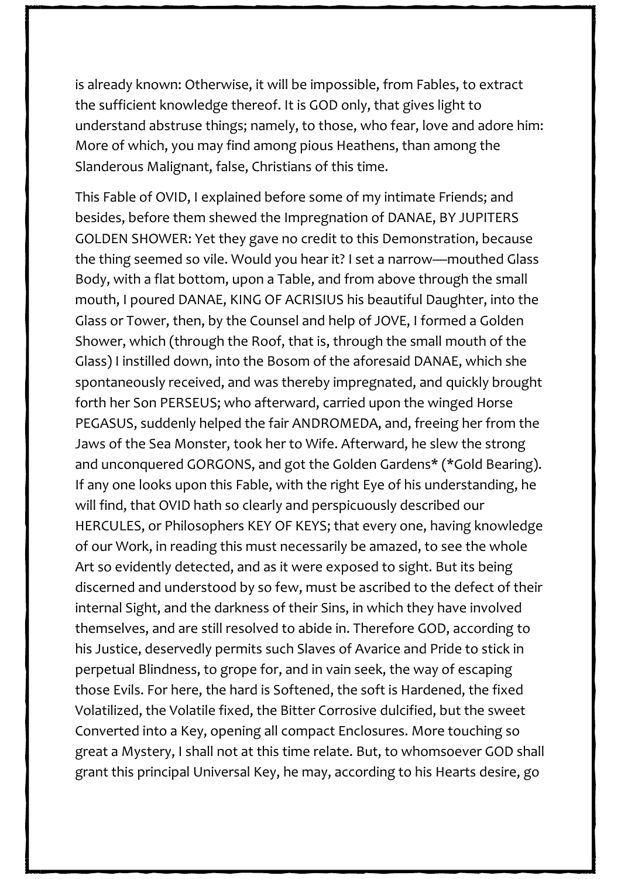is already known: Otherwise, it will be impossible, from Fables, to extract the sufficient knowledge thereof. It is GOD only, that gives light to understand abstruse things; namely, to those, who fear, love and adore him: More of which, you may find among pious Heathens, than among the Slanderous Malignant, false, Christians of this time.

This Fable of OVID, I explained before some of my intimate Friends; and besides, before them shewed the Impregnation of DANAE, BY JUPITERS GOLDEN SHOWER: Yet they gave no credit to this Demonstration, because the thing seemed so vile. Would you hear it? I set a narrow—mouthed Glass Body, with a flat bottom, upon a Table, and from above through the small mouth, I poured DANAE, KING OF ACRISIUS his beautiful Daughter, into the Glass or Tower, then, by the Counsel and help of JOVE, I formed a Golden Shower, which (through the Roof, that is, through the small mouth of the Glass) I instilled down, into the Bosom of the aforesaid DANAE, which she spontaneously received, and was thereby impregnated, and quickly brought forth her Son PERSEUS; who afterward, carried upon the winged Horse PEGASUS, suddenly helped the fair ANDROMEDA, and, freeing her from the Jaws of the Sea Monster, took her to Wife. Afterward, he slew the strong and unconquered GORGONS, and got the Golden Gardens* (*Gold Bearing). If any one looks upon this Fable, with the right Eye of his understanding, he will find, that OVID hath so clearly and perspicuously described our HERCULES, or Philosophers KEY OF KEYS; that every one, having knowledge of our Work, in reading this must necessarily be amazed, to see the whole Art so evidently detected, and as it were exposed to sight. But its being discerned and understood by so few, must be ascribed to the defect of their internal Sight, and the darkness of their Sins, in which they have involved themselves, and are still resolved to abide in. Therefore GOD, according to his Justice, deservedly permits such Slaves of Avarice and Pride to stick in perpetual Blindness, to grope for, and in vain seek, the way of escaping those Evils. For here, the hard is Softened, the soft is Hardened, the fixed Volatilized, the Volatile fixed, the Bitter Corrosive dulcified, but the sweet Converted into a Key, opening all compact Enclosures. More touching so great a Mystery, I shall not at this time relate. But, to whomsoever GOD shall grant this principal Universal Key, he may, according to his Hearts desire, go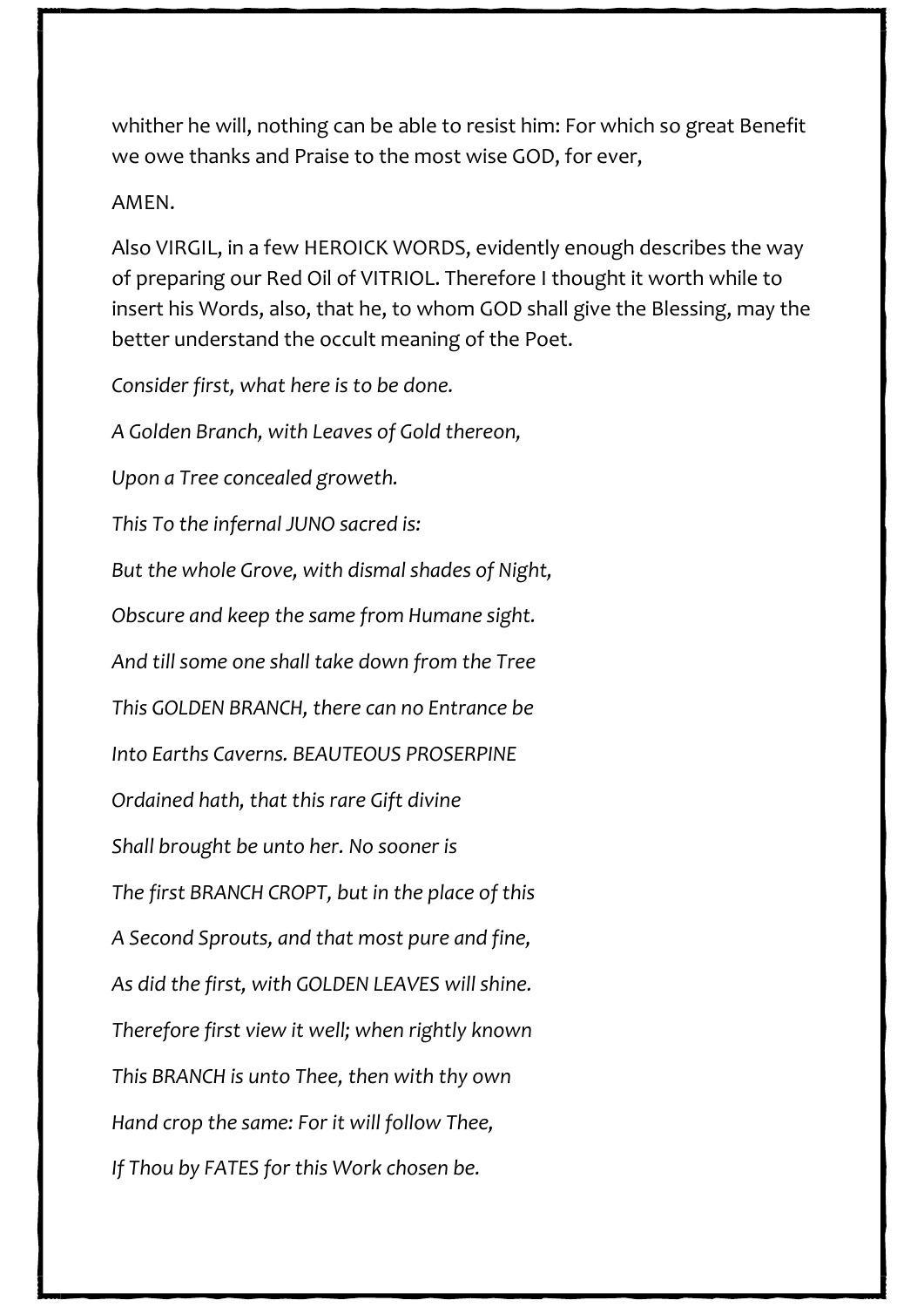whither he will, nothing can be able to resist him: For which so great Benefit we owe thanks and Praise to the most wise GOD, for ever,

AMEN.

Also VIRGIL, in a few HEROICK WORDS, evidently enough describes the way of preparing our Red Oil of VITRIOL. Therefore I thought it worth while to insert his Words, also, that he, to whom GOD shall give the Blessing, may the better understand the occult meaning of the Poet.

*Consider first, what here is to be done.*

*A Golden Branch, with Leaves of Gold thereon,*

*Upon a Tree concealed groweth.*

*This To the infernal JUNO sacred is:*

*But the whole Grove, with dismal shades of Night,*

*Obscure and keep the same from Humane sight.*

*And till some one shall take down from the Tree*

*This GOLDEN BRANCH, there can no Entrance be*

*Into Earths Caverns. BEAUTEOUS PROSERPINE*

*Ordained hath, that this rare Gift divine*

*Shall brought be unto her. No sooner is*

*The first BRANCH CROPT, but in the place of this*

*A Second Sprouts, and that most pure and fine,*

*As did the first, with GOLDEN LEAVES will shine.*

*Therefore first view it well; when rightly known*

*This BRANCH is unto Thee, then with thy own*

*Hand crop the same: For it will follow Thee,*

*If Thou by FATES for this Work chosen be.*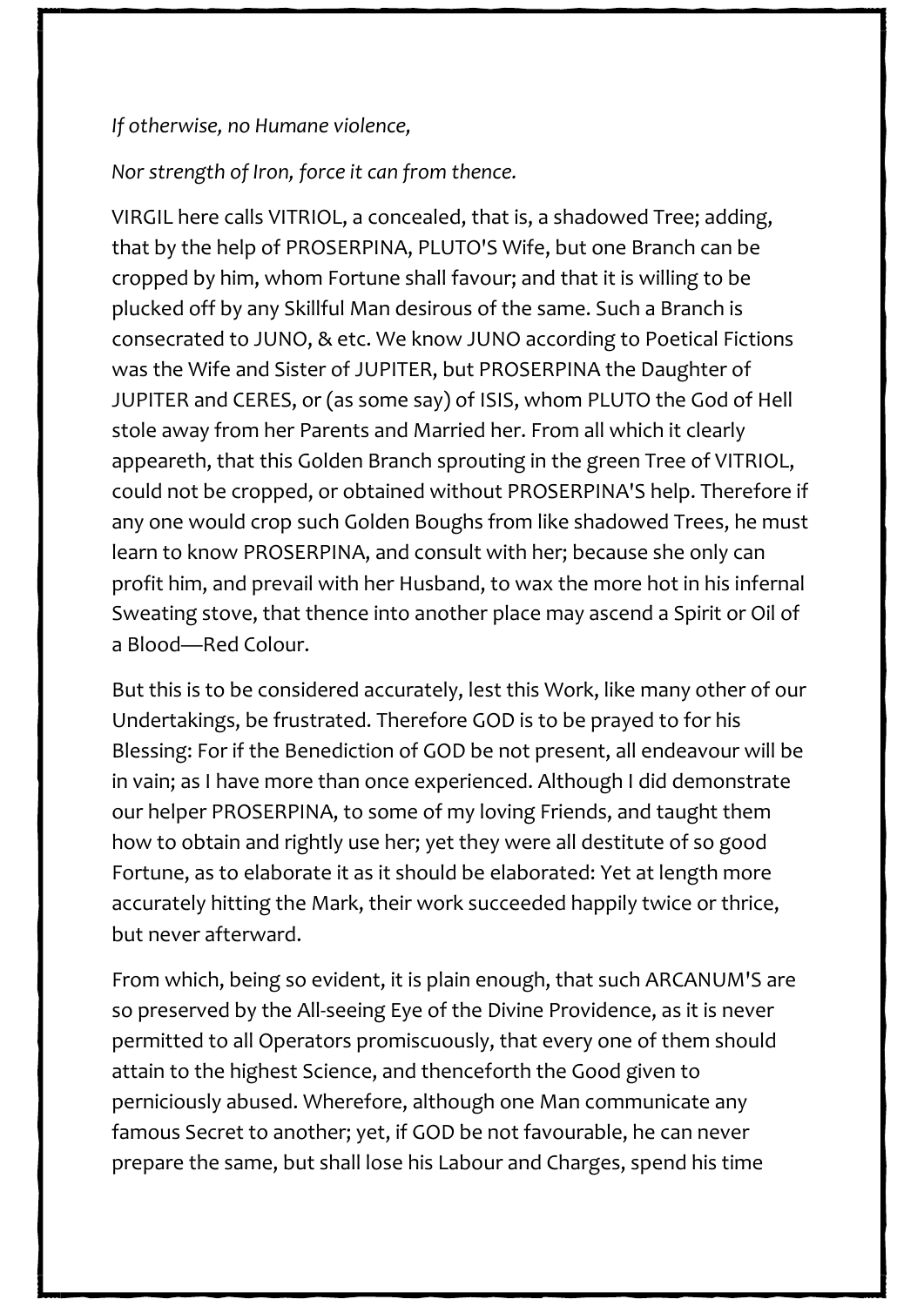*If otherwise, no Humane violence,*

*Nor strength of Iron, force it can from thence.*

VIRGIL here calls VITRIOL, a concealed, that is, a shadowed Tree; adding, that by the help of PROSERPINA, PLUTO'S Wife, but one Branch can be cropped by him, whom Fortune shall favour; and that it is willing to be plucked off by any Skillful Man desirous of the same. Such a Branch is consecrated to JUNO, & etc. We know JUNO according to Poetical Fictions was the Wife and Sister of JUPITER, but PROSERPINA the Daughter of JUPITER and CERES, or (as some say) of ISIS, whom PLUTO the God of Hell stole away from her Parents and Married her. From all which it clearly appeareth, that this Golden Branch sprouting in the green Tree of VITRIOL, could not be cropped, or obtained without PROSERPINA'S help. Therefore if any one would crop such Golden Boughs from like shadowed Trees, he must learn to know PROSERPINA, and consult with her; because she only can profit him, and prevail with her Husband, to wax the more hot in his infernal Sweating stove, that thence into another place may ascend a Spirit or Oil of a Blood—Red Colour.

But this is to be considered accurately, lest this Work, like many other of our Undertakings, be frustrated. Therefore GOD is to be prayed to for his Blessing: For if the Benediction of GOD be not present, all endeavour will be in vain; as I have more than once experienced. Although I did demonstrate our helper PROSERPINA, to some of my loving Friends, and taught them how to obtain and rightly use her; yet they were all destitute of so good Fortune, as to elaborate it as it should be elaborated: Yet at length more accurately hitting the Mark, their work succeeded happily twice or thrice, but never afterward.

From which, being so evident, it is plain enough, that such ARCANUM'S are so preserved by the All-seeing Eye of the Divine Providence, as it is never permitted to all Operators promiscuously, that every one of them should attain to the highest Science, and thenceforth the Good given to perniciously abused. Wherefore, although one Man communicate any famous Secret to another; yet, if GOD be not favourable, he can never prepare the same, but shall lose his Labour and Charges, spend his time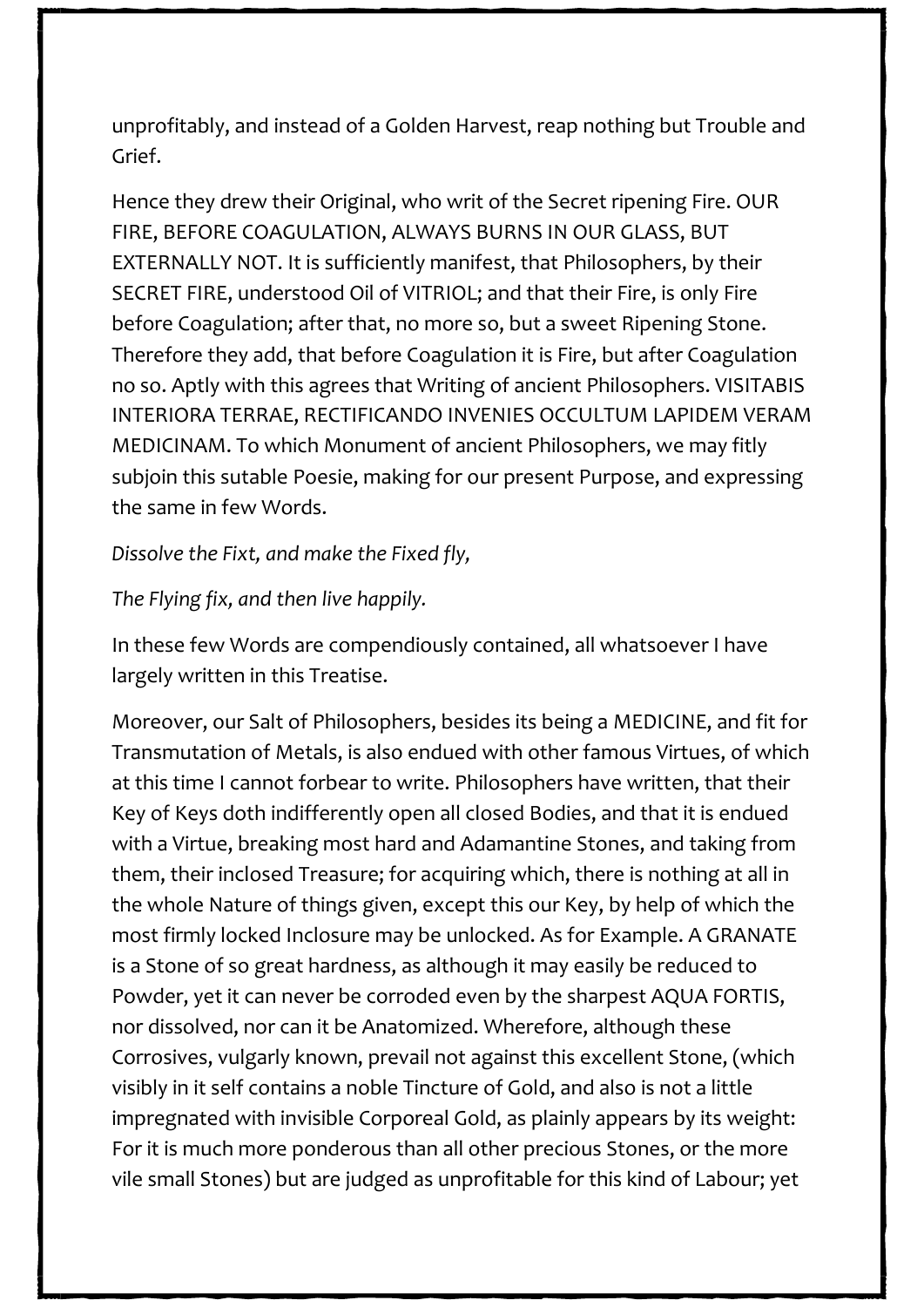unprofitably, and instead of a Golden Harvest, reap nothing but Trouble and Grief.

Hence they drew their Original, who writ of the Secret ripening Fire. OUR FIRE, BEFORE COAGULATION, ALWAYS BURNS IN OUR GLASS, BUT EXTERNALLY NOT. It is sufficiently manifest, that Philosophers, by their SECRET FIRE, understood Oil of VITRIOL; and that their Fire, is only Fire before Coagulation; after that, no more so, but a sweet Ripening Stone. Therefore they add, that before Coagulation it is Fire, but after Coagulation no so. Aptly with this agrees that Writing of ancient Philosophers. VISITABIS INTERIORA TERRAE, RECTIFICANDO INVENIES OCCULTUM LAPIDEM VERAM MEDICINAM. To which Monument of ancient Philosophers, we may fitly subjoin this sutable Poesie, making for our present Purpose, and expressing the same in few Words.

*Dissolve the Fixt, and make the Fixed fly,*

*The Flying fix, and then live happily.*

In these few Words are compendiously contained, all whatsoever I have largely written in this Treatise.

Moreover, our Salt of Philosophers, besides its being a MEDICINE, and fit for Transmutation of Metals, is also endued with other famous Virtues, of which at this time I cannot forbear to write. Philosophers have written, that their Key of Keys doth indifferently open all closed Bodies, and that it is endued with a Virtue, breaking most hard and Adamantine Stones, and taking from them, their inclosed Treasure; for acquiring which, there is nothing at all in the whole Nature of things given, except this our Key, by help of which the most firmly locked Inclosure may be unlocked. As for Example. A GRANATE is a Stone of so great hardness, as although it may easily be reduced to Powder, yet it can never be corroded even by the sharpest AQUA FORTIS, nor dissolved, nor can it be Anatomized. Wherefore, although these Corrosives, vulgarly known, prevail not against this excellent Stone, (which visibly in it self contains a noble Tincture of Gold, and also is not a little impregnated with invisible Corporeal Gold, as plainly appears by its weight: For it is much more ponderous than all other precious Stones, or the more vile small Stones) but are judged as unprofitable for this kind of Labour; yet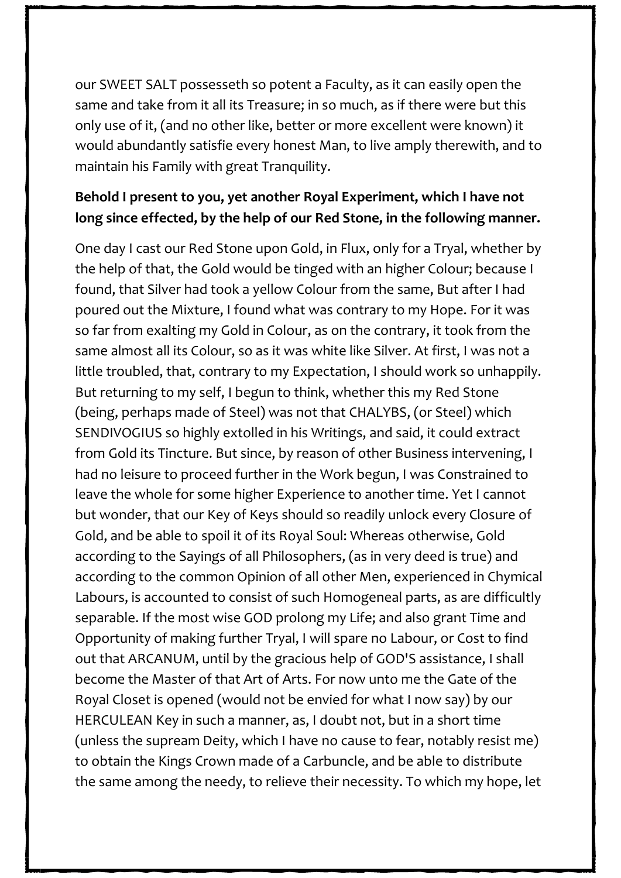our SWEET SALT possesseth so potent a Faculty, as it can easily open the same and take from it all its Treasure; in so much, as if there were but this only use of it, (and no other like, better or more excellent were known) it would abundantly satisfie every honest Man, to live amply therewith, and to maintain his Family with great Tranquility.

**Behold I present to you, yet another Royal Experiment, which I have not long since effected, by the help of our Red Stone, in the following manner.**

One day I cast our Red Stone upon Gold, in Flux, only for a Tryal, whether by the help of that, the Gold would be tinged with an higher Colour; because I found, that Silver had took a yellow Colour from the same, But after I had poured out the Mixture, I found what was contrary to my Hope. For it was so far from exalting my Gold in Colour, as on the contrary, it took from the same almost all its Colour, so as it was white like Silver. At first, I was not a little troubled, that, contrary to my Expectation, I should work so unhappily. But returning to my self, I begun to think, whether this my Red Stone (being, perhaps made of Steel) was not that CHALYBS, (or Steel) which SENDIVOGIUS so highly extolled in his Writings, and said, it could extract from Gold its Tincture. But since, by reason of other Business intervening, I had no leisure to proceed further in the Work begun, I was Constrained to leave the whole for some higher Experience to another time. Yet I cannot but wonder, that our Key of Keys should so readily unlock every Closure of Gold, and be able to spoil it of its Royal Soul: Whereas otherwise, Gold according to the Sayings of all Philosophers, (as in very deed is true) and according to the common Opinion of all other Men, experienced in Chymical Labours, is accounted to consist of such Homogeneal parts, as are difficultly separable. If the most wise GOD prolong my Life; and also grant Time and Opportunity of making further Tryal, I will spare no Labour, or Cost to find out that ARCANUM, until by the gracious help of GOD'S assistance, I shall become the Master of that Art of Arts. For now unto me the Gate of the Royal Closet is opened (would not be envied for what I now say) by our HERCULEAN Key in such a manner, as, I doubt not, but in a short time (unless the supream Deity, which I have no cause to fear, notably resist me) to obtain the Kings Crown made of a Carbuncle, and be able to distribute the same among the needy, to relieve their necessity. To which my hope, let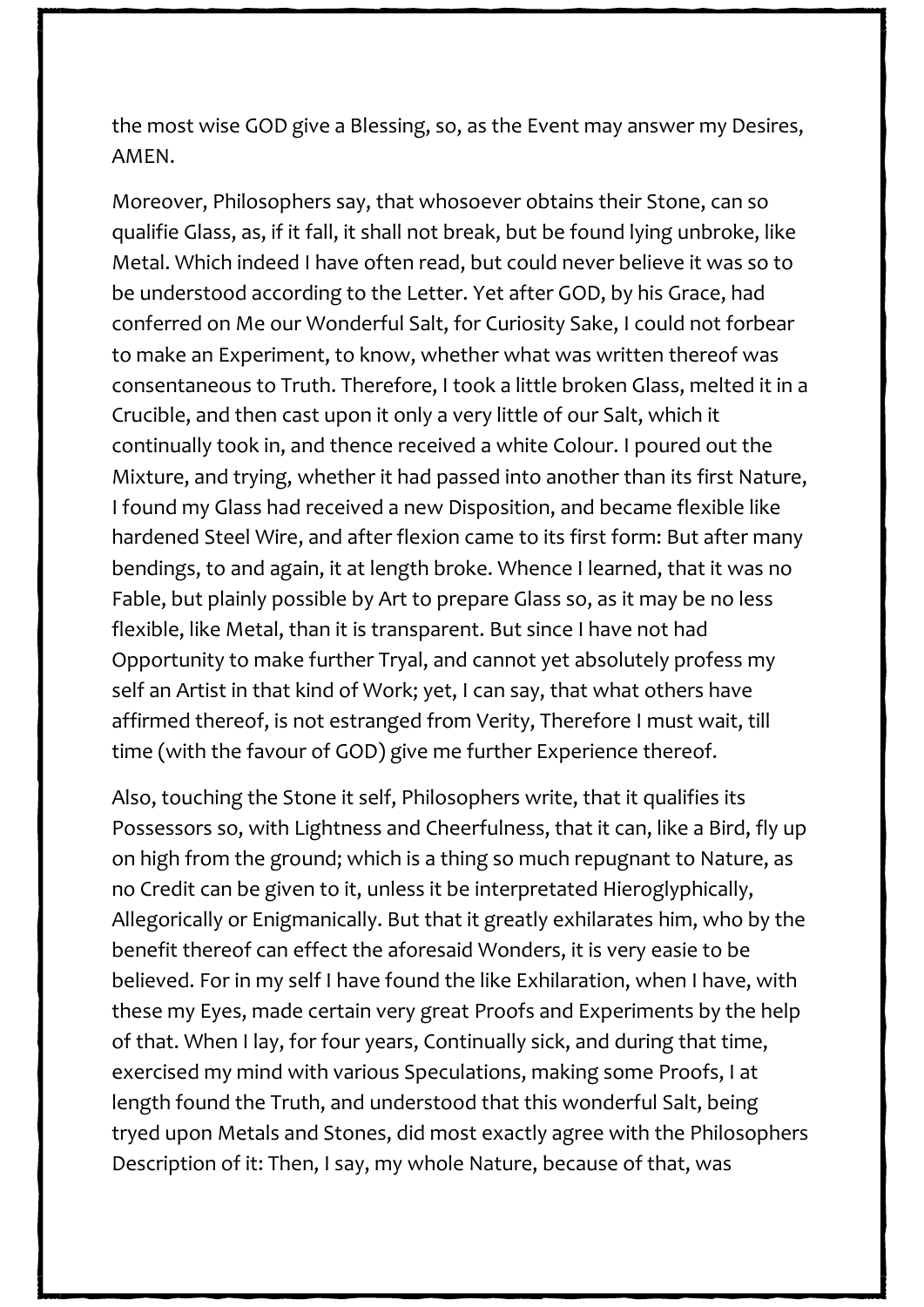the most wise GOD give a Blessing, so, as the Event may answer my Desires, AMEN.

Moreover, Philosophers say, that whosoever obtains their Stone, can so qualifie Glass, as, if it fall, it shall not break, but be found lying unbroke, like Metal. Which indeed I have often read, but could never believe it was so to be understood according to the Letter. Yet after GOD, by his Grace, had conferred on Me our Wonderful Salt, for Curiosity Sake, I could not forbear to make an Experiment, to know, whether what was written thereof was consentaneous to Truth. Therefore, I took a little broken Glass, melted it in a Crucible, and then cast upon it only a very little of our Salt, which it continually took in, and thence received a white Colour. I poured out the Mixture, and trying, whether it had passed into another than its first Nature, I found my Glass had received a new Disposition, and became flexible like hardened Steel Wire, and after flexion came to its first form: But after many bendings, to and again, it at length broke. Whence I learned, that it was no Fable, but plainly possible by Art to prepare Glass so, as it may be no less flexible, like Metal, than it is transparent. But since I have not had Opportunity to make further Tryal, and cannot yet absolutely profess my self an Artist in that kind of Work; yet, I can say, that what others have affirmed thereof, is not estranged from Verity, Therefore I must wait, till time (with the favour of GOD) give me further Experience thereof.

Also, touching the Stone it self, Philosophers write, that it qualifies its Possessors so, with Lightness and Cheerfulness, that it can, like a Bird, fly up on high from the ground; which is a thing so much repugnant to Nature, as no Credit can be given to it, unless it be interpretated Hieroglyphically, Allegorically or Enigmanically. But that it greatly exhilarates him, who by the benefit thereof can effect the aforesaid Wonders, it is very easie to be believed. For in my self I have found the like Exhilaration, when I have, with these my Eyes, made certain very great Proofs and Experiments by the help of that. When I lay, for four years, Continually sick, and during that time, exercised my mind with various Speculations, making some Proofs, I at length found the Truth, and understood that this wonderful Salt, being tryed upon Metals and Stones, did most exactly agree with the Philosophers Description of it: Then, I say, my whole Nature, because of that, was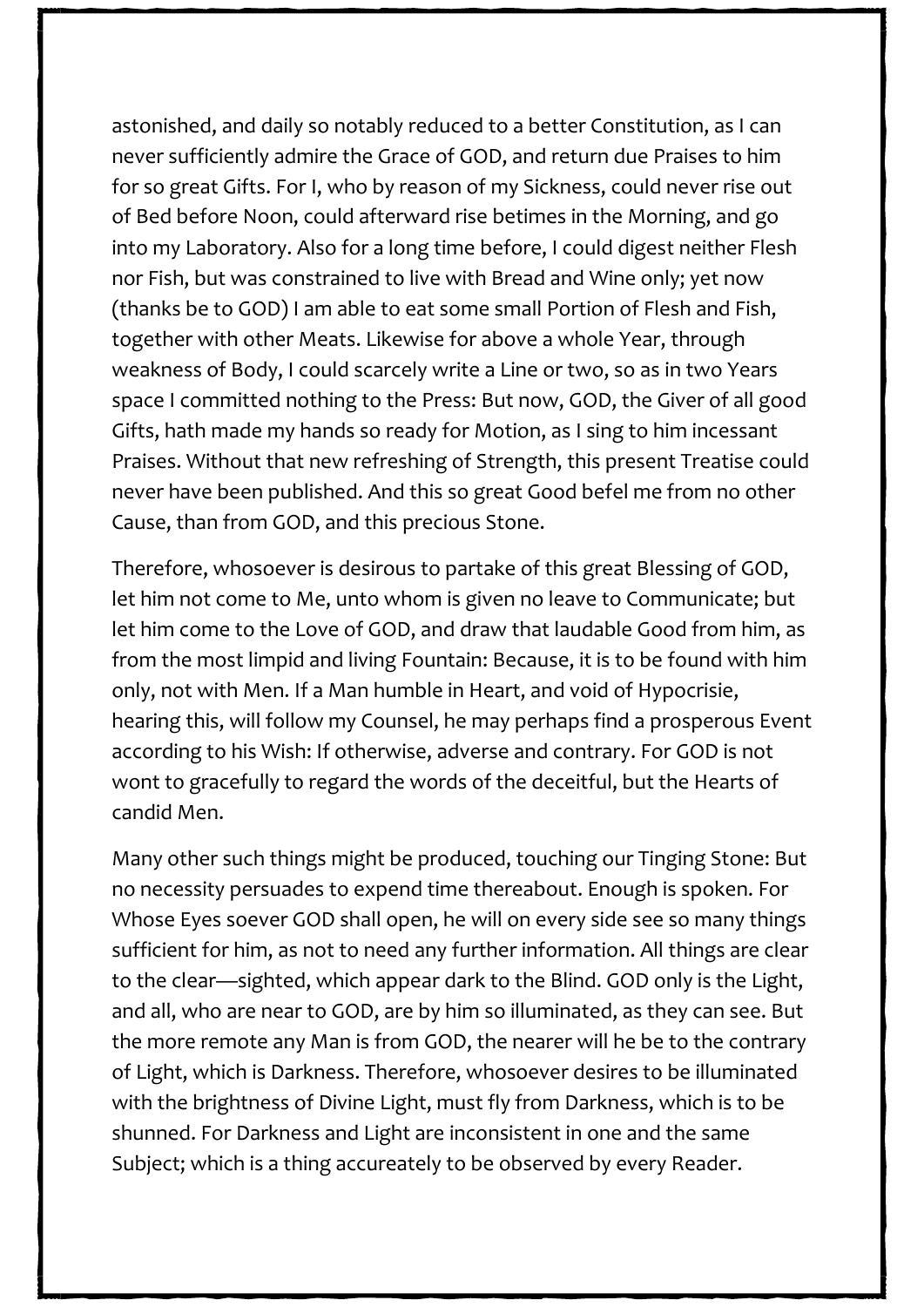astonished, and daily so notably reduced to a better Constitution, as I can never sufficiently admire the Grace of GOD, and return due Praises to him for so great Gifts. For I, who by reason of my Sickness, could never rise out of Bed before Noon, could afterward rise betimes in the Morning, and go into my Laboratory. Also for a long time before, I could digest neither Flesh nor Fish, but was constrained to live with Bread and Wine only; yet now (thanks be to GOD) I am able to eat some small Portion of Flesh and Fish, together with other Meats. Likewise for above a whole Year, through weakness of Body, I could scarcely write a Line or two, so as in two Years space I committed nothing to the Press: But now, GOD, the Giver of all good Gifts, hath made my hands so ready for Motion, as I sing to him incessant Praises. Without that new refreshing of Strength, this present Treatise could never have been published. And this so great Good befel me from no other Cause, than from GOD, and this precious Stone.

Therefore, whosoever is desirous to partake of this great Blessing of GOD, let him not come to Me, unto whom is given no leave to Communicate; but let him come to the Love of GOD, and draw that laudable Good from him, as from the most limpid and living Fountain: Because, it is to be found with him only, not with Men. If a Man humble in Heart, and void of Hypocrisie, hearing this, will follow my Counsel, he may perhaps find a prosperous Event according to his Wish: If otherwise, adverse and contrary. For GOD is not wont to gracefully to regard the words of the deceitful, but the Hearts of candid Men.

Many other such things might be produced, touching our Tinging Stone: But no necessity persuades to expend time thereabout. Enough is spoken. For Whose Eyes soever GOD shall open, he will on every side see so many things sufficient for him, as not to need any further information. All things are clear to the clear—sighted, which appear dark to the Blind. GOD only is the Light, and all, who are near to GOD, are by him so illuminated, as they can see. But the more remote any Man is from GOD, the nearer will he be to the contrary of Light, which is Darkness. Therefore, whosoever desires to be illuminated with the brightness of Divine Light, must fly from Darkness, which is to be shunned. For Darkness and Light are inconsistent in one and the same Subject; which is a thing accureately to be observed by every Reader.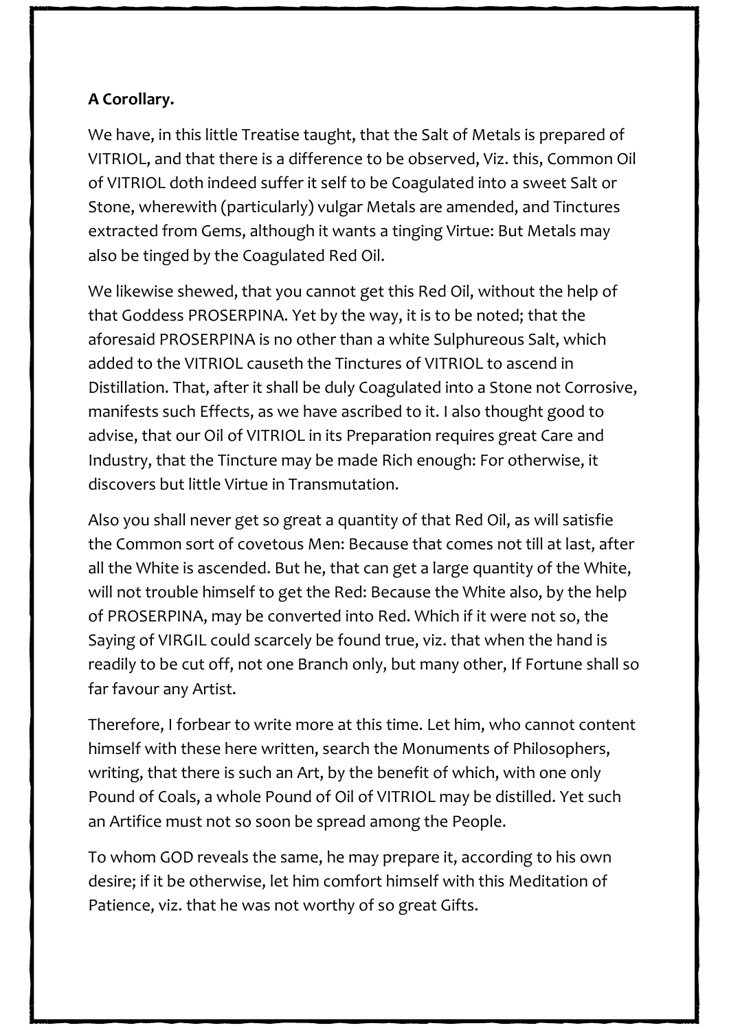**A Corollary.**

We have, in this little Treatise taught, that the Salt of Metals is prepared of VITRIOL, and that there is a difference to be observed, Viz. this, Common Oil of VITRIOL doth indeed suffer it self to be Coagulated into a sweet Salt or Stone, wherewith (particularly) vulgar Metals are amended, and Tinctures extracted from Gems, although it wants a tinging Virtue: But Metals may also be tinged by the Coagulated Red Oil.

We likewise shewed, that you cannot get this Red Oil, without the help of that Goddess PROSERPINA. Yet by the way, it is to be noted; that the aforesaid PROSERPINA is no other than a white Sulphureous Salt, which added to the VITRIOL causeth the Tinctures of VITRIOL to ascend in Distillation. That, after it shall be duly Coagulated into a Stone not Corrosive, manifests such Effects, as we have ascribed to it. I also thought good to advise, that our Oil of VITRIOL in its Preparation requires great Care and Industry, that the Tincture may be made Rich enough: For otherwise, it discovers but little Virtue in Transmutation.

Also you shall never get so great a quantity of that Red Oil, as will satisfie the Common sort of covetous Men: Because that comes not till at last, after all the White is ascended. But he, that can get a large quantity of the White, will not trouble himself to get the Red: Because the White also, by the help of PROSERPINA, may be converted into Red. Which if it were not so, the Saying of VIRGIL could scarcely be found true, viz. that when the hand is readily to be cut off, not one Branch only, but many other, If Fortune shall so far favour any Artist.

Therefore, I forbear to write more at this time. Let him, who cannot content himself with these here written, search the Monuments of Philosophers, writing, that there is such an Art, by the benefit of which, with one only Pound of Coals, a whole Pound of Oil of VITRIOL may be distilled. Yet such an Artifice must not so soon be spread among the People.

To whom GOD reveals the same, he may prepare it, according to his own desire; if it be otherwise, let him comfort himself with this Meditation of Patience, viz. that he was not worthy of so great Gifts.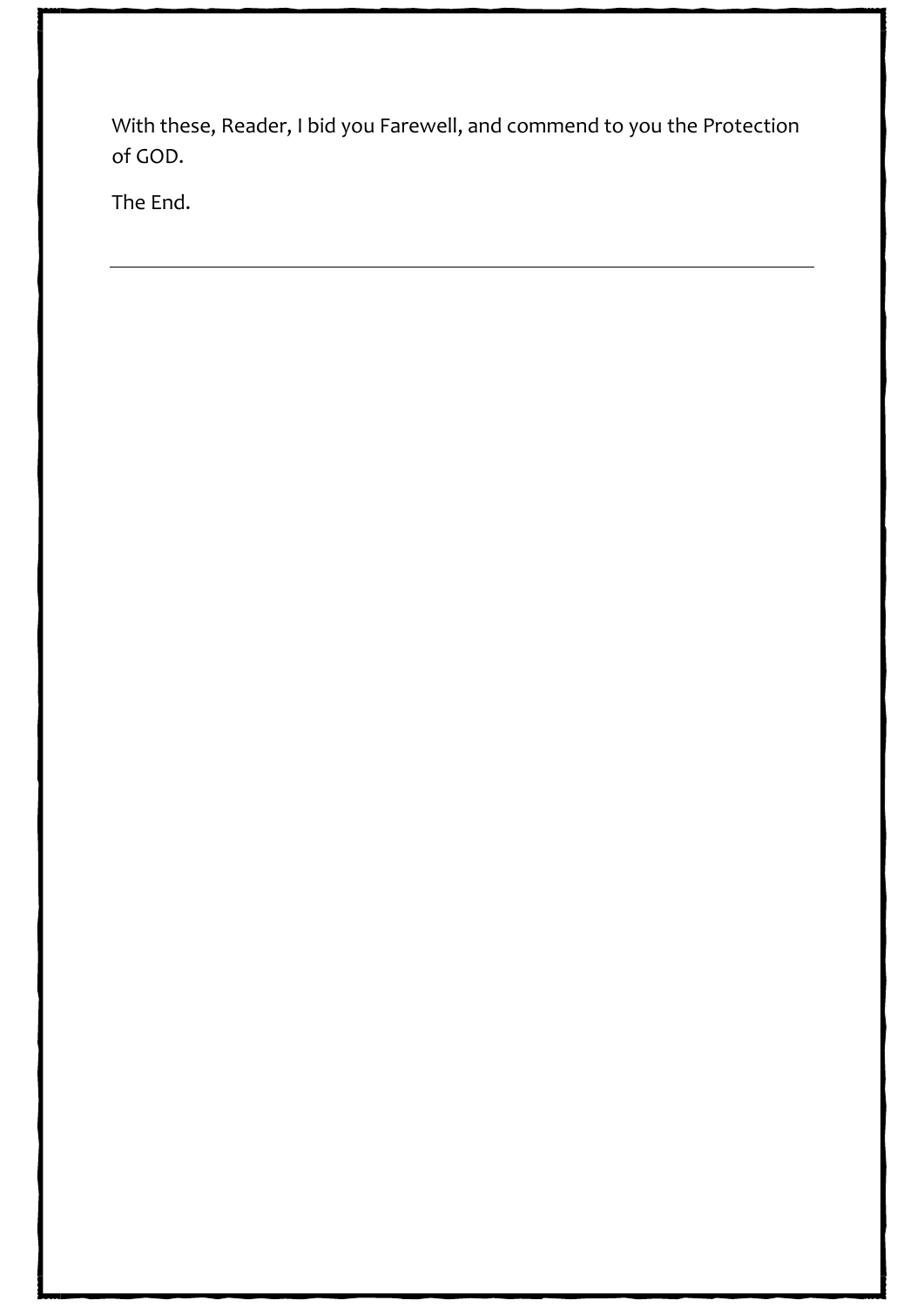With these, Reader, I bid you Farewell, and commend to you the Protection of GOD.

The End.

---